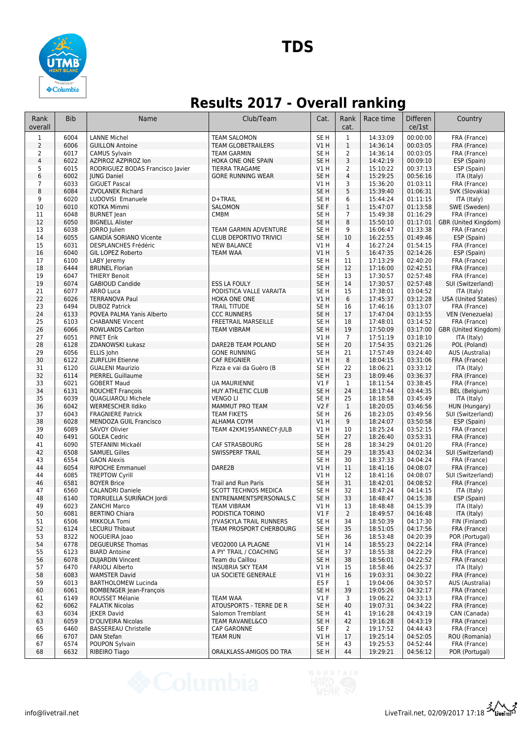# TDS

## Results 2017 - Overall ranking

| Rank overall | Bib | Name | Club/Team | Cat. | Rank cat. | Race time | Difference/1st | Country |
|---|---|---|---|---|---|---|---|---|
| 1 | 6004 | LANNE Michel | TEAM SALOMON | SE H | 1 | 14:33:09 | 00:00:00 | FRA (France) |
| 2 | 6006 | GUILLON Antoine | TEAM GLOBETRAILERS | V1 H | 1 | 14:36:14 | 00:03:05 | FRA (France) |
| 2 | 6017 | CAMUS Sylvain | TEAM GARMIN | SE H | 2 | 14:36:14 | 00:03:05 | FRA (France) |
| 4 | 6022 | AZPIROZ AZPIROZ Ion | HOKA ONE ONE SPAIN | SE H | 3 | 14:42:19 | 00:09:10 | ESP (Spain) |
| 5 | 6015 | RODRIGUEZ BODAS Francisco Javier | TIERRA TRAGAME | V1 H | 2 | 15:10:22 | 00:37:13 | ESP (Spain) |
| 6 | 6002 | JUNG Daniel | GORE RUNNING WEAR | SE H | 4 | 15:29:25 | 00:56:16 | ITA (Italy) |
| 7 | 6033 | GIGUET Pascal | | V1 H | 3 | 15:36:20 | 01:03:11 | FRA (France) |
| 8 | 6084 | ZVOLANEK Richard | | SE H | 5 | 15:39:40 | 01:06:31 | SVK (Slovakia) |
| 9 | 6020 | LUDOVISI Emanuele | D+TRAIL | SE H | 6 | 15:44:24 | 01:11:15 | ITA (Italy) |
| 10 | 6010 | KOTKA Mimmi | SALOMON | SE F | 1 | 15:47:07 | 01:13:58 | SWE (Sweden) |
| 11 | 6048 | BURNET Jean | CMBM | SE H | 7 | 15:49:38 | 01:16:29 | FRA (France) |
| 12 | 6050 | BIGNELL Alister | | SE H | 8 | 15:50:10 | 01:17:01 | GBR (United Kingdom) |
| 13 | 6038 | JORRO Julien | TEAM GARMIN ADVENTURE | SE H | 9 | 16:06:47 | 01:33:38 | FRA (France) |
| 14 | 6055 | GANDÍA SORIANO Vicente | CLUB DEPORTIVO TRIVICI | SE H | 10 | 16:22:55 | 01:49:46 | ESP (Spain) |
| 15 | 6031 | DESPLANCHES Frédéric | NEW BALANCE | V1 H | 4 | 16:27:24 | 01:54:15 | FRA (France) |
| 16 | 6040 | GIL LOPEZ Roberto | TEAM WAA | V1 H | 5 | 16:47:35 | 02:14:26 | ESP (Spain) |
| 17 | 6100 | LABY Jeremy | | SE H | 11 | 17:13:29 | 02:40:20 | FRA (France) |
| 18 | 6444 | BRUNEL Florian | | SE H | 12 | 17:16:00 | 02:42:51 | FRA (France) |
| 19 | 6047 | THIERY Benoit | | SE H | 13 | 17:30:57 | 02:57:48 | FRA (France) |
| 19 | 6074 | GABIOUD Candide | ESS LA FOULY | SE H | 14 | 17:30:57 | 02:57:48 | SUI (Switzerland) |
| 21 | 6077 | ARRO Luca | PODISTICA VALLE VARAITA | SE H | 15 | 17:38:01 | 03:04:52 | ITA (Italy) |
| 22 | 6026 | TERRANOVA Paul | HOKA ONE ONE | V1 H | 6 | 17:45:37 | 03:12:28 | USA (United States) |
| 23 | 6494 | DUBOZ Patrick | TRAIL TITUDE | SE H | 16 | 17:46:16 | 03:13:07 | FRA (France) |
| 24 | 6133 | POVEA PALMA Yanis Alberto | CCC RUNNERS | SE H | 17 | 17:47:04 | 03:13:55 | VEN (Venezuela) |
| 25 | 6103 | CHABANNE Vincent | FREETRAIL MARSEILLE | SE H | 18 | 17:48:01 | 03:14:52 | FRA (France) |
| 26 | 6066 | ROWLANDS Carlton | TEAM VIBRAM | SE H | 19 | 17:50:09 | 03:17:00 | GBR (United Kingdom) |
| 27 | 6051 | PINET Erik | | V1 H | 7 | 17:51:19 | 03:18:10 | ITA (Italy) |
| 28 | 6128 | ZDANOWSKI Łukasz | DARE2B TEAM POLAND | SE H | 20 | 17:54:35 | 03:21:26 | POL (Poland) |
| 29 | 6056 | ELLIS John | GONE RUNNING | SE H | 21 | 17:57:49 | 03:24:40 | AUS (Australia) |
| 30 | 6122 | ZURFLUH Etienne | CAF REIGNIER | V1 H | 8 | 18:04:15 | 03:31:06 | FRA (France) |
| 31 | 6120 | GUALENI Maurizio | Pizza e vai da Guèro (B | SE H | 22 | 18:06:21 | 03:33:12 | ITA (Italy) |
| 32 | 6114 | PIERREL Guillaume | | SE H | 23 | 18:09:46 | 03:36:37 | FRA (France) |
| 33 | 6021 | GOBERT Maud | UA MAURIENNE | V1 F | 1 | 18:11:54 | 03:38:45 | FRA (France) |
| 34 | 6131 | ROUCHET François | HUY ATHLETIC CLUB | SE H | 24 | 18:17:44 | 03:44:35 | BEL (Belgium) |
| 35 | 6039 | QUAGLIAROLI Michele | VENGO LI | SE H | 25 | 18:18:58 | 03:45:49 | ITA (Italy) |
| 36 | 6042 | WERMESCHER Ildiko | MAMMUT PRO TEAM | V2 F | 1 | 18:20:05 | 03:46:56 | HUN (Hungary) |
| 37 | 6043 | FRAGNIERE Patrick | TEAM FIKETS | SE H | 26 | 18:23:05 | 03:49:56 | SUI (Switzerland) |
| 38 | 6028 | MENDOZA GUIL Francisco | ALHAMA COYM | V1 H | 9 | 18:24:07 | 03:50:58 | ESP (Spain) |
| 39 | 6089 | SAVOY Olivier | TEAM 42KM195ANNECY-JULB | V1 H | 10 | 18:25:24 | 03:52:15 | FRA (France) |
| 40 | 6491 | GOLEA Cedric | | SE H | 27 | 18:26:40 | 03:53:31 | FRA (France) |
| 41 | 6090 | STEFANINI Mickaël | CAF STRASBOURG | SE H | 28 | 18:34:29 | 04:01:20 | FRA (France) |
| 42 | 6508 | SAMUEL Gilles | SWISSPERF TRAIL | SE H | 29 | 18:35:43 | 04:02:34 | SUI (Switzerland) |
| 43 | 6554 | GAON Alexis | | SE H | 30 | 18:37:33 | 04:04:24 | FRA (France) |
| 44 | 6054 | RIPOCHE Emmanuel | DARE2B | V1 H | 11 | 18:41:16 | 04:08:07 | FRA (France) |
| 44 | 6085 | TREPTOW Cyrill | | V1 H | 12 | 18:41:16 | 04:08:07 | SUI (Switzerland) |
| 46 | 6581 | BOYER Brice | Trail and Run Paris | SE H | 31 | 18:42:01 | 04:08:52 | FRA (France) |
| 47 | 6560 | CALANDRI Daniele | SCOTT TECHNOS MEDICA | SE H | 32 | 18:47:24 | 04:14:15 | ITA (Italy) |
| 48 | 6140 | TORRUELLA SURIÑACH Jordi | ENTRENAMENTSPERSONALS.C | SE H | 33 | 18:48:47 | 04:15:38 | ESP (Spain) |
| 49 | 6023 | ZANCHI Marco | TEAM VIBRAM | V1 H | 13 | 18:48:48 | 04:15:39 | ITA (Italy) |
| 50 | 6081 | BERTINO Chiara | PODISTICA TORINO | V1 F | 2 | 18:49:57 | 04:16:48 | ITA (Italy) |
| 51 | 6506 | MIKKOLA Tomi | JYVASKYLA TRAIL RUNNERS | SE H | 34 | 18:50:39 | 04:17:30 | FIN (Finland) |
| 52 | 6124 | LECURU Thibaut | TEAM PROSPORT CHERBOURG | SE H | 35 | 18:51:05 | 04:17:56 | FRA (France) |
| 53 | 8322 | NOGUEIRA Joao | | SE H | 36 | 18:53:48 | 04:20:39 | POR (Portugal) |
| 54 | 6778 | DEGUEURSE Thomas | VEO2000 LA PLAGNE | V1 H | 14 | 18:55:23 | 04:22:14 | FRA (France) |
| 55 | 6123 | BIARD Antoine | A PY' TRAIL / COACHING | SE H | 37 | 18:55:38 | 04:22:29 | FRA (France) |
| 56 | 6078 | DUJARDIN Vincent | Team du Caillou | SE H | 38 | 18:56:01 | 04:22:52 | FRA (France) |
| 57 | 6470 | FARIOLI Alberto | INSUBRIA SKY TEAM | V1 H | 15 | 18:58:46 | 04:25:37 | ITA (Italy) |
| 58 | 6083 | WAMSTER David | UA SOCIETE GENERALE | V1 H | 16 | 19:03:31 | 04:30:22 | FRA (France) |
| 59 | 6013 | BARTHOLOMEW Lucinda | | ES F | 1 | 19:04:06 | 04:30:57 | AUS (Australia) |
| 60 | 6061 | BOMBENGER Jean-François | | SE H | 39 | 19:05:26 | 04:32:17 | FRA (France) |
| 61 | 6149 | ROUSSET Mélanie | TEAM WAA | V1 F | 3 | 19:06:22 | 04:33:13 | FRA (France) |
| 62 | 6062 | FALATIK Nicolas | ATOUSPORTS - TERRE DE R | SE H | 40 | 19:07:31 | 04:34:22 | FRA (France) |
| 63 | 6034 | JEKER David | Salomon Tremblant | SE H | 41 | 19:16:28 | 04:43:19 | CAN (Canada) |
| 63 | 6059 | D'OLIVEIRA Nicolas | TEAM RAVANEL&CO | SE H | 42 | 19:16:28 | 04:43:19 | FRA (France) |
| 65 | 6460 | BASSEREAU Christelle | CAP GARONNE | SE F | 2 | 19:17:52 | 04:44:43 | FRA (France) |
| 66 | 6707 | DAN Stefan | TEAM RUN | V1 H | 17 | 19:25:14 | 04:52:05 | ROU (Romania) |
| 67 | 6574 | POUPON Sylvain | | SE H | 43 | 19:25:53 | 04:52:44 | FRA (France) |
| 68 | 6632 | RIBEIRO Tiago | ORALKLASS-AMIGOS DO TRA | SE H | 44 | 19:29:21 | 04:56:12 | POR (Portugal) |

info@livetrail.net LiveTrail.net, 02/09/2017 17:18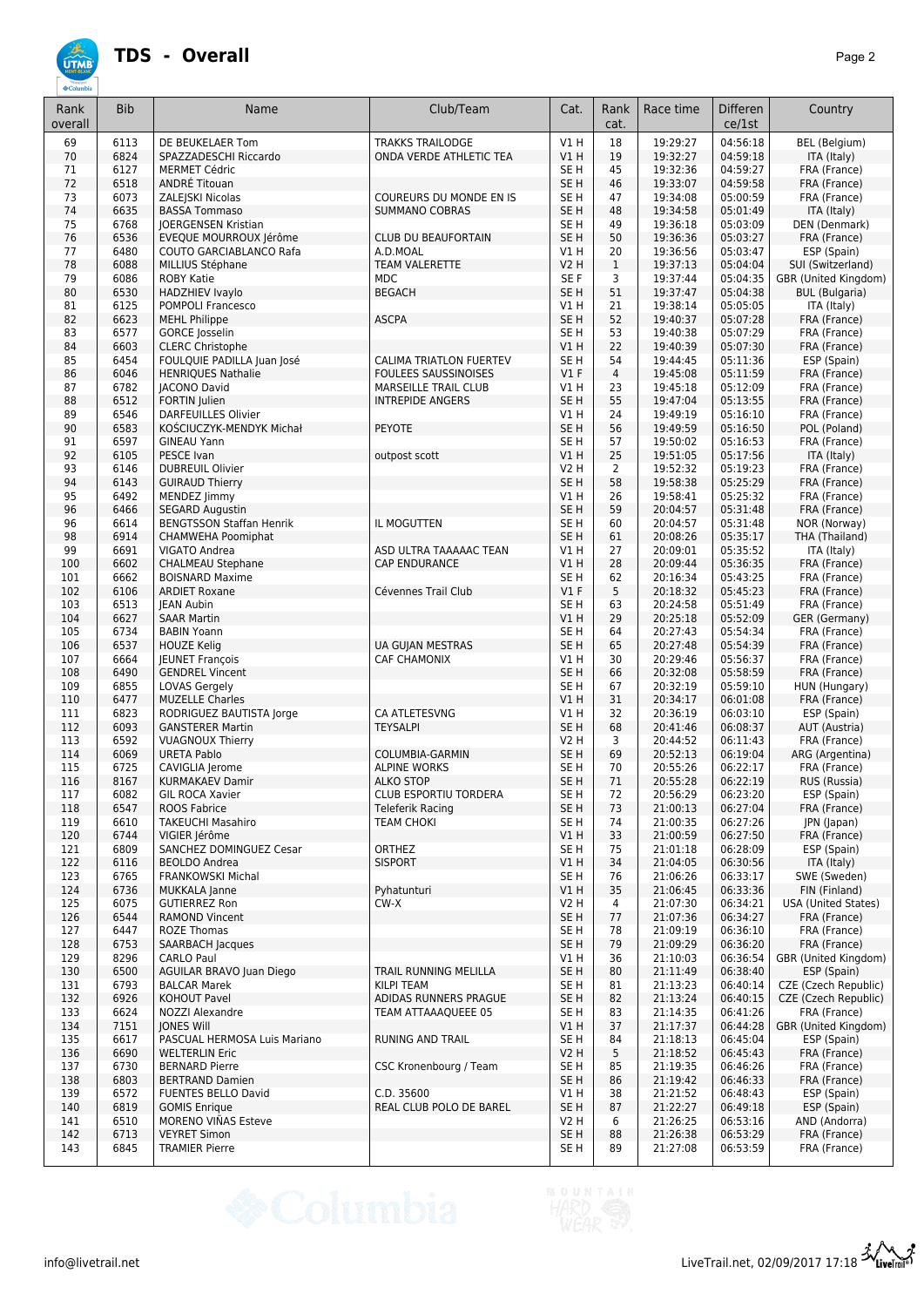# TDS - Overall

| Rank overall | Bib | Name | Club/Team | Cat. | Rank cat. | Race time | Differen ce/1st | Country |
|---|---|---|---|---|---|---|---|---|
| 69 | 6113 | DE BEUKELAER Tom | TRAKKS TRAILODGE | V1 H | 18 | 19:29:27 | 04:56:18 | BEL (Belgium) |
| 70 | 6824 | SPAZZADESCHI Riccardo | ONDA VERDE ATHLETIC TEA | V1 H | 19 | 19:32:27 | 04:59:18 | ITA (Italy) |
| 71 | 6127 | MERMET Cédric | | SE H | 45 | 19:32:36 | 04:59:27 | FRA (France) |
| 72 | 6518 | ANDRÉ Titouan | | SE H | 46 | 19:33:07 | 04:59:58 | FRA (France) |
| 73 | 6073 | ZALEJSKI Nicolas | COUREURS DU MONDE EN IS | SE H | 47 | 19:34:08 | 05:00:59 | FRA (France) |
| 74 | 6635 | BASSA Tommaso | SUMMANO COBRAS | SE H | 48 | 19:34:58 | 05:01:49 | ITA (Italy) |
| 75 | 6768 | JOERGENSEN Kristian | | SE H | 49 | 19:36:18 | 05:03:09 | DEN (Denmark) |
| 76 | 6536 | EVEQUE MOURROUX Jérôme | CLUB DU BEAUFORTAIN | SE H | 50 | 19:36:36 | 05:03:27 | FRA (France) |
| 77 | 6480 | COUTO GARCIABLANCO Rafa | A.D.MOAL | V1 H | 20 | 19:36:56 | 05:03:47 | ESP (Spain) |
| 78 | 6088 | MILLIUS Stéphane | TEAM VALERETTE | V2 H | 1 | 19:37:13 | 05:04:04 | SUI (Switzerland) |
| 79 | 6086 | ROBY Katie | MDC | SE F | 3 | 19:37:44 | 05:04:35 | GBR (United Kingdom) |
| 80 | 6530 | HADZHIEV Ivaylo | BEGACH | SE H | 51 | 19:37:47 | 05:04:38 | BUL (Bulgaria) |
| 81 | 6125 | POMPOLI Francesco | | V1 H | 21 | 19:38:14 | 05:05:05 | ITA (Italy) |
| 82 | 6623 | MEHL Philippe | ASCPA | SE H | 52 | 19:40:37 | 05:07:28 | FRA (France) |
| 83 | 6577 | GORCE Josselin | | SE H | 53 | 19:40:38 | 05:07:29 | FRA (France) |
| 84 | 6603 | CLERC Christophe | | V1 H | 22 | 19:40:39 | 05:07:30 | FRA (France) |
| 85 | 6454 | FOULQUIE PADILLA Juan José | CALIMA TRIATLON FUERTEV | SE H | 54 | 19:44:45 | 05:11:36 | ESP (Spain) |
| 86 | 6046 | HENRIQUES Nathalie | FOULEES SAUSSINOISES | V1 F | 4 | 19:45:08 | 05:11:59 | FRA (France) |
| 87 | 6782 | JACONO David | MARSEILLE TRAIL CLUB | V1 H | 23 | 19:45:18 | 05:12:09 | FRA (France) |
| 88 | 6512 | FORTIN Julien | INTREPIDE ANGERS | SE H | 55 | 19:47:04 | 05:13:55 | FRA (France) |
| 89 | 6546 | DARFEUILLES Olivier | | V1 H | 24 | 19:49:19 | 05:16:10 | FRA (France) |
| 90 | 6583 | KOŚCIUCZYK-MENDYK Michał | PEYOTE | SE H | 56 | 19:49:59 | 05:16:50 | POL (Poland) |
| 91 | 6597 | GINEAU Yann | | SE H | 57 | 19:50:02 | 05:16:53 | FRA (France) |
| 92 | 6105 | PESCE Ivan | outpost scott | V1 H | 25 | 19:51:05 | 05:17:56 | ITA (Italy) |
| 93 | 6146 | DUBREUIL Olivier | | V2 H | 2 | 19:52:32 | 05:19:23 | FRA (France) |
| 94 | 6143 | GUIRAUD Thierry | | SE H | 58 | 19:58:38 | 05:25:29 | FRA (France) |
| 95 | 6492 | MENDEZ Jimmy | | V1 H | 26 | 19:58:41 | 05:25:32 | FRA (France) |
| 96 | 6466 | SEGARD Augustin | | SE H | 59 | 20:04:57 | 05:31:48 | FRA (France) |
| 96 | 6614 | BENGTSSON Staffan Henrik | IL MOGUTTEN | SE H | 60 | 20:04:57 | 05:31:48 | NOR (Norway) |
| 98 | 6914 | CHAMWEHA Poomiphat | | SE H | 61 | 20:08:26 | 05:35:17 | THA (Thailand) |
| 99 | 6691 | VIGATO Andrea | ASD ULTRA TAAAAAC TEAN | V1 H | 27 | 20:09:01 | 05:35:52 | ITA (Italy) |
| 100 | 6602 | CHALMEAU Stephane | CAP ENDURANCE | V1 H | 28 | 20:09:44 | 05:36:35 | FRA (France) |
| 101 | 6662 | BOISNARD Maxime | | SE H | 62 | 20:16:34 | 05:43:25 | FRA (France) |
| 102 | 6106 | ARDIET Roxane | Cévennes Trail Club | V1 F | 5 | 20:18:32 | 05:45:23 | FRA (France) |
| 103 | 6513 | JEAN Aubin | | SE H | 63 | 20:24:58 | 05:51:49 | FRA (France) |
| 104 | 6627 | SAAR Martin | | V1 H | 29 | 20:25:18 | 05:52:09 | GER (Germany) |
| 105 | 6734 | BABIN Yoann | | SE H | 64 | 20:27:43 | 05:54:34 | FRA (France) |
| 106 | 6537 | HOUZE Kelig | UA GUJAN MESTRAS | SE H | 65 | 20:27:48 | 05:54:39 | FRA (France) |
| 107 | 6664 | JEUNET François | CAF CHAMONIX | V1 H | 30 | 20:29:46 | 05:56:37 | FRA (France) |
| 108 | 6490 | GENDREL Vincent | | SE H | 66 | 20:32:08 | 05:58:59 | FRA (France) |
| 109 | 6855 | LOVAS Gergely | | SE H | 67 | 20:32:19 | 05:59:10 | HUN (Hungary) |
| 110 | 6477 | MUZELLE Charles | | V1 H | 31 | 20:34:17 | 06:01:08 | FRA (France) |
| 111 | 6823 | RODRIGUEZ BAUTISTA Jorge | CA ATLETESVNG | V1 H | 32 | 20:36:19 | 06:03:10 | ESP (Spain) |
| 112 | 6093 | GANSTERER Martin | TEYSALPI | SE H | 68 | 20:41:46 | 06:08:37 | AUT (Austria) |
| 113 | 6592 | VUAGNOUX Thierry | | V2 H | 3 | 20:44:52 | 06:11:43 | FRA (France) |
| 114 | 6069 | URETA Pablo | COLUMBIA-GARMIN | SE H | 69 | 20:52:13 | 06:19:04 | ARG (Argentina) |
| 115 | 6725 | CAVIGLIA Jerome | ALPINE WORKS | SE H | 70 | 20:55:26 | 06:22:17 | FRA (France) |
| 116 | 8167 | KURMAKAEV Damir | ALKO STOP | SE H | 71 | 20:55:28 | 06:22:19 | RUS (Russia) |
| 117 | 6082 | GIL ROCA Xavier | CLUB ESPORTIU TORDERA | SE H | 72 | 20:56:29 | 06:23:20 | ESP (Spain) |
| 118 | 6547 | ROOS Fabrice | Teleferik Racing | SE H | 73 | 21:00:13 | 06:27:04 | FRA (France) |
| 119 | 6610 | TAKEUCHI Masahiro | TEAM CHOKI | SE H | 74 | 21:00:35 | 06:27:26 | JPN (Japan) |
| 120 | 6744 | VIGIER Jérôme | | V1 H | 33 | 21:00:59 | 06:27:50 | FRA (France) |
| 121 | 6809 | SANCHEZ DOMINGUEZ Cesar | ORTHEZ | SE H | 75 | 21:01:18 | 06:28:09 | ESP (Spain) |
| 122 | 6116 | BEOLDO Andrea | SISPORT | V1 H | 34 | 21:04:05 | 06:30:56 | ITA (Italy) |
| 123 | 6765 | FRANKOWSKI Michal | | SE H | 76 | 21:06:26 | 06:33:17 | SWE (Sweden) |
| 124 | 6736 | MUKKALA Janne | Pyhatunturi | V1 H | 35 | 21:06:45 | 06:33:36 | FIN (Finland) |
| 125 | 6075 | GUTIERREZ Ron | CW-X | V2 H | 4 | 21:07:30 | 06:34:21 | USA (United States) |
| 126 | 6544 | RAMOND Vincent | | SE H | 77 | 21:07:36 | 06:34:27 | FRA (France) |
| 127 | 6447 | ROZE Thomas | | SE H | 78 | 21:09:19 | 06:36:10 | FRA (France) |
| 128 | 6753 | SAARBACH Jacques | | SE H | 79 | 21:09:29 | 06:36:20 | FRA (France) |
| 129 | 8296 | CARLO Paul | | V1 H | 36 | 21:10:03 | 06:36:54 | GBR (United Kingdom) |
| 130 | 6500 | AGUILAR BRAVO Juan Diego | TRAIL RUNNING MELILLA | SE H | 80 | 21:11:49 | 06:38:40 | ESP (Spain) |
| 131 | 6793 | BALCAR Marek | KILPI TEAM | SE H | 81 | 21:13:23 | 06:40:14 | CZE (Czech Republic) |
| 132 | 6926 | KOHOUT Pavel | ADIDAS RUNNERS PRAGUE | SE H | 82 | 21:13:24 | 06:40:15 | CZE (Czech Republic) |
| 133 | 6624 | NOZZI Alexandre | TEAM ATTAAAQUEEE 05 | SE H | 83 | 21:14:35 | 06:41:26 | FRA (France) |
| 134 | 7151 | JONES Will | | V1 H | 37 | 21:17:37 | 06:44:28 | GBR (United Kingdom) |
| 135 | 6617 | PASCUAL HERMOSA Luis Mariano | RUNING AND TRAIL | SE H | 84 | 21:18:13 | 06:45:04 | ESP (Spain) |
| 136 | 6690 | WELTERLIN Eric | | V2 H | 5 | 21:18:52 | 06:45:43 | FRA (France) |
| 137 | 6730 | BERNARD Pierre | CSC Kronenbourg / Team | SE H | 85 | 21:19:35 | 06:46:26 | FRA (France) |
| 138 | 6803 | BERTRAND Damien | | SE H | 86 | 21:19:42 | 06:46:33 | FRA (France) |
| 139 | 6572 | FUENTES BELLO David | C.D. 35600 | V1 H | 38 | 21:21:52 | 06:48:43 | ESP (Spain) |
| 140 | 6819 | GOMIS Enrique | REAL CLUB POLO DE BAREL | SE H | 87 | 21:22:27 | 06:49:18 | ESP (Spain) |
| 141 | 6510 | MORENO VIÑAS Esteve | | V2 H | 6 | 21:26:25 | 06:53:16 | AND (Andorra) |
| 142 | 6713 | VEYRET Simon | | SE H | 88 | 21:26:38 | 06:53:29 | FRA (France) |
| 143 | 6845 | TRAMIER Pierre | | SE H | 89 | 21:27:08 | 06:53:59 | FRA (France) |

info@livetrail.net

LiveTrail.net, 02/09/2017 17:18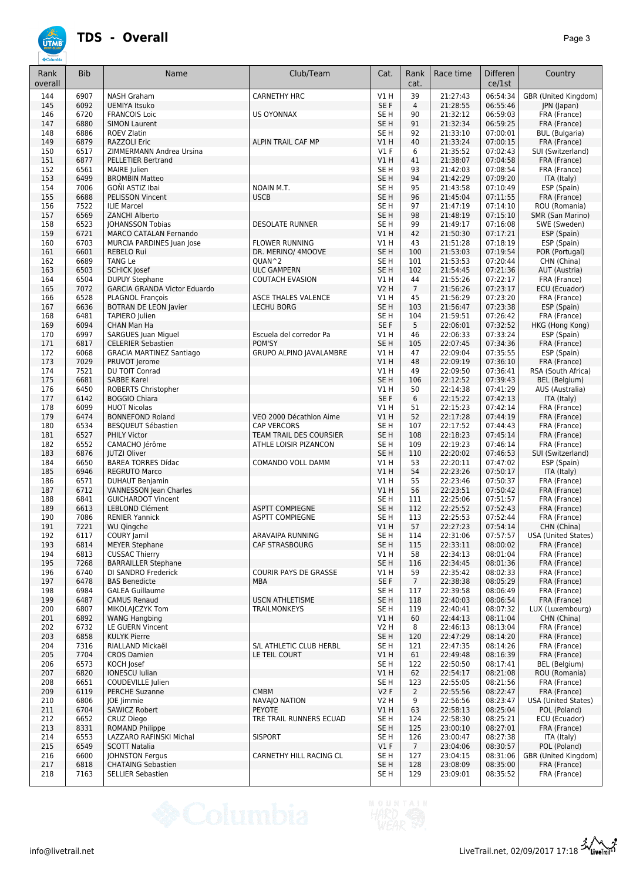# TDS - Overall

| Rank overall | Bib | Name | Club/Team | Cat. | Rank cat. | Race time | Difference/1st | Country |
|---|---|---|---|---|---|---|---|---|
| 144 | 6907 | NASH Graham | CARNETHY HRC | V1 H | 39 | 21:27:43 | 06:54:34 | GBR (United Kingdom) |
| 145 | 6092 | UEMIYA Itsuko | | SE F | 4 | 21:28:55 | 06:55:46 | JPN (Japan) |
| 146 | 6720 | FRANCOIS Loic | US OYONNAX | SE H | 90 | 21:32:12 | 06:59:03 | FRA (France) |
| 147 | 6880 | SIMON Laurent | | SE H | 91 | 21:32:34 | 06:59:25 | FRA (France) |
| 148 | 6886 | ROEV Zlatin | | SE H | 92 | 21:33:10 | 07:00:01 | BUL (Bulgaria) |
| 149 | 6879 | RAZZOLI Eric | ALPIN TRAIL CAF MP | V1 H | 40 | 21:33:24 | 07:00:15 | FRA (France) |
| 150 | 6517 | ZIMMERMANN Andrea Ursina | | V1 F | 6 | 21:35:52 | 07:02:43 | SUI (Switzerland) |
| 151 | 6877 | PELLETIER Bertrand | | V1 H | 41 | 21:38:07 | 07:04:58 | FRA (France) |
| 152 | 6561 | MAIRE Julien | | SE H | 93 | 21:42:03 | 07:08:54 | FRA (France) |
| 153 | 6499 | BROMBIN Matteo | | SE H | 94 | 21:42:29 | 07:09:20 | ITA (Italy) |
| 154 | 7006 | GOÑI ASTIZ Ibai | NOAIN M.T. | SE H | 95 | 21:43:58 | 07:10:49 | ESP (Spain) |
| 155 | 6688 | PELISSON Vincent | USCB | SE H | 96 | 21:45:04 | 07:11:55 | FRA (France) |
| 156 | 7522 | ILIE Marcel | | SE H | 97 | 21:47:19 | 07:14:10 | ROU (Romania) |
| 157 | 6569 | ZANCHI Alberto | | SE H | 98 | 21:48:19 | 07:15:10 | SMR (San Marino) |
| 158 | 6523 | JOHANSSON Tobias | DESOLATE RUNNER | SE H | 99 | 21:49:17 | 07:16:08 | SWE (Sweden) |
| 159 | 6721 | MARCO CATALAN Fernando | | V1 H | 42 | 21:50:30 | 07:17:21 | ESP (Spain) |
| 160 | 6703 | MURCIA PARDINES Juan Jose | FLOWER RUNNING | V1 H | 43 | 21:51:28 | 07:18:19 | ESP (Spain) |
| 161 | 6601 | REBELO Rui | DR. MERINO/ 4MOOVE | SE H | 100 | 21:53:03 | 07:19:54 | POR (Portugal) |
| 162 | 6689 | TANG Le | QUAN^2 | SE H | 101 | 21:53:53 | 07:20:44 | CHN (China) |
| 163 | 6503 | SCHICK Josef | ULC GAMPERN | SE H | 102 | 21:54:45 | 07:21:36 | AUT (Austria) |
| 164 | 6504 | DUPUY Stephane | COUTACH EVASION | V1 H | 44 | 21:55:26 | 07:22:17 | FRA (France) |
| 165 | 7072 | GARCIA GRANDA Victor Eduardo | | V2 H | 7 | 21:56:26 | 07:23:17 | ECU (Ecuador) |
| 166 | 6528 | PLAGNOL François | ASCE THALES VALENCE | V1 H | 45 | 21:56:29 | 07:23:20 | FRA (France) |
| 167 | 6636 | BOTRAN DE LEON Javier | LECHU BORG | SE H | 103 | 21:56:47 | 07:23:38 | ESP (Spain) |
| 168 | 6481 | TAPIERO Julien | | SE H | 104 | 21:59:51 | 07:26:42 | FRA (France) |
| 169 | 6094 | CHAN Man Ha | | SE F | 5 | 22:06:01 | 07:32:52 | HKG (Hong Kong) |
| 170 | 6997 | SARGUES Juan Miguel | Escuela del corredor Pa | V1 H | 46 | 22:06:33 | 07:33:24 | ESP (Spain) |
| 171 | 6817 | CELERIER Sebastien | POM'SY | SE H | 105 | 22:07:45 | 07:34:36 | FRA (France) |
| 172 | 6068 | GRACIA MARTINEZ Santiago | GRUPO ALPINO JAVALAMBRE | V1 H | 47 | 22:09:04 | 07:35:55 | ESP (Spain) |
| 173 | 7029 | PRUVOT Jerome | | V1 H | 48 | 22:09:19 | 07:36:10 | FRA (France) |
| 174 | 7521 | DU TOIT Conrad | | V1 H | 49 | 22:09:50 | 07:36:41 | RSA (South Africa) |
| 175 | 6681 | SABBE Karel | | SE H | 106 | 22:12:52 | 07:39:43 | BEL (Belgium) |
| 176 | 6450 | ROBERTS Christopher | | V1 H | 50 | 22:14:38 | 07:41:29 | AUS (Australia) |
| 177 | 6142 | BOGGIO Chiara | | SE F | 6 | 22:15:22 | 07:42:13 | ITA (Italy) |
| 178 | 6099 | HUOT Nicolas | | V1 H | 51 | 22:15:23 | 07:42:14 | FRA (France) |
| 179 | 6474 | BONNEFOND Roland | VEO 2000 Décathlon Aime | V1 H | 52 | 22:17:28 | 07:44:19 | FRA (France) |
| 180 | 6534 | BESQUEUT Sébastien | CAP VERCORS | SE H | 107 | 22:17:52 | 07:44:43 | FRA (France) |
| 181 | 6527 | PHILY Victor | TEAM TRAIL DES COURSIER | SE H | 108 | 22:18:23 | 07:45:14 | FRA (France) |
| 182 | 6552 | CAMACHO Jérôme | ATHLE LOISIR PIZANCON | SE H | 109 | 22:19:23 | 07:46:14 | FRA (France) |
| 183 | 6876 | JUTZI Oliver | | SE H | 110 | 22:20:02 | 07:46:53 | SUI (Switzerland) |
| 184 | 6650 | BAREA TORRES Dídac | COMANDO VOLL DAMM | V1 H | 53 | 22:20:11 | 07:47:02 | ESP (Spain) |
| 185 | 6946 | REGRUTO Marco | | V1 H | 54 | 22:23:26 | 07:50:17 | ITA (Italy) |
| 186 | 6571 | DUHAUT Benjamin | | V1 H | 55 | 22:23:46 | 07:50:37 | FRA (France) |
| 187 | 6712 | VANNESSON Jean Charles | | V1 H | 56 | 22:23:51 | 07:50:42 | FRA (France) |
| 188 | 6841 | GUICHARDOT Vincent | | SE H | 111 | 22:25:06 | 07:51:57 | FRA (France) |
| 189 | 6613 | LEBLOND Clément | ASPTT COMPIEGNE | SE H | 112 | 22:25:52 | 07:52:43 | FRA (France) |
| 190 | 7086 | RENIER Yannick | ASPTT COMPIEGNE | SE H | 113 | 22:25:53 | 07:52:44 | FRA (France) |
| 191 | 7221 | WU Qingche | | V1 H | 57 | 22:27:23 | 07:54:14 | CHN (China) |
| 192 | 6117 | COURY Jamil | ARAVAIPA RUNNING | SE H | 114 | 22:31:06 | 07:57:57 | USA (United States) |
| 193 | 6814 | MEYER Stephane | CAF STRASBOURG | SE H | 115 | 22:33:11 | 08:00:02 | FRA (France) |
| 194 | 6813 | CUSSAC Thierry | | V1 H | 58 | 22:34:13 | 08:01:04 | FRA (France) |
| 195 | 7268 | BARRAILLER Stephane | | SE H | 116 | 22:34:45 | 08:01:36 | FRA (France) |
| 196 | 6740 | DI SANDRO Frederick | COURIR PAYS DE GRASSE | V1 H | 59 | 22:35:42 | 08:02:33 | FRA (France) |
| 197 | 6478 | BAS Benedicte | MBA | SE F | 7 | 22:38:38 | 08:05:29 | FRA (France) |
| 198 | 6984 | GALEA Guillaume | | SE H | 117 | 22:39:58 | 08:06:49 | FRA (France) |
| 199 | 6487 | CAMUS Renaud | USCN ATHLETISME | SE H | 118 | 22:40:03 | 08:06:54 | FRA (France) |
| 200 | 6807 | MIKOLAJCZYK Tom | TRAILMONKEYS | SE H | 119 | 22:40:41 | 08:07:32 | LUX (Luxembourg) |
| 201 | 6892 | WANG Hangbing | | V1 H | 60 | 22:44:13 | 08:11:04 | CHN (China) |
| 202 | 6732 | LE GUERN Vincent | | V2 H | 8 | 22:46:13 | 08:13:04 | FRA (France) |
| 203 | 6858 | KULYK Pierre | | SE H | 120 | 22:47:29 | 08:14:20 | FRA (France) |
| 204 | 7316 | RIALLAND Mickaël | S/L ATHLETIC CLUB HERBL | SE H | 121 | 22:47:35 | 08:14:26 | FRA (France) |
| 205 | 7704 | CROS Damien | LE TEIL COURT | V1 H | 61 | 22:49:48 | 08:16:39 | FRA (France) |
| 206 | 6573 | KOCH Josef | | SE H | 122 | 22:50:50 | 08:17:41 | BEL (Belgium) |
| 207 | 6820 | IONESCU Iulian | | V1 H | 62 | 22:54:17 | 08:21:08 | ROU (Romania) |
| 208 | 6651 | COUDEVILLE Julien | | SE H | 123 | 22:55:05 | 08:21:56 | FRA (France) |
| 209 | 6119 | PERCHE Suzanne | CMBM | V2 F | 2 | 22:55:56 | 08:22:47 | FRA (France) |
| 210 | 6806 | JOE Jimmie | NAVAJO NATION | V2 H | 9 | 22:56:56 | 08:23:47 | USA (United States) |
| 211 | 6704 | SAWICZ Robert | PEYOTE | V1 H | 63 | 22:58:13 | 08:25:04 | POL (Poland) |
| 212 | 6652 | CRUZ Diego | TRE TRAIL RUNNERS ECUAD | SE H | 124 | 22:58:30 | 08:25:21 | ECU (Ecuador) |
| 213 | 8331 | ROMAND Philippe | | SE H | 125 | 23:00:10 | 08:27:01 | FRA (France) |
| 214 | 6553 | LAZZARO RAFINSKI Michal | SISPORT | SE H | 126 | 23:00:47 | 08:27:38 | ITA (Italy) |
| 215 | 6549 | SCOTT Natalia | | V1 F | 7 | 23:04:06 | 08:30:57 | POL (Poland) |
| 216 | 6600 | JOHNSTON Fergus | CARNETHY HILL RACING CL | SE H | 127 | 23:04:15 | 08:31:06 | GBR (United Kingdom) |
| 217 | 6818 | CHATAING Sebastien | | SE H | 128 | 23:08:09 | 08:35:00 | FRA (France) |
| 218 | 7163 | SELLIER Sebastien | | SE H | 129 | 23:09:01 | 08:35:52 | FRA (France) |

info@livetrail.net LiveTrail.net, 02/09/2017 17:18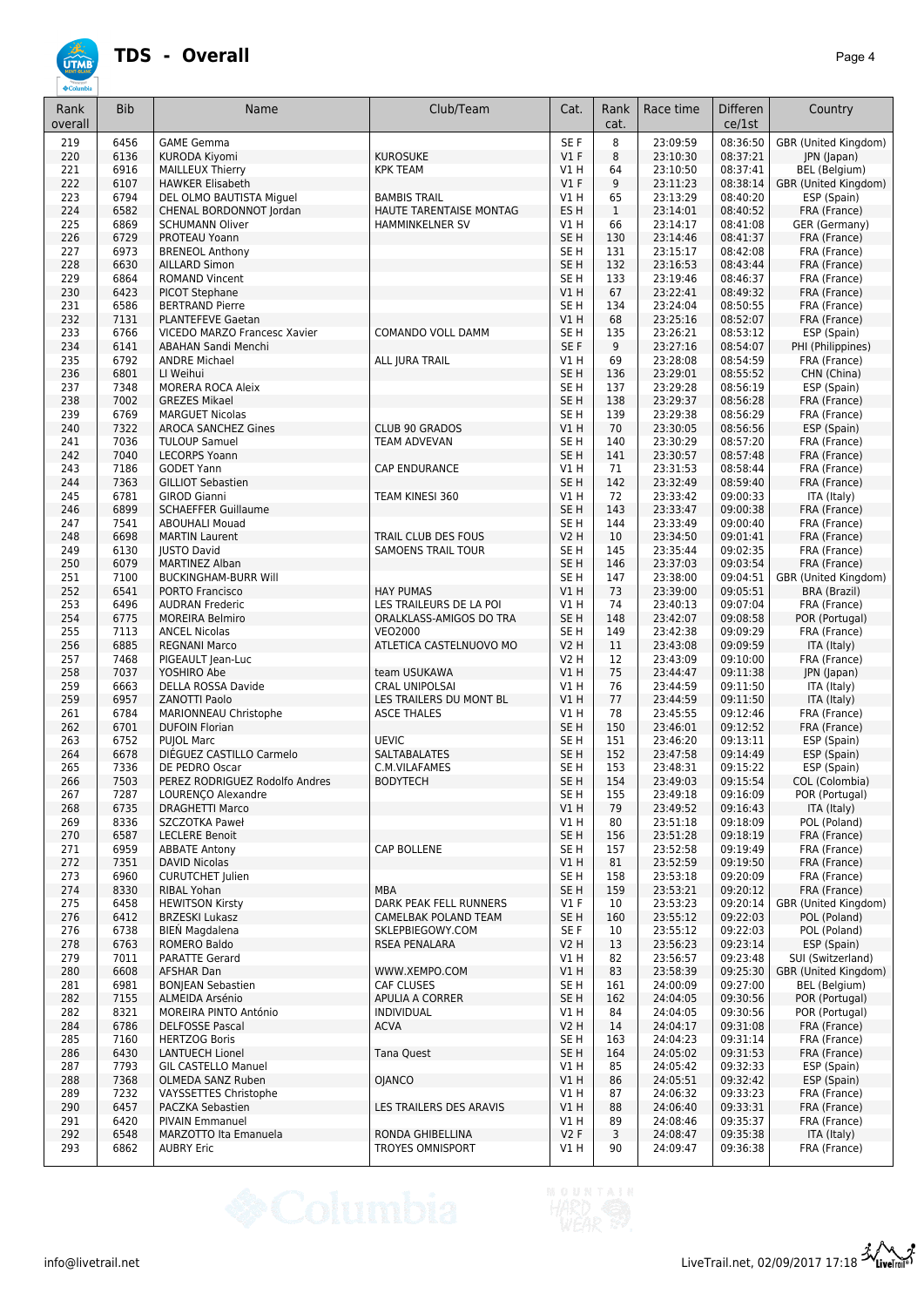# TDS - Overall

| Rank overall | Bib | Name | Club/Team | Cat. | Rank cat. | Race time | Difference/1st | Country |
|---|---|---|---|---|---|---|---|---|
| 219 | 6456 | GAME Gemma | | SE F | 8 | 23:09:59 | 08:36:50 | GBR (United Kingdom) |
| 220 | 6136 | KURODA Kiyomi | KUROSUKE | V1 F | 8 | 23:10:30 | 08:37:21 | JPN (Japan) |
| 221 | 6916 | MAILLEUX Thierry | KPK TEAM | V1 H | 64 | 23:10:50 | 08:37:41 | BEL (Belgium) |
| 222 | 6107 | HAWKER Elisabeth | | V1 F | 9 | 23:11:23 | 08:38:14 | GBR (United Kingdom) |
| 223 | 6794 | DEL OLMO BAUTISTA Miguel | BAMBIS TRAIL | V1 H | 65 | 23:13:29 | 08:40:20 | ESP (Spain) |
| 224 | 6582 | CHENAL BORDONNOT Jordan | HAUTE TARENTAISE MONTAG | ES H | 1 | 23:14:01 | 08:40:52 | FRA (France) |
| 225 | 6869 | SCHUMANN Oliver | HAMMINKELNER SV | V1 H | 66 | 23:14:17 | 08:41:08 | GER (Germany) |
| 226 | 6729 | PROTEAU Yoann | | SE H | 130 | 23:14:46 | 08:41:37 | FRA (France) |
| 227 | 6973 | BRENEOL Anthony | | SE H | 131 | 23:15:17 | 08:42:08 | FRA (France) |
| 228 | 6630 | AILLARD Simon | | SE H | 132 | 23:16:53 | 08:43:44 | FRA (France) |
| 229 | 6864 | ROMAND Vincent | | SE H | 133 | 23:19:46 | 08:46:37 | FRA (France) |
| 230 | 6423 | PICOT Stephane | | V1 H | 67 | 23:22:41 | 08:49:32 | FRA (France) |
| 231 | 6586 | BERTRAND Pierre | | SE H | 134 | 23:24:04 | 08:50:55 | FRA (France) |
| 232 | 7131 | PLANTEFEVE Gaetan | | V1 H | 68 | 23:25:16 | 08:52:07 | FRA (France) |
| 233 | 6766 | VICEDO MORATO Francesc Xavier | COMANDO VOLL DAMM | SE H | 135 | 23:26:21 | 08:53:12 | ESP (Spain) |
| 234 | 6141 | ABAHAN Sandi Menchi | | SE F | 9 | 23:27:16 | 08:54:07 | PHI (Philippines) |
| 235 | 6792 | ANDRE Michael | ALL JURA TRAIL | V1 H | 69 | 23:28:08 | 08:54:59 | FRA (France) |
| 236 | 6801 | LI Weihui | | SE H | 136 | 23:29:01 | 08:55:52 | CHN (China) |
| 237 | 7348 | MORERA ROCA Aleix | | SE H | 137 | 23:29:28 | 08:56:19 | ESP (Spain) |
| 238 | 7002 | GREZES Mikael | | SE H | 138 | 23:29:37 | 08:56:28 | FRA (France) |
| 239 | 6769 | MARGUET Nicolas | | SE H | 139 | 23:29:38 | 08:56:29 | FRA (France) |
| 240 | 7322 | AROCA SANCHEZ Gines | CLUB 90 GRADOS | V1 H | 70 | 23:30:05 | 08:56:56 | ESP (Spain) |
| 241 | 7036 | TULOUP Samuel | TEAM ADVEVAN | SE H | 140 | 23:30:29 | 08:57:20 | FRA (France) |
| 242 | 7040 | LECORPS Yoann | | SE H | 141 | 23:30:57 | 08:57:48 | FRA (France) |
| 243 | 7186 | GODET Yann | CAP ENDURANCE | V1 H | 71 | 23:31:53 | 08:58:44 | FRA (France) |
| 244 | 7363 | GILLIOT Sebastien | | SE H | 142 | 23:32:49 | 08:59:40 | FRA (France) |
| 245 | 6781 | GIROD Gianni | TEAM KINESI 360 | V1 H | 72 | 23:33:42 | 09:00:33 | ITA (Italy) |
| 246 | 6899 | SCHAEFFER Guillaume | | SE H | 143 | 23:33:47 | 09:00:38 | FRA (France) |
| 247 | 7541 | ABOUHALI Mouad | | SE H | 144 | 23:33:49 | 09:00:40 | FRA (France) |
| 248 | 6698 | MARTIN Laurent | TRAIL CLUB DES FOUS | V2 H | 10 | 23:34:50 | 09:01:41 | FRA (France) |
| 249 | 6130 | JUSTO David | SAMOENS TRAIL TOUR | SE H | 145 | 23:35:44 | 09:02:35 | FRA (France) |
| 250 | 6079 | MARTINEZ Alban | | SE H | 146 | 23:37:03 | 09:03:54 | FRA (France) |
| 251 | 7100 | BUCKINGHAM-BURR Will | | SE H | 147 | 23:38:00 | 09:04:51 | GBR (United Kingdom) |
| 252 | 6541 | PORTO Francisco | HAY PUMAS | V1 H | 73 | 23:39:00 | 09:05:51 | BRA (Brazil) |
| 253 | 6496 | AUDRAN Frederic | LES TRAILEURS DE LA POI | V1 H | 74 | 23:40:13 | 09:07:04 | FRA (France) |
| 254 | 6775 | MOREIRA Belmiro | ORALKLASS-AMIGOS DO TRA | SE H | 148 | 23:42:07 | 09:08:58 | POR (Portugal) |
| 255 | 7113 | ANCEL Nicolas | VEO2000 | SE H | 149 | 23:42:38 | 09:09:29 | FRA (France) |
| 256 | 6885 | REGNANI Marco | ATLETICA CASTELNUOVO MO | V2 H | 11 | 23:43:08 | 09:09:59 | ITA (Italy) |
| 257 | 7468 | PIGEAULT Jean-Luc | | V2 H | 12 | 23:43:09 | 09:10:00 | FRA (France) |
| 258 | 7037 | YOSHIRO Abe | team USUKAWA | V1 H | 75 | 23:44:47 | 09:11:38 | JPN (Japan) |
| 259 | 6663 | DELLA ROSSA Davide | CRAL UNIPOLSAI | V1 H | 76 | 23:44:59 | 09:11:50 | ITA (Italy) |
| 259 | 6957 | ZANOTTI Paolo | LES TRAILERS DU MONT BL | V1 H | 77 | 23:44:59 | 09:11:50 | ITA (Italy) |
| 261 | 6784 | MARIONNEAU Christophe | ASCE THALES | V1 H | 78 | 23:45:55 | 09:12:46 | FRA (France) |
| 262 | 6701 | DUFOIN Florian | | SE H | 150 | 23:46:01 | 09:12:52 | FRA (France) |
| 263 | 6752 | PUJOL Marc | UEVIC | SE H | 151 | 23:46:20 | 09:13:11 | ESP (Spain) |
| 264 | 6678 | DIÉGUEZ CASTILLO Carmelo | SALTABALATES | SE H | 152 | 23:47:58 | 09:14:49 | ESP (Spain) |
| 265 | 7336 | DE PEDRO Oscar | C.M.VILAFAMES | SE H | 153 | 23:48:31 | 09:15:22 | ESP (Spain) |
| 266 | 7503 | PEREZ RODRIGUEZ Rodolfo Andres | BODYTECH | SE H | 154 | 23:49:03 | 09:15:54 | COL (Colombia) |
| 267 | 7287 | LOURENÇO Alexandre | | SE H | 155 | 23:49:18 | 09:16:09 | POR (Portugal) |
| 268 | 6735 | DRAGHETTI Marco | | V1 H | 79 | 23:49:52 | 09:16:43 | ITA (Italy) |
| 269 | 8336 | SZCZOTKA Paweł | | V1 H | 80 | 23:51:18 | 09:18:09 | POL (Poland) |
| 270 | 6587 | LECLERE Benoit | | SE H | 156 | 23:51:28 | 09:18:19 | FRA (France) |
| 271 | 6959 | ABBATE Antony | CAP BOLLENE | SE H | 157 | 23:52:58 | 09:19:49 | FRA (France) |
| 272 | 7351 | DAVID Nicolas | | V1 H | 81 | 23:52:59 | 09:19:50 | FRA (France) |
| 273 | 6960 | CURUTCHET Julien | | SE H | 158 | 23:53:18 | 09:20:09 | FRA (France) |
| 274 | 8330 | RIBAL Yohan | MBA | SE H | 159 | 23:53:21 | 09:20:12 | FRA (France) |
| 275 | 6458 | HEWITSON Kirsty | DARK PEAK FELL RUNNERS | V1 F | 10 | 23:53:23 | 09:20:14 | GBR (United Kingdom) |
| 276 | 6412 | BRZESKI Lukasz | CAMELBAK POLAND TEAM | SE H | 160 | 23:55:12 | 09:22:03 | POL (Poland) |
| 276 | 6738 | BIEŃ Magdalena | SKLEPBIEGOWY.COM | SE F | 10 | 23:55:12 | 09:22:03 | POL (Poland) |
| 278 | 6763 | ROMERO Baldo | RSEA PENALARA | V2 H | 13 | 23:56:23 | 09:23:14 | ESP (Spain) |
| 279 | 7011 | PARATTE Gerard | | V1 H | 82 | 23:56:57 | 09:23:48 | SUI (Switzerland) |
| 280 | 6608 | AFSHAR Dan | WWW.XEMPO.COM | V1 H | 83 | 23:58:39 | 09:25:30 | GBR (United Kingdom) |
| 281 | 6981 | BONJEAN Sebastien | CAF CLUSES | SE H | 161 | 24:00:09 | 09:27:00 | BEL (Belgium) |
| 282 | 7155 | ALMEIDA Arsénio | APULIA A CORRER | SE H | 162 | 24:04:05 | 09:30:56 | POR (Portugal) |
| 282 | 8321 | MOREIRA PINTO António | INDIVIDUAL | V1 H | 84 | 24:04:05 | 09:30:56 | POR (Portugal) |
| 284 | 6786 | DELFOSSE Pascal | ACVA | V2 H | 14 | 24:04:17 | 09:31:08 | FRA (France) |
| 285 | 7160 | HERTZOG Boris | | SE H | 163 | 24:04:23 | 09:31:14 | FRA (France) |
| 286 | 6430 | LANTUECH Lionel | Tana Quest | SE H | 164 | 24:05:02 | 09:31:53 | FRA (France) |
| 287 | 7793 | GIL CASTELLO Manuel | | V1 H | 85 | 24:05:42 | 09:32:33 | ESP (Spain) |
| 288 | 7368 | OLMEDA SANZ Ruben | OJANCO | V1 H | 86 | 24:05:51 | 09:32:42 | ESP (Spain) |
| 289 | 7232 | VAYSSETTES Christophe | | V1 H | 87 | 24:06:32 | 09:33:23 | FRA (France) |
| 290 | 6457 | PACZKA Sebastien | LES TRAILERS DES ARAVIS | V1 H | 88 | 24:06:40 | 09:33:31 | FRA (France) |
| 291 | 6420 | PIVAIN Emmanuel | | V1 H | 89 | 24:08:46 | 09:35:37 | FRA (France) |
| 292 | 6548 | MARZOTTO Ita Emanuela | RONDA GHIBELLINA | V2 F | 3 | 24:08:47 | 09:35:38 | ITA (Italy) |
| 293 | 6862 | AUBRY Eric | TROYES OMNISPORT | V1 H | 90 | 24:09:47 | 09:36:38 | FRA (France) |

info@livetrail.net

LiveTrail.net, 02/09/2017 17:18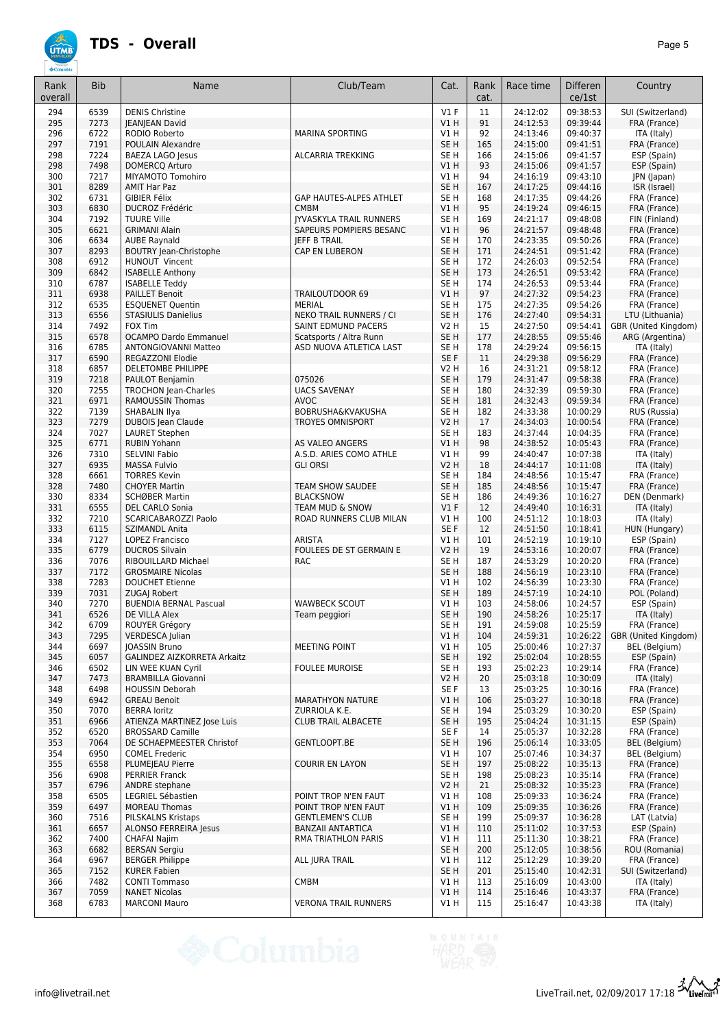# TDS - Overall

| Rank overall | Bib | Name | Club/Team | Cat. | Rank cat. | Race time | Difference/1st | Country |
|---|---|---|---|---|---|---|---|---|
| 294 | 6539 | DENIS Christine | | V1 F | 11 | 24:12:02 | 09:38:53 | SUI (Switzerland) |
| 295 | 7273 | JEANJEAN David | | V1 H | 91 | 24:12:53 | 09:39:44 | FRA (France) |
| 296 | 6722 | RODIO Roberto | MARINA SPORTING | V1 H | 92 | 24:13:46 | 09:40:37 | ITA (Italy) |
| 297 | 7191 | POULAIN Alexandre | | SE H | 165 | 24:15:00 | 09:41:51 | FRA (France) |
| 298 | 7224 | BAEZA LAGO Jesus | ALCARRIA TREKKING | SE H | 166 | 24:15:06 | 09:41:57 | ESP (Spain) |
| 298 | 7498 | DOMERCQ Arturo | | V1 H | 93 | 24:15:06 | 09:41:57 | ESP (Spain) |
| 300 | 7217 | MIYAMOTO Tomohiro | | V1 H | 94 | 24:16:19 | 09:43:10 | JPN (Japan) |
| 301 | 8289 | AMIT Har Paz | | SE H | 167 | 24:17:25 | 09:44:16 | ISR (Israel) |
| 302 | 6731 | GIBIER Félix | GAP HAUTES-ALPES ATHLET | SE H | 168 | 24:17:35 | 09:44:26 | FRA (France) |
| 303 | 6830 | DUCROZ Frédéric | CMBM | V1 H | 95 | 24:19:24 | 09:46:15 | FRA (France) |
| 304 | 7192 | TUURE Ville | JYVASKYLA TRAIL RUNNERS | SE H | 169 | 24:21:17 | 09:48:08 | FIN (Finland) |
| 305 | 6621 | GRIMANI Alain | SAPEURS POMPIERS BESANC | V1 H | 96 | 24:21:57 | 09:48:48 | FRA (France) |
| 306 | 6634 | AUBE Raynald | JEFF B TRAIL | SE H | 170 | 24:23:35 | 09:50:26 | FRA (France) |
| 307 | 8293 | BOUTRY Jean-Christophe | CAP EN LUBERON | SE H | 171 | 24:24:51 | 09:51:42 | FRA (France) |
| 308 | 6912 | HUNOUT Vincent | | SE H | 172 | 24:26:03 | 09:52:54 | FRA (France) |
| 309 | 6842 | ISABELLE Anthony | | SE H | 173 | 24:26:51 | 09:53:42 | FRA (France) |
| 310 | 6787 | ISABELLE Teddy | | SE H | 174 | 24:26:53 | 09:53:44 | FRA (France) |
| 311 | 6938 | PAILLET Benoit | TRAILOUTDOOR 69 | V1 H | 97 | 24:27:32 | 09:54:23 | FRA (France) |
| 312 | 6535 | ESQUENET Quentin | MERIAL | SE H | 175 | 24:27:35 | 09:54:26 | FRA (France) |
| 313 | 6556 | STASIULIS Danielius | NEKO TRAIL RUNNERS / CI | SE H | 176 | 24:27:40 | 09:54:31 | LTU (Lithuania) |
| 314 | 7492 | FOX Tim | SAINT EDMUND PACERS | V2 H | 15 | 24:27:50 | 09:54:41 | GBR (United Kingdom) |
| 315 | 6578 | OCAMPO Dardo Emmanuel | Scatsports / Altra Runn | SE H | 177 | 24:28:55 | 09:55:46 | ARG (Argentina) |
| 316 | 6785 | ANTONGIOVANNI Matteo | ASD NUOVA ATLETICA LAST | SE H | 178 | 24:29:24 | 09:56:15 | ITA (Italy) |
| 317 | 6590 | REGAZZONI Elodie | | SE F | 11 | 24:29:38 | 09:56:29 | FRA (France) |
| 318 | 6857 | DELETOMBE PHILIPPE | | V2 H | 16 | 24:31:21 | 09:58:12 | FRA (France) |
| 319 | 7218 | PAULOT Benjamin | 075026 | SE H | 179 | 24:31:47 | 09:58:38 | FRA (France) |
| 320 | 7255 | TROCHON Jean-Charles | UACS SAVENAY | SE H | 180 | 24:32:39 | 09:59:30 | FRA (France) |
| 321 | 6971 | RAMOUSSIN Thomas | AVOC | SE H | 181 | 24:32:43 | 09:59:34 | FRA (France) |
| 322 | 7139 | SHABALIN Ilya | BOBRUSHA&KVAKUSHA | SE H | 182 | 24:33:38 | 10:00:29 | RUS (Russia) |
| 323 | 7279 | DUBOIS Jean Claude | TROYES OMNISPORT | V2 H | 17 | 24:34:03 | 10:00:54 | FRA (France) |
| 324 | 7027 | LAURET Stephen | | SE H | 183 | 24:37:44 | 10:04:35 | FRA (France) |
| 325 | 6771 | RUBIN Yohann | AS VALEO ANGERS | V1 H | 98 | 24:38:52 | 10:05:43 | FRA (France) |
| 326 | 7310 | SELVINI Fabio | A.S.D. ARIES COMO ATHLE | V1 H | 99 | 24:40:47 | 10:07:38 | ITA (Italy) |
| 327 | 6935 | MASSA Fulvio | GLI ORSI | V2 H | 18 | 24:44:17 | 10:11:08 | ITA (Italy) |
| 328 | 6661 | TORRES Kevin | | SE H | 184 | 24:48:56 | 10:15:47 | FRA (France) |
| 328 | 7480 | CHOYER Martin | TEAM SHOW SAUDEE | SE H | 185 | 24:48:56 | 10:15:47 | FRA (France) |
| 330 | 8334 | SCHØBER Martin | BLACKSNOW | SE H | 186 | 24:49:36 | 10:16:27 | DEN (Denmark) |
| 331 | 6555 | DEL CARLO Sonia | TEAM MUD & SNOW | V1 F | 12 | 24:49:40 | 10:16:31 | ITA (Italy) |
| 332 | 7210 | SCARICABAROZZI Paolo | ROAD RUNNERS CLUB MILAN | V1 H | 100 | 24:51:12 | 10:18:03 | ITA (Italy) |
| 333 | 6115 | SZIMANDL Anita | | SE F | 12 | 24:51:50 | 10:18:41 | HUN (Hungary) |
| 334 | 7127 | LOPEZ Francisco | ARISTA | V1 H | 101 | 24:52:19 | 10:19:10 | ESP (Spain) |
| 335 | 6779 | DUCROS Silvain | FOULEES DE ST GERMAIN E | V2 H | 19 | 24:53:16 | 10:20:07 | FRA (France) |
| 336 | 7076 | RIBOUILLARD Michael | RAC | SE H | 187 | 24:53:29 | 10:20:20 | FRA (France) |
| 337 | 7172 | GROSMAIRE Nicolas | | SE H | 188 | 24:56:19 | 10:23:10 | FRA (France) |
| 338 | 7283 | DOUCHET Etienne | | V1 H | 102 | 24:56:39 | 10:23:30 | FRA (France) |
| 339 | 7031 | ZUGAJ Robert | | SE H | 189 | 24:57:19 | 10:24:10 | POL (Poland) |
| 340 | 7270 | BUENDIA BERNAL Pascual | WAWBECK SCOUT | V1 H | 103 | 24:58:06 | 10:24:57 | ESP (Spain) |
| 341 | 6526 | DE VILLA Alex | Team peggiori | SE H | 190 | 24:58:26 | 10:25:17 | ITA (Italy) |
| 342 | 6709 | ROUYER Grégory | | SE H | 191 | 24:59:08 | 10:25:59 | FRA (France) |
| 343 | 7295 | VERDESCA Julian | | V1 H | 104 | 24:59:31 | 10:26:22 | GBR (United Kingdom) |
| 344 | 6697 | JOASSIN Bruno | MEETING POINT | V1 H | 105 | 25:00:46 | 10:27:37 | BEL (Belgium) |
| 345 | 6057 | GALINDEZ AIZKORRETA Arkaitz | | SE H | 192 | 25:02:04 | 10:28:55 | ESP (Spain) |
| 346 | 6502 | LIN WEE KUAN Cyril | FOULEE MUROISE | SE H | 193 | 25:02:23 | 10:29:14 | FRA (France) |
| 347 | 7473 | BRAMBILLA Giovanni | | V2 H | 20 | 25:03:18 | 10:30:09 | ITA (Italy) |
| 348 | 6498 | HOUSSIN Deborah | | SE F | 13 | 25:03:25 | 10:30:16 | FRA (France) |
| 349 | 6942 | GREAU Benoit | MARATHYON NATURE | V1 H | 106 | 25:03:27 | 10:30:18 | FRA (France) |
| 350 | 7070 | BERRA Ioritz | ZURRIOLA K.E. | SE H | 194 | 25:03:29 | 10:30:20 | ESP (Spain) |
| 351 | 6966 | ATIENZA MARTINEZ Jose Luis | CLUB TRAIL ALBACETE | SE H | 195 | 25:04:24 | 10:31:15 | ESP (Spain) |
| 352 | 6520 | BROSSARD Camille | | SE F | 14 | 25:05:37 | 10:32:28 | FRA (France) |
| 353 | 7064 | DE SCHAEPMEESTER Christof | GENTLOOPT.BE | SE H | 196 | 25:06:14 | 10:33:05 | BEL (Belgium) |
| 354 | 6950 | COMEL Frederic | | V1 H | 107 | 25:07:46 | 10:34:37 | BEL (Belgium) |
| 355 | 6558 | PLUMEJEAU Pierre | COURIR EN LAYON | SE H | 197 | 25:08:22 | 10:35:13 | FRA (France) |
| 356 | 6908 | PERRIER Franck | | SE H | 198 | 25:08:23 | 10:35:14 | FRA (France) |
| 357 | 6796 | ANDRE stephane | | V2 H | 21 | 25:08:32 | 10:35:23 | FRA (France) |
| 358 | 6505 | LEGRIEL Sébastien | POINT TROP N'EN FAUT | V1 H | 108 | 25:09:33 | 10:36:24 | FRA (France) |
| 359 | 6497 | MOREAU Thomas | POINT TROP N'EN FAUT | V1 H | 109 | 25:09:35 | 10:36:26 | FRA (France) |
| 360 | 7516 | PILSKALNS Kristaps | GENTLEMEN'S CLUB | SE H | 199 | 25:09:37 | 10:36:28 | LAT (Latvia) |
| 361 | 6657 | ALONSO FERREIRA Jesus | BANZAII ANTARTICA | V1 H | 110 | 25:11:02 | 10:37:53 | ESP (Spain) |
| 362 | 7400 | CHAFAI Najim | RMA TRIATHLON PARIS | V1 H | 111 | 25:11:30 | 10:38:21 | FRA (France) |
| 363 | 6682 | BERSAN Sergiu | | SE H | 200 | 25:12:05 | 10:38:56 | ROU (Romania) |
| 364 | 6967 | BERGER Philippe | ALL JURA TRAIL | V1 H | 112 | 25:12:29 | 10:39:20 | FRA (France) |
| 365 | 7152 | KURER Fabien | | SE H | 201 | 25:15:40 | 10:42:31 | SUI (Switzerland) |
| 366 | 7482 | CONTI Tommaso | CMBM | V1 H | 113 | 25:16:09 | 10:43:00 | ITA (Italy) |
| 367 | 7059 | NANET Nicolas | | V1 H | 114 | 25:16:46 | 10:43:37 | FRA (France) |
| 368 | 6783 | MARCONI Mauro | VERONA TRAIL RUNNERS | V1 H | 115 | 25:16:47 | 10:43:38 | ITA (Italy) |

info@livetrail.net

LiveTrail.net, 02/09/2017 17:18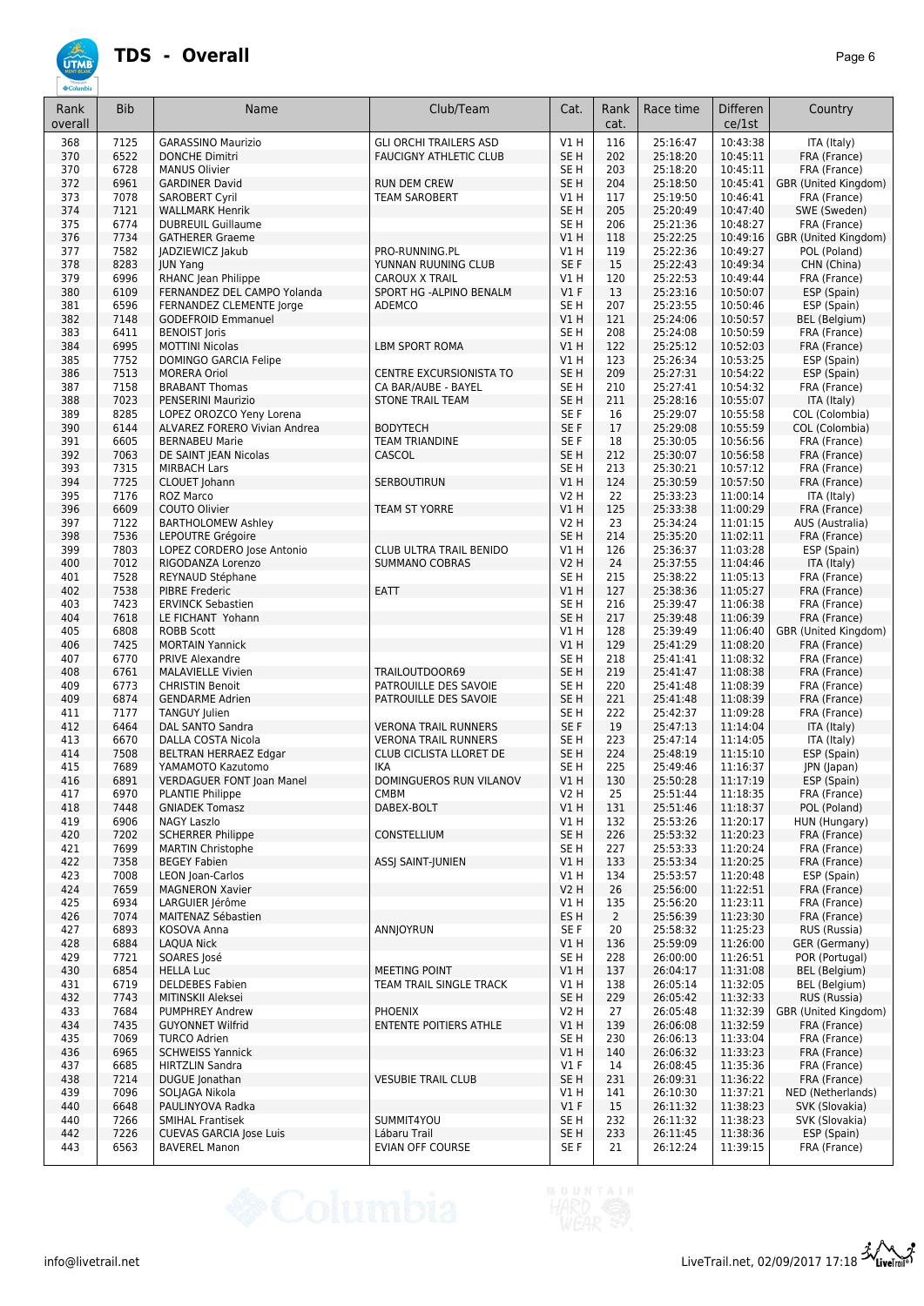# TDS - Overall

| Rank overall | Bib | Name | Club/Team | Cat. | Rank cat. | Race time | Differen ce/1st | Country |
|---|---|---|---|---|---|---|---|---|
| 368 | 7125 | GARASSINO Maurizio | GLI ORCHI TRAILERS ASD | V1 H | 116 | 25:16:47 | 10:43:38 | ITA (Italy) |
| 370 | 6522 | DONCHE Dimitri | FAUCIGNY ATHLETIC CLUB | SE H | 202 | 25:18:20 | 10:45:11 | FRA (France) |
| 370 | 6728 | MANUS Olivier | | SE H | 203 | 25:18:20 | 10:45:11 | FRA (France) |
| 372 | 6961 | GARDINER David | RUN DEM CREW | SE H | 204 | 25:18:50 | 10:45:41 | GBR (United Kingdom) |
| 373 | 7078 | SAROBERT Cyril | TEAM SAROBERT | V1 H | 117 | 25:19:50 | 10:46:41 | FRA (France) |
| 374 | 7121 | WALLMARK Henrik | | SE H | 205 | 25:20:49 | 10:47:40 | SWE (Sweden) |
| 375 | 6774 | DUBREUIL Guillaume | | SE H | 206 | 25:21:36 | 10:48:27 | FRA (France) |
| 376 | 7734 | GATHERER Graeme | | V1 H | 118 | 25:22:25 | 10:49:16 | GBR (United Kingdom) |
| 377 | 7582 | JADZIEWICZ Jakub | PRO-RUNNING.PL | V1 H | 119 | 25:22:36 | 10:49:27 | POL (Poland) |
| 378 | 8283 | JUN Yang | YUNNAN RUUNING CLUB | SE F | 15 | 25:22:43 | 10:49:34 | CHN (China) |
| 379 | 6996 | RHANC Jean Philippe | CAROUX X TRAIL | V1 H | 120 | 25:22:53 | 10:49:44 | FRA (France) |
| 380 | 6109 | FERNANDEZ DEL CAMPO Yolanda | SPORT HG -ALPINO BENALM | V1 F | 13 | 25:23:16 | 10:50:07 | ESP (Spain) |
| 381 | 6596 | FERNANDEZ CLEMENTE Jorge | ADEMCO | SE H | 207 | 25:23:55 | 10:50:46 | ESP (Spain) |
| 382 | 7148 | GODEFROID Emmanuel | | V1 H | 121 | 25:24:06 | 10:50:57 | BEL (Belgium) |
| 383 | 6411 | BENOIST Joris | | SE H | 208 | 25:24:08 | 10:50:59 | FRA (France) |
| 384 | 6995 | MOTTINI Nicolas | LBM SPORT ROMA | V1 H | 122 | 25:25:12 | 10:52:03 | FRA (France) |
| 385 | 7752 | DOMINGO GARCIA Felipe | | V1 H | 123 | 25:26:34 | 10:53:25 | ESP (Spain) |
| 386 | 7513 | MORERA Oriol | CENTRE EXCURSIONISTA TO | SE H | 209 | 25:27:31 | 10:54:22 | ESP (Spain) |
| 387 | 7158 | BRABANT Thomas | CA BAR/AUBE - BAYEL | SE H | 210 | 25:27:41 | 10:54:32 | FRA (France) |
| 388 | 7023 | PENSERINI Maurizio | STONE TRAIL TEAM | SE H | 211 | 25:28:16 | 10:55:07 | ITA (Italy) |
| 389 | 8285 | LOPEZ OROZCO Yeny Lorena | | SE F | 16 | 25:29:07 | 10:55:58 | COL (Colombia) |
| 390 | 6144 | ALVAREZ FORERO Vivian Andrea | BODYTECH | SE F | 17 | 25:29:08 | 10:55:59 | COL (Colombia) |
| 391 | 6605 | BERNABEU Marie | TEAM TRIANDINE | SE F | 18 | 25:30:05 | 10:56:56 | FRA (France) |
| 392 | 7063 | DE SAINT JEAN Nicolas | CASCOL | SE H | 212 | 25:30:07 | 10:56:58 | FRA (France) |
| 393 | 7315 | MIRBACH Lars | | SE H | 213 | 25:30:21 | 10:57:12 | FRA (France) |
| 394 | 7725 | CLOUET Johann | SERBOUTIRUN | V1 H | 124 | 25:30:59 | 10:57:50 | FRA (France) |
| 395 | 7176 | ROZ Marco | | V2 H | 22 | 25:33:23 | 11:00:14 | ITA (Italy) |
| 396 | 6609 | COUTO Olivier | TEAM ST YORRE | V1 H | 125 | 25:33:38 | 11:00:29 | FRA (France) |
| 397 | 7122 | BARTHOLOMEW Ashley | | V2 H | 23 | 25:34:24 | 11:01:15 | AUS (Australia) |
| 398 | 7536 | LEPOUTRE Grégoire | | SE H | 214 | 25:35:20 | 11:02:11 | FRA (France) |
| 399 | 7803 | LOPEZ CORDERO Jose Antonio | CLUB ULTRA TRAIL BENIDO | V1 H | 126 | 25:36:37 | 11:03:28 | ESP (Spain) |
| 400 | 7012 | RIGODANZA Lorenzo | SUMMANO COBRAS | V2 H | 24 | 25:37:55 | 11:04:46 | ITA (Italy) |
| 401 | 7528 | REYNAUD Stéphane | | SE H | 215 | 25:38:22 | 11:05:13 | FRA (France) |
| 402 | 7538 | PIBRE Frederic | EATT | V1 H | 127 | 25:38:36 | 11:05:27 | FRA (France) |
| 403 | 7423 | ERVINCK Sebastien | | SE H | 216 | 25:39:47 | 11:06:38 | FRA (France) |
| 404 | 7618 | LE FICHANT Yohann | | SE H | 217 | 25:39:48 | 11:06:39 | FRA (France) |
| 405 | 6808 | ROBB Scott | | V1 H | 128 | 25:39:49 | 11:06:40 | GBR (United Kingdom) |
| 406 | 7425 | MORTAIN Yannick | | V1 H | 129 | 25:41:29 | 11:08:20 | FRA (France) |
| 407 | 6770 | PRIVE Alexandre | | SE H | 218 | 25:41:41 | 11:08:32 | FRA (France) |
| 408 | 6761 | MALAVIELLE Vivien | TRAILOUTDOOR69 | SE H | 219 | 25:41:47 | 11:08:38 | FRA (France) |
| 409 | 6773 | CHRISTIN Benoit | PATROUILLE DES SAVOIE | SE H | 220 | 25:41:48 | 11:08:39 | FRA (France) |
| 409 | 6874 | GENDARME Adrien | PATROUILLE DES SAVOIE | SE H | 221 | 25:41:48 | 11:08:39 | FRA (France) |
| 411 | 7177 | TANGUY Julien | | SE H | 222 | 25:42:37 | 11:09:28 | FRA (France) |
| 412 | 6464 | DAL SANTO Sandra | VERONA TRAIL RUNNERS | SE F | 19 | 25:47:13 | 11:14:04 | ITA (Italy) |
| 413 | 6670 | DALLA COSTA Nicola | VERONA TRAIL RUNNERS | SE H | 223 | 25:47:14 | 11:14:05 | ITA (Italy) |
| 414 | 7508 | BELTRAN HERRAEZ Edgar | CLUB CICLISTA LLORET DE | SE H | 224 | 25:48:19 | 11:15:10 | ESP (Spain) |
| 415 | 7689 | YAMAMOTO Kazutomo | IKA | SE H | 225 | 25:49:46 | 11:16:37 | JPN (Japan) |
| 416 | 6891 | VERDAGUER FONT Joan Manel | DOMINGUEROS RUN VILANOV | V1 H | 130 | 25:50:28 | 11:17:19 | ESP (Spain) |
| 417 | 6970 | PLANTIE Philippe | CMBM | V2 H | 25 | 25:51:44 | 11:18:35 | FRA (France) |
| 418 | 7448 | GNIADEK Tomasz | DABEX-BOLT | V1 H | 131 | 25:51:46 | 11:18:37 | POL (Poland) |
| 419 | 6906 | NAGY Laszlo | | V1 H | 132 | 25:53:26 | 11:20:17 | HUN (Hungary) |
| 420 | 7202 | SCHERRER Philippe | CONSTELLIUM | SE H | 226 | 25:53:32 | 11:20:23 | FRA (France) |
| 421 | 7699 | MARTIN Christophe | | SE H | 227 | 25:53:33 | 11:20:24 | FRA (France) |
| 422 | 7358 | BEGEY Fabien | ASSJ SAINT-JUNIEN | V1 H | 133 | 25:53:34 | 11:20:25 | FRA (France) |
| 423 | 7008 | LEON Joan-Carlos | | V1 H | 134 | 25:53:57 | 11:20:48 | ESP (Spain) |
| 424 | 7659 | MAGNERON Xavier | | V2 H | 26 | 25:56:00 | 11:22:51 | FRA (France) |
| 425 | 6934 | LARGUIER Jérôme | | V1 H | 135 | 25:56:20 | 11:23:11 | FRA (France) |
| 426 | 7074 | MAITENAZ Sébastien | | ES H | 2 | 25:56:39 | 11:23:30 | FRA (France) |
| 427 | 6893 | KOSOVA Anna | ANNJOYRUN | SE F | 20 | 25:58:32 | 11:25:23 | RUS (Russia) |
| 428 | 6884 | LAQUA Nick | | V1 H | 136 | 25:59:09 | 11:26:00 | GER (Germany) |
| 429 | 7721 | SOARES José | | SE H | 228 | 26:00:00 | 11:26:51 | POR (Portugal) |
| 430 | 6854 | HELLA Luc | MEETING POINT | V1 H | 137 | 26:04:17 | 11:31:08 | BEL (Belgium) |
| 431 | 6719 | DELDEBES Fabien | TEAM TRAIL SINGLE TRACK | V1 H | 138 | 26:05:14 | 11:32:05 | BEL (Belgium) |
| 432 | 7743 | MITINSKII Aleksei | | SE H | 229 | 26:05:42 | 11:32:33 | RUS (Russia) |
| 433 | 7684 | PUMPHREY Andrew | PHOENIX | V2 H | 27 | 26:05:48 | 11:32:39 | GBR (United Kingdom) |
| 434 | 7435 | GUYONNET Wilfrid | ENTENTE POITIERS ATHLE | V1 H | 139 | 26:06:08 | 11:32:59 | FRA (France) |
| 435 | 7069 | TURCO Adrien | | SE H | 230 | 26:06:13 | 11:33:04 | FRA (France) |
| 436 | 6965 | SCHWEISS Yannick | | V1 H | 140 | 26:06:32 | 11:33:23 | FRA (France) |
| 437 | 6685 | HIRTZLIN Sandra | | V1 F | 14 | 26:08:45 | 11:35:36 | FRA (France) |
| 438 | 7214 | DUGUE Jonathan | VESUBIE TRAIL CLUB | SE H | 231 | 26:09:31 | 11:36:22 | FRA (France) |
| 439 | 7096 | SOLJAGA Nikola | | V1 H | 141 | 26:10:30 | 11:37:21 | NED (Netherlands) |
| 440 | 6648 | PAULINYOVA Radka | | V1 F | 15 | 26:11:32 | 11:38:23 | SVK (Slovakia) |
| 440 | 7266 | SMIHAL Frantisek | SUMMIT4YOU | SE H | 232 | 26:11:32 | 11:38:23 | SVK (Slovakia) |
| 442 | 7226 | CUEVAS GARCIA Jose Luis | Lábaru Trail | SE H | 233 | 26:11:45 | 11:38:36 | ESP (Spain) |
| 443 | 6563 | BAVEREL Manon | EVIAN OFF COURSE | SE F | 21 | 26:12:24 | 11:39:15 | FRA (France) |

info@livetrail.net — LiveTrail.net, 02/09/2017 17:18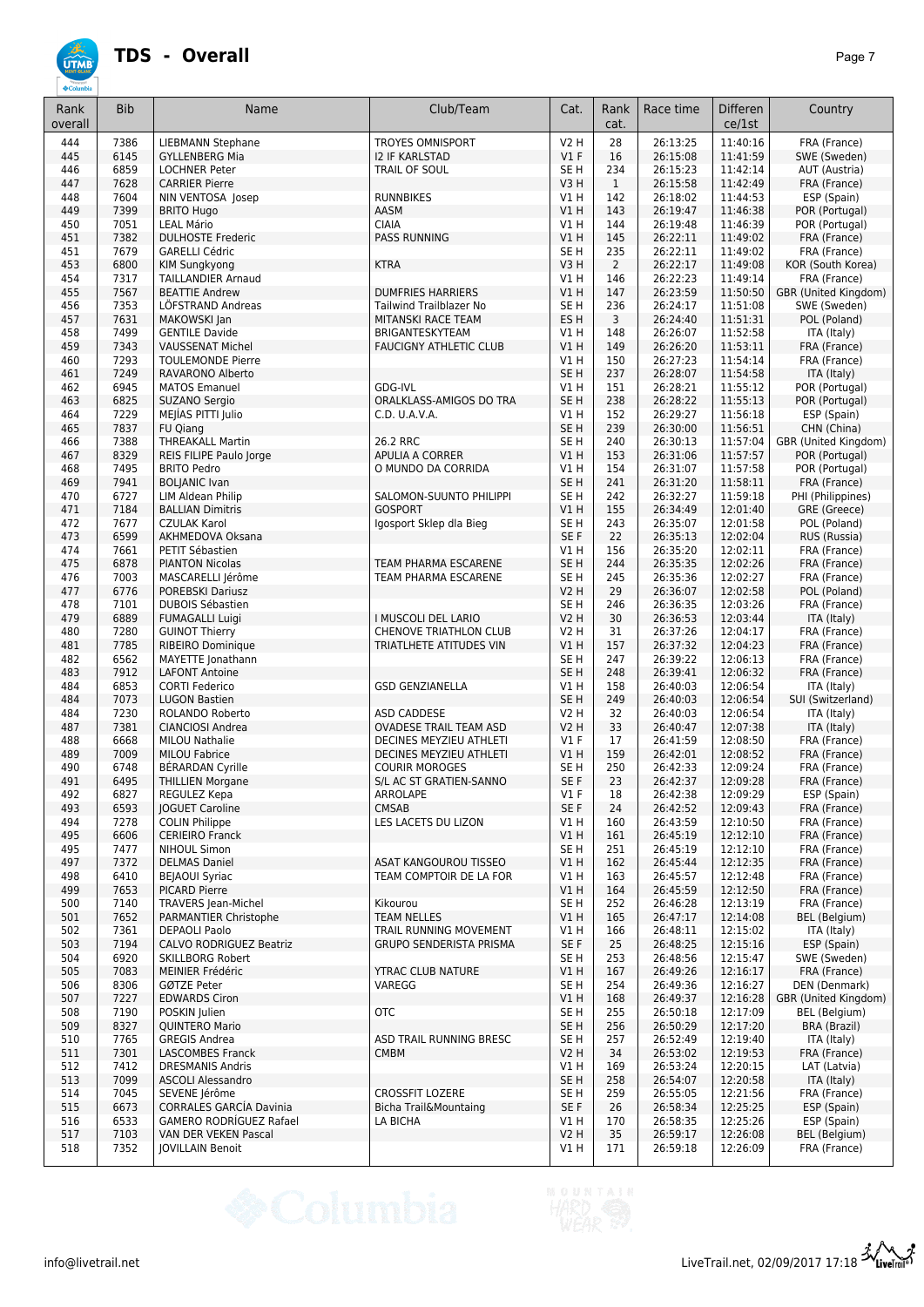# TDS - Overall

| Rank overall | Bib | Name | Club/Team | Cat. | Rank cat. | Race time | Difference/1st | Country |
|---|---|---|---|---|---|---|---|---|
| 444 | 7386 | LIEBMANN Stephane | TROYES OMNISPORT | V2 H | 28 | 26:13:25 | 11:40:16 | FRA (France) |
| 445 | 6145 | GYLLENBERG Mia | I2 IF KARLSTAD | V1 F | 16 | 26:15:08 | 11:41:59 | SWE (Sweden) |
| 446 | 6859 | LOCHNER Peter | TRAIL OF SOUL | SE H | 234 | 26:15:23 | 11:42:14 | AUT (Austria) |
| 447 | 7628 | CARRIER Pierre | | V3 H | 1 | 26:15:58 | 11:42:49 | FRA (France) |
| 448 | 7604 | NIN VENTOSA Josep | RUNNBIKES | V1 H | 142 | 26:18:02 | 11:44:53 | ESP (Spain) |
| 449 | 7399 | BRITO Hugo | AASM | V1 H | 143 | 26:19:47 | 11:46:38 | POR (Portugal) |
| 450 | 7051 | LEAL Mário | CIAIA | V1 H | 144 | 26:19:48 | 11:46:39 | POR (Portugal) |
| 451 | 7382 | DULHOSTE Frederic | PASS RUNNING | V1 H | 145 | 26:22:11 | 11:49:02 | FRA (France) |
| 451 | 7679 | GARELLI Cédric | | SE H | 235 | 26:22:11 | 11:49:02 | FRA (France) |
| 453 | 6800 | KIM Sungkyong | KTRA | V3 H | 2 | 26:22:17 | 11:49:08 | KOR (South Korea) |
| 454 | 7317 | TAILLANDIER Arnaud | | V1 H | 146 | 26:22:23 | 11:49:14 | FRA (France) |
| 455 | 7567 | BEATTIE Andrew | DUMFRIES HARRIERS | V1 H | 147 | 26:23:59 | 11:50:50 | GBR (United Kingdom) |
| 456 | 7353 | LÖFSTRAND Andreas | Tailwind Trailblazer No | SE H | 236 | 26:24:17 | 11:51:08 | SWE (Sweden) |
| 457 | 7631 | MAKOWSKI Jan | MITANSKI RACE TEAM | ES H | 3 | 26:24:40 | 11:51:31 | POL (Poland) |
| 458 | 7499 | GENTILE Davide | BRIGANTESKYTEAM | V1 H | 148 | 26:26:07 | 11:52:58 | ITA (Italy) |
| 459 | 7343 | VAUSSENAT Michel | FAUCIGNY ATHLETIC CLUB | V1 H | 149 | 26:26:20 | 11:53:11 | FRA (France) |
| 460 | 7293 | TOULEMONDE Pierre | | V1 H | 150 | 26:27:23 | 11:54:14 | FRA (France) |
| 461 | 7249 | RAVARONO Alberto | | SE H | 237 | 26:28:07 | 11:54:58 | ITA (Italy) |
| 462 | 6945 | MATOS Emanuel | GDG-IVL | V1 H | 151 | 26:28:21 | 11:55:12 | POR (Portugal) |
| 463 | 6825 | SUZANO Sergio | ORALKLASS-AMIGOS DO TRA | SE H | 238 | 26:28:22 | 11:55:13 | POR (Portugal) |
| 464 | 7229 | MEJÍAS PITTI Julio | C.D. U.A.V.A. | V1 H | 152 | 26:29:27 | 11:56:18 | ESP (Spain) |
| 465 | 7837 | FU Qiang | | SE H | 239 | 26:30:00 | 11:56:51 | CHN (China) |
| 466 | 7388 | THREAKALL Martin | 26.2 RRC | SE H | 240 | 26:30:13 | 11:57:04 | GBR (United Kingdom) |
| 467 | 8329 | REIS FILIPE Paulo Jorge | APULIA A CORRER | V1 H | 153 | 26:31:06 | 11:57:57 | POR (Portugal) |
| 468 | 7495 | BRITO Pedro | O MUNDO DA CORRIDA | V1 H | 154 | 26:31:07 | 11:57:58 | POR (Portugal) |
| 469 | 7941 | BOLJANIC Ivan | | SE H | 241 | 26:31:20 | 11:58:11 | FRA (France) |
| 470 | 6727 | LIM Aldean Philip | SALOMON-SUUNTO PHILIPPI | SE H | 242 | 26:32:27 | 11:59:18 | PHI (Philippines) |
| 471 | 7184 | BALLIAN Dimitris | GOSPORT | V1 H | 155 | 26:34:49 | 12:01:40 | GRE (Greece) |
| 472 | 7677 | CZULAK Karol | Igosport Sklep dla Bieg | SE H | 243 | 26:35:07 | 12:01:58 | POL (Poland) |
| 473 | 6599 | AKHMEDOVA Oksana | | SE F | 22 | 26:35:13 | 12:02:04 | RUS (Russia) |
| 474 | 7661 | PETIT Sébastien | | V1 H | 156 | 26:35:20 | 12:02:11 | FRA (France) |
| 475 | 6878 | PIANTON Nicolas | TEAM PHARMA ESCARENE | SE H | 244 | 26:35:35 | 12:02:26 | FRA (France) |
| 476 | 7003 | MASCARELLI Jérôme | TEAM PHARMA ESCARENE | SE H | 245 | 26:35:36 | 12:02:27 | FRA (France) |
| 477 | 6776 | POREBSKI Dariusz | | V2 H | 29 | 26:36:07 | 12:02:58 | POL (Poland) |
| 478 | 7101 | DUBOIS Sébastien | | SE H | 246 | 26:36:35 | 12:03:26 | FRA (France) |
| 479 | 6889 | FUMAGALLI Luigi | I MUSCOLI DEL LARIO | V2 H | 30 | 26:36:53 | 12:03:44 | ITA (Italy) |
| 480 | 7280 | GUINOT Thierry | CHENOVE TRIATHLON CLUB | V2 H | 31 | 26:37:26 | 12:04:17 | FRA (France) |
| 481 | 7785 | RIBEIRO Dominique | TRIATLHETE ATITUDES VIN | V1 H | 157 | 26:37:32 | 12:04:23 | FRA (France) |
| 482 | 6562 | MAYETTE Jonathann | | SE H | 247 | 26:39:22 | 12:06:13 | FRA (France) |
| 483 | 7912 | LAFONT Antoine | | SE H | 248 | 26:39:41 | 12:06:32 | FRA (France) |
| 484 | 6853 | CORTI Federico | GSD GENZIANELLA | V1 H | 158 | 26:40:03 | 12:06:54 | ITA (Italy) |
| 484 | 7073 | LUGON Bastien | | SE H | 249 | 26:40:03 | 12:06:54 | SUI (Switzerland) |
| 484 | 7230 | ROLANDO Roberto | ASD CADDESE | V2 H | 32 | 26:40:03 | 12:06:54 | ITA (Italy) |
| 487 | 7381 | CIANCIOSI Andrea | OVADESE TRAIL TEAM ASD | V2 H | 33 | 26:40:47 | 12:07:38 | ITA (Italy) |
| 488 | 6668 | MILOU Nathalie | DECINES MEYZIEU ATHLETI | V1 F | 17 | 26:41:59 | 12:08:50 | FRA (France) |
| 489 | 7009 | MILOU Fabrice | DECINES MEYZIEU ATHLETI | V1 H | 159 | 26:42:01 | 12:08:52 | FRA (France) |
| 490 | 6748 | BÉRARDAN Cyrille | COURIR MOROGES | SE H | 250 | 26:42:33 | 12:09:24 | FRA (France) |
| 491 | 6495 | THILLIEN Morgane | S/L AC ST GRATIEN-SANNO | SE F | 23 | 26:42:37 | 12:09:28 | FRA (France) |
| 492 | 6827 | REGULEZ Kepa | ARROLAPE | V1 F | 18 | 26:42:38 | 12:09:29 | ESP (Spain) |
| 493 | 6593 | JOGUET Caroline | CMSAB | SE F | 24 | 26:42:52 | 12:09:43 | FRA (France) |
| 494 | 7278 | COLIN Philippe | LES LACETS DU LIZON | V1 H | 160 | 26:43:59 | 12:10:50 | FRA (France) |
| 495 | 6606 | CERIEIRO Franck | | V1 H | 161 | 26:45:19 | 12:12:10 | FRA (France) |
| 495 | 7477 | NIHOUL Simon | | SE H | 251 | 26:45:19 | 12:12:10 | FRA (France) |
| 497 | 7372 | DELMAS Daniel | ASAT KANGOUROU TISSEO | V1 H | 162 | 26:45:44 | 12:12:35 | FRA (France) |
| 498 | 6410 | BEJAOUI Syriac | TEAM COMPTOIR DE LA FOR | V1 H | 163 | 26:45:57 | 12:12:48 | FRA (France) |
| 499 | 7653 | PICARD Pierre | | V1 H | 164 | 26:45:59 | 12:12:50 | FRA (France) |
| 500 | 7140 | TRAVERS Jean-Michel | Kikourou | SE H | 252 | 26:46:28 | 12:13:19 | FRA (France) |
| 501 | 7652 | PARMANTIER Christophe | TEAM NELLES | V1 H | 165 | 26:47:17 | 12:14:08 | BEL (Belgium) |
| 502 | 7361 | DEPAOLI Paolo | TRAIL RUNNING MOVEMENT | V1 H | 166 | 26:48:11 | 12:15:02 | ITA (Italy) |
| 503 | 7194 | CALVO RODRIGUEZ Beatriz | GRUPO SENDERISTA PRISMA | SE F | 25 | 26:48:25 | 12:15:16 | ESP (Spain) |
| 504 | 6920 | SKILLBORG Robert | | SE H | 253 | 26:48:56 | 12:15:47 | SWE (Sweden) |
| 505 | 7083 | MEINIER Frédéric | YTRAC CLUB NATURE | V1 H | 167 | 26:49:26 | 12:16:17 | FRA (France) |
| 506 | 8306 | GØTZE Peter | VAREGG | SE H | 254 | 26:49:36 | 12:16:27 | DEN (Denmark) |
| 507 | 7227 | EDWARDS Ciron | | V1 H | 168 | 26:49:37 | 12:16:28 | GBR (United Kingdom) |
| 508 | 7190 | POSKIN Julien | OTC | SE H | 255 | 26:50:18 | 12:17:09 | BEL (Belgium) |
| 509 | 8327 | QUINTERO Mario | | SE H | 256 | 26:50:29 | 12:17:20 | BRA (Brazil) |
| 510 | 7765 | GREGIS Andrea | ASD TRAIL RUNNING BRESC | SE H | 257 | 26:52:49 | 12:19:40 | ITA (Italy) |
| 511 | 7301 | LASCOMBES Franck | CMBM | V2 H | 34 | 26:53:02 | 12:19:53 | FRA (France) |
| 512 | 7412 | DRESMANIS Andris | | V1 H | 169 | 26:53:24 | 12:20:15 | LAT (Latvia) |
| 513 | 7099 | ASCOLI Alessandro | | SE H | 258 | 26:54:07 | 12:20:58 | ITA (Italy) |
| 514 | 7045 | SEVENE Jérôme | CROSSFIT LOZERE | SE H | 259 | 26:55:05 | 12:21:56 | FRA (France) |
| 515 | 6673 | CORRALES GARCÍA Davinia | Bicha Trail&Mountaing | SE F | 26 | 26:58:34 | 12:25:25 | ESP (Spain) |
| 516 | 6533 | GAMERO RODRÍGUEZ Rafael | LA BICHA | V1 H | 170 | 26:58:35 | 12:25:26 | ESP (Spain) |
| 517 | 7103 | VAN DER VEKEN Pascal | | V2 H | 35 | 26:59:17 | 12:26:08 | BEL (Belgium) |
| 518 | 7352 | JOVILLAIN Benoit | | V1 H | 171 | 26:59:18 | 12:26:09 | FRA (France) |

info@livetrail.net

LiveTrail.net, 02/09/2017 17:18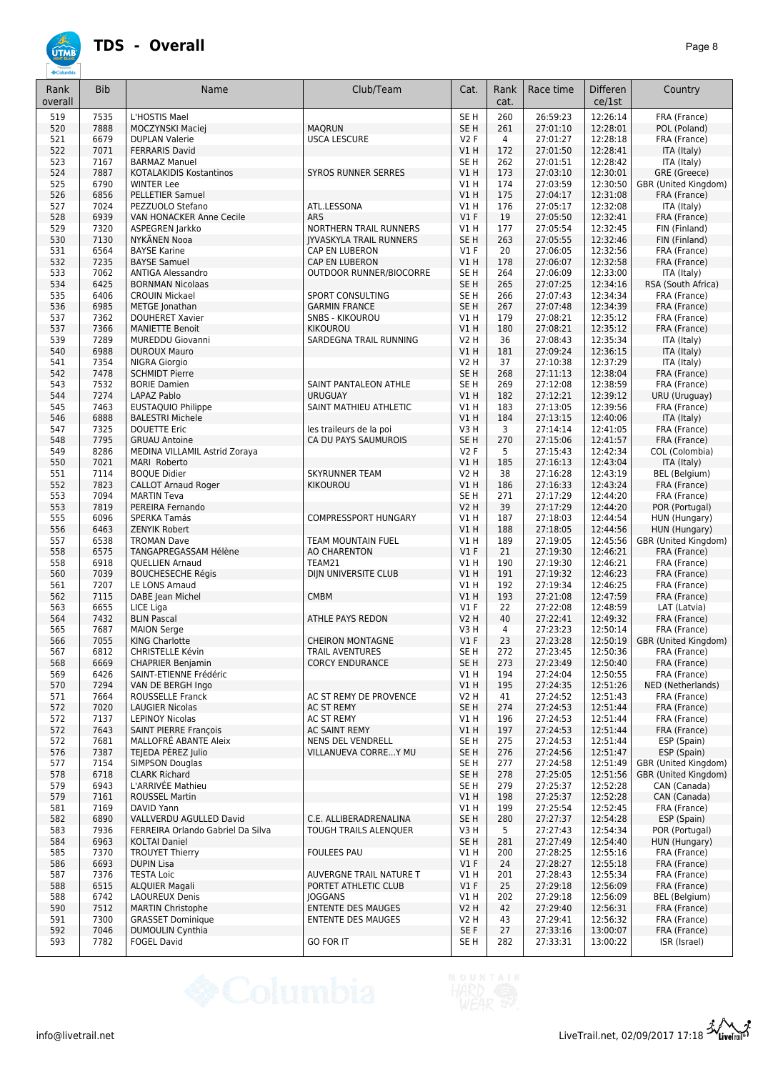# TDS - Overall

| Rank overall | Bib | Name | Club/Team | Cat. | Rank cat. | Race time | Difference/1st | Country |
|---|---|---|---|---|---|---|---|---|
| 519 | 7535 | L'HOSTIS Mael | | SE H | 260 | 26:59:23 | 12:26:14 | FRA (France) |
| 520 | 7888 | MOCZYNSKI Maciej | MAQRUN | SE H | 261 | 27:01:10 | 12:28:01 | POL (Poland) |
| 521 | 6679 | DUPLAN Valerie | USCA LESCURE | V2 F | 4 | 27:01:27 | 12:28:18 | FRA (France) |
| 522 | 7071 | FERRARIS David | | V1 H | 172 | 27:01:50 | 12:28:41 | ITA (Italy) |
| 523 | 7167 | BARMAZ Manuel | | SE H | 262 | 27:01:51 | 12:28:42 | ITA (Italy) |
| 524 | 7887 | KOTALAKIDIS Kostantinos | SYROS RUNNER SERRES | V1 H | 173 | 27:03:10 | 12:30:01 | GRE (Greece) |
| 525 | 6790 | WINTER Lee | | V1 H | 174 | 27:03:59 | 12:30:50 | GBR (United Kingdom) |
| 526 | 6856 | PELLETIER Samuel | | V1 H | 175 | 27:04:17 | 12:31:08 | FRA (France) |
| 527 | 7024 | PEZZUOLO Stefano | ATL.LESSONA | V1 H | 176 | 27:05:17 | 12:32:08 | ITA (Italy) |
| 528 | 6939 | VAN HONACKER Anne Cecile | ARS | V1 F | 19 | 27:05:50 | 12:32:41 | FRA (France) |
| 529 | 7320 | ASPEGREN Jarkko | NORTHERN TRAIL RUNNERS | V1 H | 177 | 27:05:54 | 12:32:45 | FIN (Finland) |
| 530 | 7130 | NYKÄNEN Nooa | JYVASKYLA TRAIL RUNNERS | SE H | 263 | 27:05:55 | 12:32:46 | FIN (Finland) |
| 531 | 6564 | BAYSE Karine | CAP EN LUBERON | V1 F | 20 | 27:06:05 | 12:32:56 | FRA (France) |
| 532 | 7235 | BAYSE Samuel | CAP EN LUBERON | V1 H | 178 | 27:06:07 | 12:32:58 | FRA (France) |
| 533 | 7062 | ANTIGA Alessandro | OUTDOOR RUNNER/BIOCORRE | SE H | 264 | 27:06:09 | 12:33:00 | ITA (Italy) |
| 534 | 6425 | BORNMAN Nicolaas | | SE H | 265 | 27:07:25 | 12:34:16 | RSA (South Africa) |
| 535 | 6406 | CROUIN Mickael | SPORT CONSULTING | SE H | 266 | 27:07:43 | 12:34:34 | FRA (France) |
| 536 | 6985 | METGE Jonathan | GARMIN FRANCE | SE H | 267 | 27:07:48 | 12:34:39 | FRA (France) |
| 537 | 7362 | DOUHERET Xavier | SNBS - KIKOUROU | V1 H | 179 | 27:08:21 | 12:35:12 | FRA (France) |
| 537 | 7366 | MANIETTE Benoit | KIKOUROU | V1 H | 180 | 27:08:21 | 12:35:12 | FRA (France) |
| 539 | 7289 | MUREDDU Giovanni | SARDEGNA TRAIL RUNNING | V2 H | 36 | 27:08:43 | 12:35:34 | ITA (Italy) |
| 540 | 6988 | DUROUX Mauro | | V1 H | 181 | 27:09:24 | 12:36:15 | ITA (Italy) |
| 541 | 7354 | NIGRA Giorgio | | V2 H | 37 | 27:10:38 | 12:37:29 | ITA (Italy) |
| 542 | 7478 | SCHMIDT Pierre | | SE H | 268 | 27:11:13 | 12:38:04 | FRA (France) |
| 543 | 7532 | BORIE Damien | SAINT PANTALEON ATHLE | SE H | 269 | 27:12:08 | 12:38:59 | FRA (France) |
| 544 | 7274 | LAPAZ Pablo | URUGUAY | V1 H | 182 | 27:12:21 | 12:39:12 | URU (Uruguay) |
| 545 | 7463 | EUSTAQUIO Philippe | SAINT MATHIEU ATHLETIC | V1 H | 183 | 27:13:05 | 12:39:56 | FRA (France) |
| 546 | 6888 | BALESTRI Michele | | V1 H | 184 | 27:13:15 | 12:40:06 | ITA (Italy) |
| 547 | 7325 | DOUETTE Eric | les traileurs de la poi | V3 H | 3 | 27:14:14 | 12:41:05 | FRA (France) |
| 548 | 7795 | GRUAU Antoine | CA DU PAYS SAUMUROIS | SE H | 270 | 27:15:06 | 12:41:57 | FRA (France) |
| 549 | 8286 | MEDINA VILLAMIL Astrid Zoraya | | V2 F | 5 | 27:15:43 | 12:42:34 | COL (Colombia) |
| 550 | 7021 | MARI Roberto | | V1 H | 185 | 27:16:13 | 12:43:04 | ITA (Italy) |
| 551 | 7114 | BOQUE Didier | SKYRUNNER TEAM | V2 H | 38 | 27:16:28 | 12:43:19 | BEL (Belgium) |
| 552 | 7823 | CALLOT Arnaud Roger | KIKOUROU | V1 H | 186 | 27:16:33 | 12:43:24 | FRA (France) |
| 553 | 7094 | MARTIN Teva | | SE H | 271 | 27:17:29 | 12:44:20 | FRA (France) |
| 553 | 7819 | PEREIRA Fernando | | V2 H | 39 | 27:17:29 | 12:44:20 | POR (Portugal) |
| 555 | 6096 | SPERKA Tamás | COMPRESSPORT HUNGARY | V1 H | 187 | 27:18:03 | 12:44:54 | HUN (Hungary) |
| 556 | 6463 | ZENYIK Robert | | V1 H | 188 | 27:18:05 | 12:44:56 | HUN (Hungary) |
| 557 | 6538 | TROMAN Dave | TEAM MOUNTAIN FUEL | V1 H | 189 | 27:19:05 | 12:45:56 | GBR (United Kingdom) |
| 558 | 6575 | TANGAPREGASSAM Hélène | AO CHARENTON | V1 F | 21 | 27:19:30 | 12:46:21 | FRA (France) |
| 558 | 6918 | QUELLIEN Arnaud | TEAM21 | V1 H | 190 | 27:19:30 | 12:46:21 | FRA (France) |
| 560 | 7039 | BOUCHESECHE Régis | DIJN UNIVERSITE CLUB | V1 H | 191 | 27:19:32 | 12:46:23 | FRA (France) |
| 561 | 7207 | LE LONS Arnaud | | V1 H | 192 | 27:19:34 | 12:46:25 | FRA (France) |
| 562 | 7115 | DABE Jean Michel | CMBM | V1 H | 193 | 27:21:08 | 12:47:59 | FRA (France) |
| 563 | 6655 | LICE Liga | | V1 F | 22 | 27:22:08 | 12:48:59 | LAT (Latvia) |
| 564 | 7432 | BLIN Pascal | ATHLE PAYS REDON | V2 H | 40 | 27:22:41 | 12:49:32 | FRA (France) |
| 565 | 7687 | MAION Serge | | V3 H | 4 | 27:23:23 | 12:50:14 | FRA (France) |
| 566 | 7055 | KING Charlotte | CHEIRON MONTAGNE | V1 F | 23 | 27:23:28 | 12:50:19 | GBR (United Kingdom) |
| 567 | 6812 | CHRISTELLE Kévin | TRAIL AVENTURES | SE H | 272 | 27:23:45 | 12:50:36 | FRA (France) |
| 568 | 6669 | CHAPRIER Benjamin | CORCY ENDURANCE | SE H | 273 | 27:23:49 | 12:50:40 | FRA (France) |
| 569 | 6426 | SAINT-ETIENNE Frédéric | | V1 H | 194 | 27:24:04 | 12:50:55 | FRA (France) |
| 570 | 7294 | VAN DE BERGH Ingo | | V1 H | 195 | 27:24:35 | 12:51:26 | NED (Netherlands) |
| 571 | 7664 | ROUSSELLE Franck | AC ST REMY DE PROVENCE | V2 H | 41 | 27:24:52 | 12:51:43 | FRA (France) |
| 572 | 7020 | LAUGIER Nicolas | AC ST REMY | SE H | 274 | 27:24:53 | 12:51:44 | FRA (France) |
| 572 | 7137 | LEPINOY Nicolas | AC ST REMY | V1 H | 196 | 27:24:53 | 12:51:44 | FRA (France) |
| 572 | 7643 | SAINT PIERRE François | AC SAINT REMY | V1 H | 197 | 27:24:53 | 12:51:44 | FRA (France) |
| 572 | 7681 | MALLOFRÉ ABANTE Aleix | NENS DEL VENDRELL | SE H | 275 | 27:24:53 | 12:51:44 | ESP (Spain) |
| 576 | 7387 | TEJEDA PÉREZ Julio | VILLANUEVA CORRE...Y MU | SE H | 276 | 27:24:56 | 12:51:47 | ESP (Spain) |
| 577 | 7154 | SIMPSON Douglas | | SE H | 277 | 27:24:58 | 12:51:49 | GBR (United Kingdom) |
| 578 | 6718 | CLARK Richard | | SE H | 278 | 27:25:05 | 12:51:56 | GBR (United Kingdom) |
| 579 | 6943 | L'ARRIVÉE Mathieu | | SE H | 279 | 27:25:37 | 12:52:28 | CAN (Canada) |
| 579 | 7161 | ROUSSEL Martin | | V1 H | 198 | 27:25:37 | 12:52:28 | CAN (Canada) |
| 581 | 7169 | DAVID Yann | | V1 H | 199 | 27:25:54 | 12:52:45 | FRA (France) |
| 582 | 6890 | VALLVERDU AGULLED David | C.E. ALLIBERADRENALINA | SE H | 280 | 27:27:37 | 12:54:28 | ESP (Spain) |
| 583 | 7936 | FERREIRA Orlando Gabriel Da Silva | TOUGH TRAILS ALENQUER | V3 H | 5 | 27:27:43 | 12:54:34 | POR (Portugal) |
| 584 | 6963 | KOLTAI Daniel | | SE H | 281 | 27:27:49 | 12:54:40 | HUN (Hungary) |
| 585 | 7370 | TROUYET Thierry | FOULEES PAU | V1 H | 200 | 27:28:25 | 12:55:16 | FRA (France) |
| 586 | 6693 | DUPIN Lisa | | V1 F | 24 | 27:28:27 | 12:55:18 | FRA (France) |
| 587 | 7376 | TESTA Loic | AUVERGNE TRAIL NATURE T | V1 H | 201 | 27:28:43 | 12:55:34 | FRA (France) |
| 588 | 6515 | ALQUIER Magali | PORTET ATHLETIC CLUB | V1 F | 25 | 27:29:18 | 12:56:09 | FRA (France) |
| 588 | 6742 | LAOUREUX Denis | JOGGANS | V1 H | 202 | 27:29:18 | 12:56:09 | BEL (Belgium) |
| 590 | 7512 | MARTIN Christophe | ENTENTE DES MAUGES | V2 H | 42 | 27:29:40 | 12:56:31 | FRA (France) |
| 591 | 7300 | GRASSET Dominique | ENTENTE DES MAUGES | V2 H | 43 | 27:29:41 | 12:56:32 | FRA (France) |
| 592 | 7046 | DUMOULIN Cynthia | | SE F | 27 | 27:33:16 | 13:00:07 | FRA (France) |
| 593 | 7782 | FOGEL David | GO FOR IT | SE H | 282 | 27:33:31 | 13:00:22 | ISR (Israel) |

info@livetrail.net

LiveTrail.net, 02/09/2017 17:18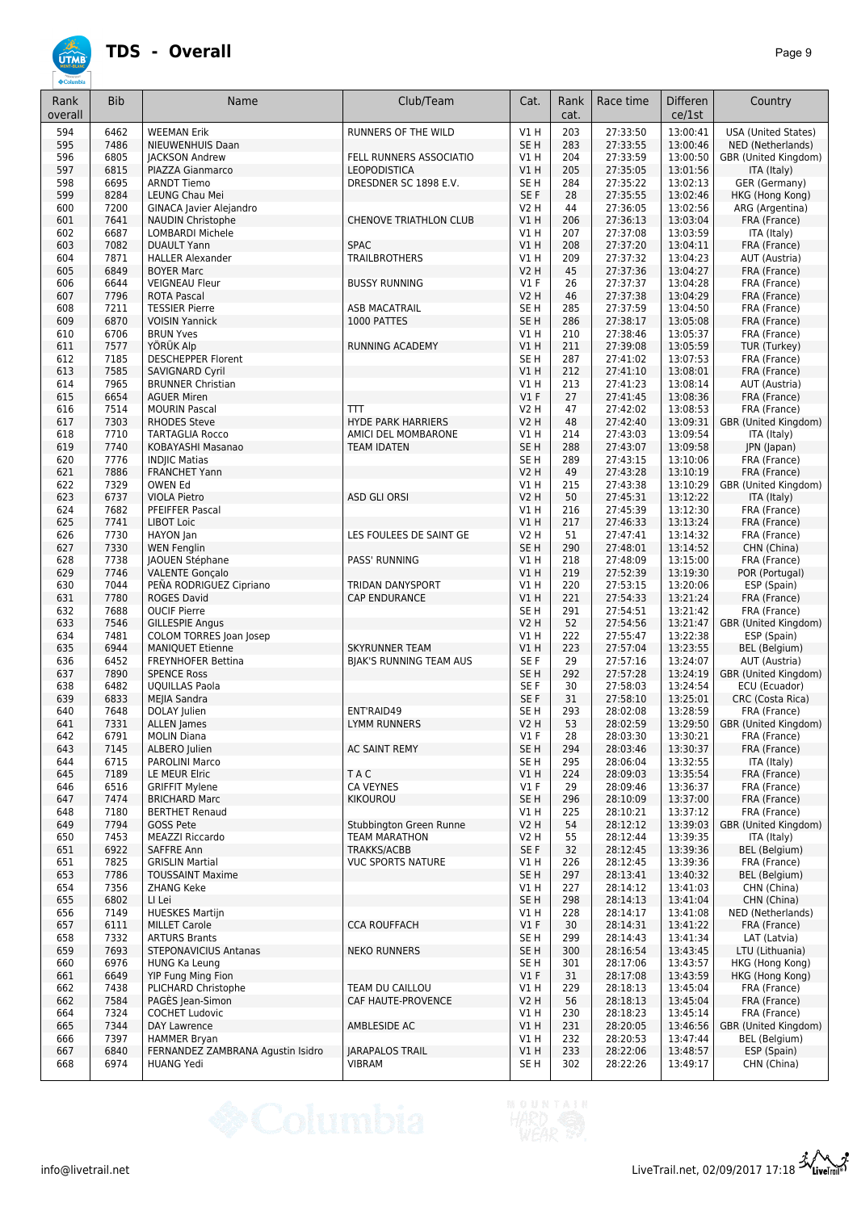# TDS - Overall

| Rank overall | Bib | Name | Club/Team | Cat. | Rank cat. | Race time | Differen ce/1st | Country |
|---|---|---|---|---|---|---|---|---|
| 594 | 6462 | WEEMAN Erik | RUNNERS OF THE WILD | V1 H | 203 | 27:33:50 | 13:00:41 | USA (United States) |
| 595 | 7486 | NIEUWENHUIS Daan | | SE H | 283 | 27:33:55 | 13:00:46 | NED (Netherlands) |
| 596 | 6805 | JACKSON Andrew | FELL RUNNERS ASSOCIATIO | V1 H | 204 | 27:33:59 | 13:00:50 | GBR (United Kingdom) |
| 597 | 6815 | PIAZZA Gianmarco | LEOPODISTICA | V1 H | 205 | 27:35:05 | 13:01:56 | ITA (Italy) |
| 598 | 6695 | ARNDT Tiemo | DRESDNER SC 1898 E.V. | SE H | 284 | 27:35:22 | 13:02:13 | GER (Germany) |
| 599 | 8284 | LEUNG Chau Mei | | SE F | 28 | 27:35:55 | 13:02:46 | HKG (Hong Kong) |
| 600 | 7200 | GINACA Javier Alejandro | | V2 H | 44 | 27:36:05 | 13:02:56 | ARG (Argentina) |
| 601 | 7641 | NAUDIN Christophe | CHENOVE TRIATHLON CLUB | V1 H | 206 | 27:36:13 | 13:03:04 | FRA (France) |
| 602 | 6687 | LOMBARDI Michele | | V1 H | 207 | 27:37:08 | 13:03:59 | ITA (Italy) |
| 603 | 7082 | DUAULT Yann | SPAC | V1 H | 208 | 27:37:20 | 13:04:11 | FRA (France) |
| 604 | 7871 | HALLER Alexander | TRAILBROTHERS | V1 H | 209 | 27:37:32 | 13:04:23 | AUT (Austria) |
| 605 | 6849 | BOYER Marc | | V2 H | 45 | 27:37:36 | 13:04:27 | FRA (France) |
| 606 | 6644 | VEIGNEAU Fleur | BUSSY RUNNING | V1 F | 26 | 27:37:37 | 13:04:28 | FRA (France) |
| 607 | 7796 | ROTA Pascal | | V2 H | 46 | 27:37:38 | 13:04:29 | FRA (France) |
| 608 | 7211 | TESSIER Pierre | ASB MACATRAIL | SE H | 285 | 27:37:59 | 13:04:50 | FRA (France) |
| 609 | 6870 | VOISIN Yannick | 1000 PATTES | SE H | 286 | 27:38:17 | 13:05:08 | FRA (France) |
| 610 | 6706 | BRUN Yves | | V1 H | 210 | 27:38:46 | 13:05:37 | FRA (France) |
| 611 | 7577 | YÖRÜK Alp | RUNNING ACADEMY | V1 H | 211 | 27:39:08 | 13:05:59 | TUR (Turkey) |
| 612 | 7185 | DESCHEPPER Florent | | SE H | 287 | 27:41:02 | 13:07:53 | FRA (France) |
| 613 | 7585 | SAVIGNARD Cyril | | V1 H | 212 | 27:41:10 | 13:08:01 | FRA (France) |
| 614 | 7965 | BRUNNER Christian | | V1 H | 213 | 27:41:23 | 13:08:14 | AUT (Austria) |
| 615 | 6654 | AGUER Miren | | V1 F | 27 | 27:41:45 | 13:08:36 | FRA (France) |
| 616 | 7514 | MOURIN Pascal | TTT | V2 H | 47 | 27:42:02 | 13:08:53 | FRA (France) |
| 617 | 7303 | RHODES Steve | HYDE PARK HARRIERS | V2 H | 48 | 27:42:40 | 13:09:31 | GBR (United Kingdom) |
| 618 | 7710 | TARTAGLIA Rocco | AMICI DEL MOMBARONE | V1 H | 214 | 27:43:03 | 13:09:54 | ITA (Italy) |
| 619 | 7740 | KOBAYASHI Masanao | TEAM IDATEN | SE H | 288 | 27:43:07 | 13:09:58 | JPN (Japan) |
| 620 | 7776 | INDJIC Matias | | SE H | 289 | 27:43:15 | 13:10:06 | FRA (France) |
| 621 | 7886 | FRANCHET Yann | | V2 H | 49 | 27:43:28 | 13:10:19 | FRA (France) |
| 622 | 7329 | OWEN Ed | | V1 H | 215 | 27:43:38 | 13:10:29 | GBR (United Kingdom) |
| 623 | 6737 | VIOLA Pietro | ASD GLI ORSI | V2 H | 50 | 27:45:31 | 13:12:22 | ITA (Italy) |
| 624 | 7682 | PFEIFFER Pascal | | V1 H | 216 | 27:45:39 | 13:12:30 | FRA (France) |
| 625 | 7741 | LIBOT Loic | | V1 H | 217 | 27:46:33 | 13:13:24 | FRA (France) |
| 626 | 7730 | HAYON Jan | LES FOULEES DE SAINT GE | V2 H | 51 | 27:47:41 | 13:14:32 | FRA (France) |
| 627 | 7330 | WEN Fenglin | | SE H | 290 | 27:48:01 | 13:14:52 | CHN (China) |
| 628 | 7738 | JAOUEN Stéphane | PASS' RUNNING | V1 H | 218 | 27:48:09 | 13:15:00 | FRA (France) |
| 629 | 7746 | VALENTE Gonçalo | | V1 H | 219 | 27:52:39 | 13:19:30 | POR (Portugal) |
| 630 | 7044 | PEÑA RODRIGUEZ Cipriano | TRIDAN DANYSPORT | V1 H | 220 | 27:53:15 | 13:20:06 | ESP (Spain) |
| 631 | 7780 | ROGES David | CAP ENDURANCE | V1 H | 221 | 27:54:33 | 13:21:24 | FRA (France) |
| 632 | 7688 | OUCIF Pierre | | SE H | 291 | 27:54:51 | 13:21:42 | FRA (France) |
| 633 | 7546 | GILLESPIE Angus | | V2 H | 52 | 27:54:56 | 13:21:47 | GBR (United Kingdom) |
| 634 | 7481 | COLOM TORRES Joan Josep | | V1 H | 222 | 27:55:47 | 13:22:38 | ESP (Spain) |
| 635 | 6944 | MANIQUET Etienne | SKYRUNNER TEAM | V1 H | 223 | 27:57:04 | 13:23:55 | BEL (Belgium) |
| 636 | 6452 | FREYNHOFER Bettina | BJAK'S RUNNING TEAM AUS | SE F | 29 | 27:57:16 | 13:24:07 | AUT (Austria) |
| 637 | 7890 | SPENCE Ross | | SE H | 292 | 27:57:28 | 13:24:19 | GBR (United Kingdom) |
| 638 | 6482 | UQUILLAS Paola | | SE F | 30 | 27:58:03 | 13:24:54 | ECU (Ecuador) |
| 639 | 6833 | MEJIA Sandra | | SE F | 31 | 27:58:10 | 13:25:01 | CRC (Costa Rica) |
| 640 | 7648 | DOLAY Julien | ENT'RAID49 | SE H | 293 | 28:02:08 | 13:28:59 | FRA (France) |
| 641 | 7331 | ALLEN James | LYMM RUNNERS | V2 H | 53 | 28:02:59 | 13:29:50 | GBR (United Kingdom) |
| 642 | 6791 | MOLIN Diana | | V1 F | 28 | 28:03:30 | 13:30:21 | FRA (France) |
| 643 | 7145 | ALBERO Julien | AC SAINT REMY | SE H | 294 | 28:03:46 | 13:30:37 | FRA (France) |
| 644 | 6715 | PAROLINI Marco | | SE H | 295 | 28:06:04 | 13:32:55 | ITA (Italy) |
| 645 | 7189 | LE MEUR Elric | T A C | V1 H | 224 | 28:09:03 | 13:35:54 | FRA (France) |
| 646 | 6516 | GRIFFIT Mylene | CA VEYNES | V1 F | 29 | 28:09:46 | 13:36:37 | FRA (France) |
| 647 | 7474 | BRICHARD Marc | KIKOUROU | SE H | 296 | 28:10:09 | 13:37:00 | FRA (France) |
| 648 | 7180 | BERTHET Renaud | | V1 H | 225 | 28:10:21 | 13:37:12 | FRA (France) |
| 649 | 7794 | GOSS Pete | Stubbington Green Runne | V2 H | 54 | 28:12:12 | 13:39:03 | GBR (United Kingdom) |
| 650 | 7453 | MEAZZI Riccardo | TEAM MARATHON | V2 H | 55 | 28:12:44 | 13:39:35 | ITA (Italy) |
| 651 | 6922 | SAFFRE Ann | TRAKKS/ACBB | SE F | 32 | 28:12:45 | 13:39:36 | BEL (Belgium) |
| 651 | 7825 | GRISLIN Martial | VUC SPORTS NATURE | V1 H | 226 | 28:12:45 | 13:39:36 | FRA (France) |
| 653 | 7786 | TOUSSAINT Maxime | | SE H | 297 | 28:13:41 | 13:40:32 | BEL (Belgium) |
| 654 | 7356 | ZHANG Keke | | V1 H | 227 | 28:14:12 | 13:41:03 | CHN (China) |
| 655 | 6802 | LI Lei | | SE H | 298 | 28:14:13 | 13:41:04 | CHN (China) |
| 656 | 7149 | HUESKES Martijn | | V1 H | 228 | 28:14:17 | 13:41:08 | NED (Netherlands) |
| 657 | 6111 | MILLET Carole | CCA ROUFFACH | V1 F | 30 | 28:14:31 | 13:41:22 | FRA (France) |
| 658 | 7332 | ARTURS Brants | | SE H | 299 | 28:14:43 | 13:41:34 | LAT (Latvia) |
| 659 | 7693 | STEPONAVICIUS Antanas | NEKO RUNNERS | SE H | 300 | 28:16:54 | 13:43:45 | LTU (Lithuania) |
| 660 | 6976 | HUNG Ka Leung | | SE H | 301 | 28:17:06 | 13:43:57 | HKG (Hong Kong) |
| 661 | 6649 | YIP Fung Ming Fion | | V1 F | 31 | 28:17:08 | 13:43:59 | HKG (Hong Kong) |
| 662 | 7438 | PLICHARD Christophe | TEAM DU CAILLOU | V1 H | 229 | 28:18:13 | 13:45:04 | FRA (France) |
| 662 | 7584 | PAGÈS Jean-Simon | CAF HAUTE-PROVENCE | V2 H | 56 | 28:18:13 | 13:45:04 | FRA (France) |
| 664 | 7324 | COCHET Ludovic | | V1 H | 230 | 28:18:23 | 13:45:14 | FRA (France) |
| 665 | 7344 | DAY Lawrence | AMBLESIDE AC | V1 H | 231 | 28:20:05 | 13:46:56 | GBR (United Kingdom) |
| 666 | 7397 | HAMMER Bryan | | V1 H | 232 | 28:20:53 | 13:47:44 | BEL (Belgium) |
| 667 | 6840 | FERNANDEZ ZAMBRANA Agustin Isidro | JARAPALOS TRAIL | V1 H | 233 | 28:22:06 | 13:48:57 | ESP (Spain) |
| 668 | 6974 | HUANG Yedi | VIBRAM | SE H | 302 | 28:22:26 | 13:49:17 | CHN (China) |

info@livetrail.net

LiveTrail.net, 02/09/2017 17:18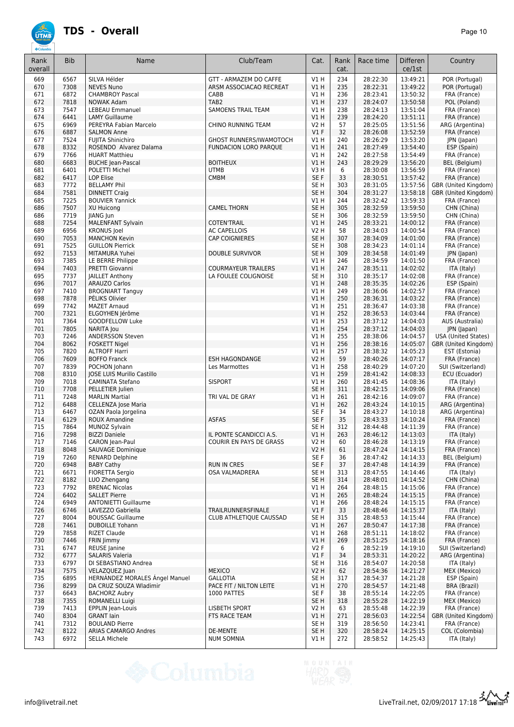# TDS - Overall

| Rank overall | Bib | Name | Club/Team | Cat. | Rank cat. | Race time | Differen ce/1st | Country |
|---|---|---|---|---|---|---|---|---|
| 669 | 6567 | SILVA Hélder | GTT - ARMAZEM DO CAFFE | V1 H | 234 | 28:22:30 | 13:49:21 | POR (Portugal) |
| 670 | 7308 | NEVES Nuno | ARSM ASSOCIACAO RECREAT | V1 H | 235 | 28:22:31 | 13:49:22 | POR (Portugal) |
| 671 | 6872 | CHAMBROY Pascal | CABB | V1 H | 236 | 28:23:41 | 13:50:32 | FRA (France) |
| 672 | 7818 | NOWAK Adam | TAB2 | V1 H | 237 | 28:24:07 | 13:50:58 | POL (Poland) |
| 673 | 7547 | LEBEAU Emmanuel | SAMOENS TRAIL TEAM | V1 H | 238 | 28:24:13 | 13:51:04 | FRA (France) |
| 674 | 6441 | LAMY Guillaume | | V1 H | 239 | 28:24:20 | 13:51:11 | FRA (France) |
| 675 | 6969 | PEREYRA Fabian Marcelo | CHINO RUNNING TEAM | V2 H | 57 | 28:25:05 | 13:51:56 | ARG (Argentina) |
| 676 | 6887 | SALMON Anne | | V1 F | 32 | 28:26:08 | 13:52:59 | FRA (France) |
| 677 | 7524 | FUJITA Shinichiro | GHOST RUNNERS/IWAMOTOCH | V1 H | 240 | 28:26:29 | 13:53:20 | JPN (Japan) |
| 678 | 8332 | ROSENDO Alvarez Dalama | FUNDACION LORO PARQUE | V1 H | 241 | 28:27:49 | 13:54:40 | ESP (Spain) |
| 679 | 7766 | HUART Matthieu | | V1 H | 242 | 28:27:58 | 13:54:49 | FRA (France) |
| 680 | 6683 | BUCHE Jean-Pascal | BOITHEUX | V1 H | 243 | 28:29:29 | 13:56:20 | BEL (Belgium) |
| 681 | 6401 | POLETTI Michel | UTMB | V3 H | 6 | 28:30:08 | 13:56:59 | FRA (France) |
| 682 | 6417 | LOP Elise | CMBM | SE F | 33 | 28:30:51 | 13:57:42 | FRA (France) |
| 683 | 7772 | BELLAMY Phil | | SE H | 303 | 28:31:05 | 13:57:56 | GBR (United Kingdom) |
| 684 | 7581 | DINNETT Craig | | SE H | 304 | 28:31:27 | 13:58:18 | GBR (United Kingdom) |
| 685 | 7225 | BOUVIER Yannick | | V1 H | 244 | 28:32:42 | 13:59:33 | FRA (France) |
| 686 | 7507 | XU Huicong | CAMEL THORN | SE H | 305 | 28:32:59 | 13:59:50 | CHN (China) |
| 686 | 7719 | JIANG Jun | | SE H | 306 | 28:32:59 | 13:59:50 | CHN (China) |
| 688 | 7254 | MALENFANT Sylvain | COTEN'TRAIL | V1 H | 245 | 28:33:21 | 14:00:12 | FRA (France) |
| 689 | 6956 | KRONUS Joel | AC CAPELLOIS | V2 H | 58 | 28:34:03 | 14:00:54 | FRA (France) |
| 690 | 7053 | MANCHON Kevin | CAP COIGNIERES | SE H | 307 | 28:34:09 | 14:01:00 | FRA (France) |
| 691 | 7525 | GUILLON Pierrick | | SE H | 308 | 28:34:23 | 14:01:14 | FRA (France) |
| 692 | 7153 | MITAMURA Yuhei | DOUBLE SURVIVOR | SE H | 309 | 28:34:58 | 14:01:49 | JPN (Japan) |
| 693 | 7385 | LE BERRE Philippe | | V1 H | 246 | 28:34:59 | 14:01:50 | FRA (France) |
| 694 | 7403 | PRETTI Giovanni | COURMAYEUR TRAILERS | V1 H | 247 | 28:35:11 | 14:02:02 | ITA (Italy) |
| 695 | 7737 | JAILLET Anthony | LA FOULEE COLIGNOISE | SE H | 310 | 28:35:17 | 14:02:08 | FRA (France) |
| 696 | 7017 | ARAUZO Carlos | | V1 H | 248 | 28:35:35 | 14:02:26 | ESP (Spain) |
| 697 | 7410 | BROGNIART Tanguy | | V1 H | 249 | 28:36:06 | 14:02:57 | FRA (France) |
| 698 | 7878 | PÊLIKS Olivier | | V1 H | 250 | 28:36:31 | 14:03:22 | FRA (France) |
| 699 | 7742 | MAZET Arnaud | | V1 H | 251 | 28:36:47 | 14:03:38 | FRA (France) |
| 700 | 7321 | ELGOYHEN Jérôme | | V1 H | 252 | 28:36:53 | 14:03:44 | FRA (France) |
| 701 | 7364 | GOODFELLOW Luke | | V1 H | 253 | 28:37:12 | 14:04:03 | AUS (Australia) |
| 701 | 7805 | NARITA Jou | | V1 H | 254 | 28:37:12 | 14:04:03 | JPN (Japan) |
| 703 | 7246 | ANDERSSON Steven | | V1 H | 255 | 28:38:06 | 14:04:57 | USA (United States) |
| 704 | 8062 | FOSKETT Nigel | | V1 H | 256 | 28:38:16 | 14:05:07 | GBR (United Kingdom) |
| 705 | 7820 | ALTROFF Harri | | V1 H | 257 | 28:38:32 | 14:05:23 | EST (Estonia) |
| 706 | 7609 | BOFFO Franck | ESH HAGONDANGE | V2 H | 59 | 28:40:26 | 14:07:17 | FRA (France) |
| 707 | 7839 | POCHON Johann | Les Marmottes | V1 H | 258 | 28:40:29 | 14:07:20 | SUI (Switzerland) |
| 708 | 8310 | JOSE LUIS Murillo Castillo | | V1 H | 259 | 28:41:42 | 14:08:33 | ECU (Ecuador) |
| 709 | 7018 | CAMINATA Stefano | SISPORT | V1 H | 260 | 28:41:45 | 14:08:36 | ITA (Italy) |
| 710 | 7708 | PELLETIER Julien | | SE H | 311 | 28:42:15 | 14:09:06 | FRA (France) |
| 711 | 7248 | MARLIN Martial | TRI VAL DE GRAY | V1 H | 261 | 28:42:16 | 14:09:07 | FRA (France) |
| 712 | 6488 | CELLENZA Jose Maria | | V1 H | 262 | 28:43:24 | 14:10:15 | ARG (Argentina) |
| 713 | 6467 | OZAN Paola Jorgelina | | SE F | 34 | 28:43:27 | 14:10:18 | ARG (Argentina) |
| 714 | 6129 | ROUX Amandine | ASFAS | SE F | 35 | 28:43:33 | 14:10:24 | FRA (France) |
| 715 | 7864 | MUNOZ Sylvain | | SE H | 312 | 28:44:48 | 14:11:39 | FRA (France) |
| 716 | 7298 | BIZZI Daniele | IL PONTE SCANDICCI A.S. | V1 H | 263 | 28:46:12 | 14:13:03 | ITA (Italy) |
| 717 | 7146 | CARON Jean-Paul | COURIR EN PAYS DE GRASS | V2 H | 60 | 28:46:28 | 14:13:19 | FRA (France) |
| 718 | 8048 | SAUVAGE Dominique | | V2 H | 61 | 28:47:24 | 14:14:15 | FRA (France) |
| 719 | 7260 | RENARD Delphine | | SE F | 36 | 28:47:42 | 14:14:33 | BEL (Belgium) |
| 720 | 6948 | BABY Cathy | RUN IN CRES | SE F | 37 | 28:47:48 | 14:14:39 | FRA (France) |
| 721 | 6671 | FIORETTA Sergio | OSA VALMADRERA | SE H | 313 | 28:47:55 | 14:14:46 | ITA (Italy) |
| 722 | 8182 | LUO Zhengang | | SE H | 314 | 28:48:01 | 14:14:52 | CHN (China) |
| 723 | 7792 | BRENAC Nicolas | | V1 H | 264 | 28:48:15 | 14:15:06 | FRA (France) |
| 724 | 6402 | SALLET Pierre | | V1 H | 265 | 28:48:24 | 14:15:15 | FRA (France) |
| 724 | 6949 | ANTONIETTI Guillaume | | V1 H | 266 | 28:48:24 | 14:15:15 | FRA (France) |
| 726 | 6746 | LAVEZZO Gabriella | TRAILRUNNERSFINALE | V1 F | 33 | 28:48:46 | 14:15:37 | ITA (Italy) |
| 727 | 8004 | BOUSSAC Guillaume | CLUB ATHLETIQUE CAUSSAD | SE H | 315 | 28:48:53 | 14:15:44 | FRA (France) |
| 728 | 7461 | DUBOILLE Yohann | | V1 H | 267 | 28:50:47 | 14:17:38 | FRA (France) |
| 729 | 7858 | RIZET Claude | | V1 H | 268 | 28:51:11 | 14:18:02 | FRA (France) |
| 730 | 7446 | FRIN Jimmy | | V1 H | 269 | 28:51:25 | 14:18:16 | FRA (France) |
| 731 | 6747 | REUSE Janine | | V2 F | 6 | 28:52:19 | 14:19:10 | SUI (Switzerland) |
| 732 | 6777 | SALARIS Valeria | | V1 F | 34 | 28:53:31 | 14:20:22 | ARG (Argentina) |
| 733 | 6797 | DI SEBASTIANO Andrea | | SE H | 316 | 28:54:07 | 14:20:58 | ITA (Italy) |
| 734 | 7575 | VELAZQUEZ Juan | MEXICO | V2 H | 62 | 28:54:36 | 14:21:27 | MEX (Mexico) |
| 735 | 6895 | HERNÁNDEZ MORALES Ángel Manuel | GALLOTIA | SE H | 317 | 28:54:37 | 14:21:28 | ESP (Spain) |
| 736 | 8299 | DA CRUZ SOUZA Wladimir | PACE FIT / NILTON LEITE | V1 H | 270 | 28:54:57 | 14:21:48 | BRA (Brazil) |
| 737 | 6643 | BACHORZ Aubry | 1000 PATTES | SE F | 38 | 28:55:14 | 14:22:05 | FRA (France) |
| 738 | 7355 | ROMANELLI Luigi | | SE H | 318 | 28:55:28 | 14:22:19 | MEX (Mexico) |
| 739 | 7413 | EPPLIN Jean-Louis | LISBETH SPORT | V2 H | 63 | 28:55:48 | 14:22:39 | FRA (France) |
| 740 | 8304 | GRANT Iain | FTS RACE TEAM | V1 H | 271 | 28:56:03 | 14:22:54 | GBR (United Kingdom) |
| 741 | 7312 | BOULAND Pierre | | SE H | 319 | 28:56:50 | 14:23:41 | FRA (France) |
| 742 | 8122 | ARIAS CAMARGO Andres | DE-MENTE | SE H | 320 | 28:58:24 | 14:25:15 | COL (Colombia) |
| 743 | 6972 | SELLA Michele | NUM SOMNIA | V1 H | 272 | 28:58:52 | 14:25:43 | ITA (Italy) |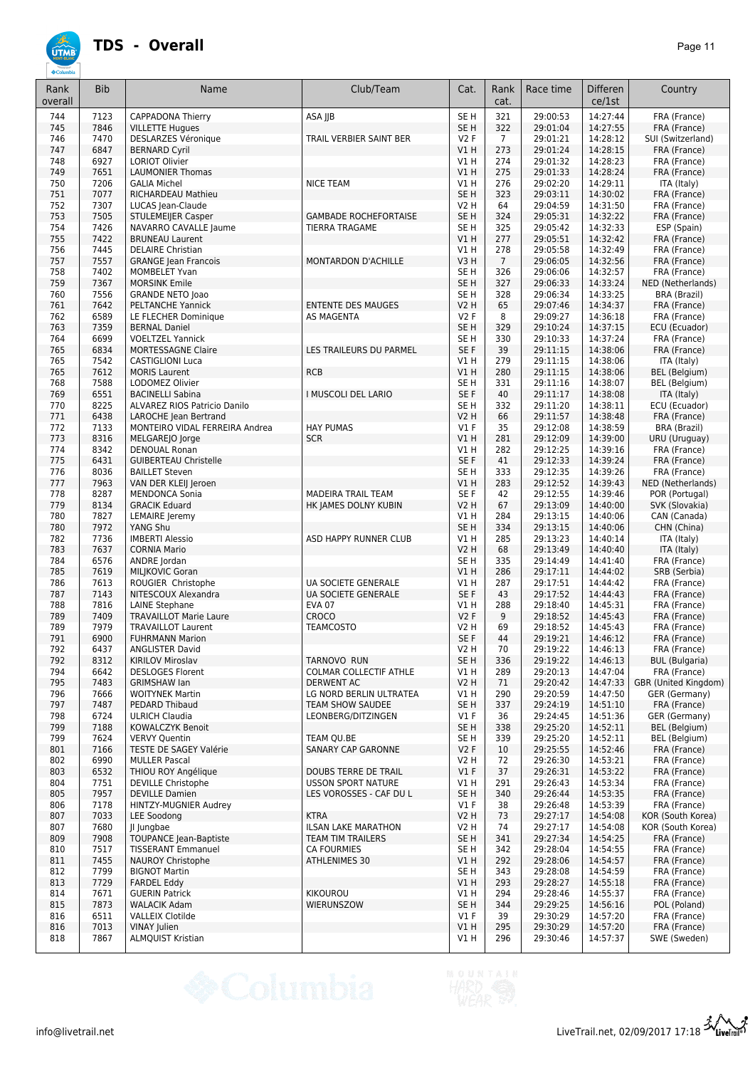# TDS - Overall

| Rank overall | Bib | Name | Club/Team | Cat. | Rank cat. | Race time | Difference/1st | Country |
|---|---|---|---|---|---|---|---|---|
| 744 | 7123 | CAPPADONA Thierry | ASA JJB | SE H | 321 | 29:00:53 | 14:27:44 | FRA (France) |
| 745 | 7846 | VILLETTE Hugues | | SE H | 322 | 29:01:04 | 14:27:55 | FRA (France) |
| 746 | 7470 | DESLARZES Véronique | TRAIL VERBIER SAINT BER | V2 F | 7 | 29:01:21 | 14:28:12 | SUI (Switzerland) |
| 747 | 6847 | BERNARD Cyril | | V1 H | 273 | 29:01:24 | 14:28:15 | FRA (France) |
| 748 | 6927 | LORIOT Olivier | | V1 H | 274 | 29:01:32 | 14:28:23 | FRA (France) |
| 749 | 7651 | LAUMONIER Thomas | | V1 H | 275 | 29:01:33 | 14:28:24 | FRA (France) |
| 750 | 7206 | GALIA Michel | NICE TEAM | V1 H | 276 | 29:02:20 | 14:29:11 | ITA (Italy) |
| 751 | 7077 | RICHARDEAU Mathieu | | SE H | 323 | 29:03:11 | 14:30:02 | FRA (France) |
| 752 | 7307 | LUCAS Jean-Claude | | V2 H | 64 | 29:04:59 | 14:31:50 | FRA (France) |
| 753 | 7505 | STULEMEIJER Casper | GAMBADE ROCHEFORTAISE | SE H | 324 | 29:05:31 | 14:32:22 | FRA (France) |
| 754 | 7426 | NAVARRO CAVALLE Jaume | TIERRA TRAGAME | SE H | 325 | 29:05:42 | 14:32:33 | ESP (Spain) |
| 755 | 7422 | BRUNEAU Laurent | | V1 H | 277 | 29:05:51 | 14:32:42 | FRA (France) |
| 756 | 7445 | DELAIRE Christian | | V1 H | 278 | 29:05:58 | 14:32:49 | FRA (France) |
| 757 | 7557 | GRANGE Jean Francois | MONTARDON D'ACHILLE | V3 H | 7 | 29:06:05 | 14:32:56 | FRA (France) |
| 758 | 7402 | MOMBELET Yvan | | SE H | 326 | 29:06:06 | 14:32:57 | FRA (France) |
| 759 | 7367 | MORSINK Emile | | SE H | 327 | 29:06:33 | 14:33:24 | NED (Netherlands) |
| 760 | 7556 | GRANDE NETO Joao | | SE H | 328 | 29:06:34 | 14:33:25 | BRA (Brazil) |
| 761 | 7642 | PELTANCHE Yannick | ENTENTE DES MAUGES | V2 H | 65 | 29:07:46 | 14:34:37 | FRA (France) |
| 762 | 6589 | LE FLECHER Dominique | AS MAGENTA | V2 F | 8 | 29:09:27 | 14:36:18 | FRA (France) |
| 763 | 7359 | BERNAL Daniel | | SE H | 329 | 29:10:24 | 14:37:15 | ECU (Ecuador) |
| 764 | 6699 | VOELTZEL Yannick | | SE H | 330 | 29:10:33 | 14:37:24 | FRA (France) |
| 765 | 6834 | MORTESSAGNE Claire | LES TRAILEURS DU PARMEL | SE F | 39 | 29:11:15 | 14:38:06 | FRA (France) |
| 765 | 7542 | CASTIGLIONI Luca | | V1 H | 279 | 29:11:15 | 14:38:06 | ITA (Italy) |
| 765 | 7612 | MORIS Laurent | RCB | V1 H | 280 | 29:11:15 | 14:38:06 | BEL (Belgium) |
| 768 | 7588 | LODOMEZ Olivier | | SE H | 331 | 29:11:16 | 14:38:07 | BEL (Belgium) |
| 769 | 6551 | BACINELLI Sabina | I MUSCOLI DEL LARIO | SE F | 40 | 29:11:17 | 14:38:08 | ITA (Italy) |
| 770 | 8225 | ALVAREZ RIOS Patricio Danilo | | SE H | 332 | 29:11:20 | 14:38:11 | ECU (Ecuador) |
| 771 | 6438 | LAROCHE Jean Bertrand | | V2 H | 66 | 29:11:57 | 14:38:48 | FRA (France) |
| 772 | 7133 | MONTEIRO VIDAL FERREIRA Andrea | HAY PUMAS | V1 F | 35 | 29:12:08 | 14:38:59 | BRA (Brazil) |
| 773 | 8316 | MELGAREJO Jorge | SCR | V1 H | 281 | 29:12:09 | 14:39:00 | URU (Uruguay) |
| 774 | 8342 | DENOUAL Ronan | | V1 H | 282 | 29:12:25 | 14:39:16 | FRA (France) |
| 775 | 6431 | GUIBERTEAU Christelle | | SE F | 41 | 29:12:33 | 14:39:24 | FRA (France) |
| 776 | 8036 | BAILLET Steven | | SE H | 333 | 29:12:35 | 14:39:26 | FRA (France) |
| 777 | 7963 | VAN DER KLEIJ Jeroen | | V1 H | 283 | 29:12:52 | 14:39:43 | NED (Netherlands) |
| 778 | 8287 | MENDONCA Sonia | MADEIRA TRAIL TEAM | SE F | 42 | 29:12:55 | 14:39:46 | POR (Portugal) |
| 779 | 8134 | GRACIK Eduard | HK JAMES DOLNY KUBIN | V2 H | 67 | 29:13:09 | 14:40:00 | SVK (Slovakia) |
| 780 | 7827 | LEMAIRE Jeremy | | V1 H | 284 | 29:13:15 | 14:40:06 | CAN (Canada) |
| 780 | 7972 | YANG Shu | | SE H | 334 | 29:13:15 | 14:40:06 | CHN (China) |
| 782 | 7736 | IMBERTI Alessio | ASD HAPPY RUNNER CLUB | V1 H | 285 | 29:13:23 | 14:40:14 | ITA (Italy) |
| 783 | 7637 | CORNIA Mario | | V2 H | 68 | 29:13:49 | 14:40:40 | ITA (Italy) |
| 784 | 6576 | ANDRE Jordan | | SE H | 335 | 29:14:49 | 14:41:40 | FRA (France) |
| 785 | 7619 | MILJKOVIC Goran | | V1 H | 286 | 29:17:11 | 14:44:02 | SRB (Serbia) |
| 786 | 7613 | ROUGIER Christophe | UA SOCIETE GENERALE | V1 H | 287 | 29:17:51 | 14:44:42 | FRA (France) |
| 787 | 7143 | NITESCOUX Alexandra | UA SOCIETE GENERALE | SE F | 43 | 29:17:52 | 14:44:43 | FRA (France) |
| 788 | 7816 | LAINE Stephane | EVA 07 | V1 H | 288 | 29:18:40 | 14:45:31 | FRA (France) |
| 789 | 7409 | TRAVAILLOT Marie Laure | CROCO | V2 F | 9 | 29:18:52 | 14:45:43 | FRA (France) |
| 789 | 7979 | TRAVAILLOT Laurent | TEAMCOSTO | V2 H | 69 | 29:18:52 | 14:45:43 | FRA (France) |
| 791 | 6900 | FUHRMANN Marion | | SE F | 44 | 29:19:21 | 14:46:12 | FRA (France) |
| 792 | 6437 | ANGLISTER David | | V2 H | 70 | 29:19:22 | 14:46:13 | FRA (France) |
| 792 | 8312 | KIRILOV Miroslav | TARNOVO RUN | SE H | 336 | 29:19:22 | 14:46:13 | BUL (Bulgaria) |
| 794 | 6642 | DESLOGES Florent | COLMAR COLLECTIF ATHLE | V1 H | 289 | 29:20:13 | 14:47:04 | FRA (France) |
| 795 | 7483 | GRIMSHAW Ian | DERWENT AC | V2 H | 71 | 29:20:42 | 14:47:33 | GBR (United Kingdom) |
| 796 | 7666 | WOITYNEK Martin | LG NORD BERLIN ULTRATEA | V1 H | 290 | 29:20:59 | 14:47:50 | GER (Germany) |
| 797 | 7487 | PEDARD Thibaud | TEAM SHOW SAUDEE | SE H | 337 | 29:24:19 | 14:51:10 | FRA (France) |
| 798 | 6724 | ULRICH Claudia | LEONBERG/DITZINGEN | V1 F | 36 | 29:24:45 | 14:51:36 | GER (Germany) |
| 799 | 7188 | KOWALCZYK Benoit | | SE H | 338 | 29:25:20 | 14:52:11 | BEL (Belgium) |
| 799 | 7624 | VERVY Quentin | TEAM QU.BE | SE H | 339 | 29:25:20 | 14:52:11 | BEL (Belgium) |
| 801 | 7166 | TESTE DE SAGEY Valérie | SANARY CAP GARONNE | V2 F | 10 | 29:25:55 | 14:52:46 | FRA (France) |
| 802 | 6990 | MULLER Pascal | | V2 H | 72 | 29:26:30 | 14:53:21 | FRA (France) |
| 803 | 6532 | THIOU ROY Angélique | DOUBS TERRE DE TRAIL | V1 F | 37 | 29:26:31 | 14:53:22 | FRA (France) |
| 804 | 7751 | DEVILLE Christophe | USSON SPORT NATURE | V1 H | 291 | 29:26:43 | 14:53:34 | FRA (France) |
| 805 | 7957 | DEVILLE Damien | LES VOROSSES - CAF DU L | SE H | 340 | 29:26:44 | 14:53:35 | FRA (France) |
| 806 | 7178 | HINTZY-MUGNIER Audrey | | V1 F | 38 | 29:26:48 | 14:53:39 | FRA (France) |
| 807 | 7033 | LEE Soodong | KTRA | V2 H | 73 | 29:27:17 | 14:54:08 | KOR (South Korea) |
| 807 | 7680 | JI Jungbae | ILSAN LAKE MARATHON | V2 H | 74 | 29:27:17 | 14:54:08 | KOR (South Korea) |
| 809 | 7908 | TOUPANCE Jean-Baptiste | TEAM TIM TRAILERS | SE H | 341 | 29:27:34 | 14:54:25 | FRA (France) |
| 810 | 7517 | TISSERANT Emmanuel | CA FOURMIES | SE H | 342 | 29:28:04 | 14:54:55 | FRA (France) |
| 811 | 7455 | NAUROY Christophe | ATHLENIMES 30 | V1 H | 292 | 29:28:06 | 14:54:57 | FRA (France) |
| 812 | 7799 | BIGNOT Martin | | SE H | 343 | 29:28:08 | 14:54:59 | FRA (France) |
| 813 | 7729 | FARDEL Eddy | | V1 H | 293 | 29:28:27 | 14:55:18 | FRA (France) |
| 814 | 7671 | GUERIN Patrick | KIKOUROU | V1 H | 294 | 29:28:46 | 14:55:37 | FRA (France) |
| 815 | 7873 | WALACIK Adam | WIERUNSZOW | SE H | 344 | 29:29:25 | 14:56:16 | POL (Poland) |
| 816 | 6511 | VALLEIX Clotilde | | V1 F | 39 | 29:30:29 | 14:57:20 | FRA (France) |
| 816 | 7013 | VINAY Julien | | V1 H | 295 | 29:30:29 | 14:57:20 | FRA (France) |
| 818 | 7867 | ALMQUIST Kristian | | V1 H | 296 | 29:30:46 | 14:57:37 | SWE (Sweden) |

info@livetrail.net LiveTrail.net, 02/09/2017 17:18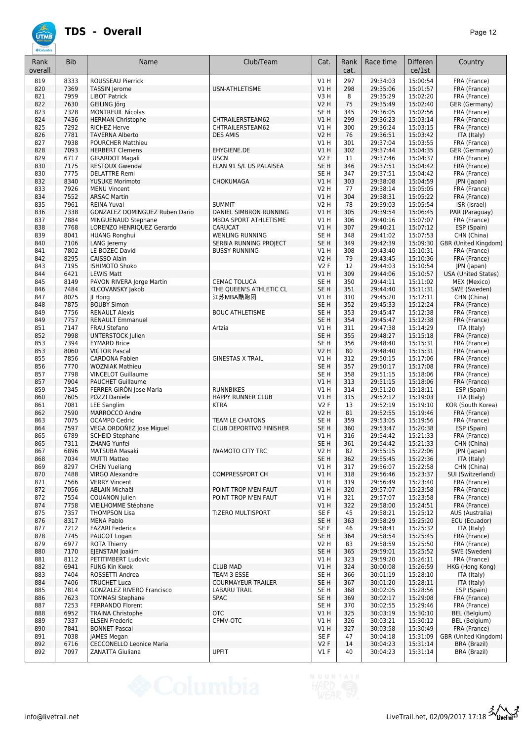# TDS - Overall

| Rank overall | Bib | Name | Club/Team | Cat. | Rank cat. | Race time | Difference/1st | Country |
|---|---|---|---|---|---|---|---|---|
| 819 | 8333 | ROUSSEAU Pierrick | | V1 H | 297 | 29:34:03 | 15:00:54 | FRA (France) |
| 820 | 7369 | TASSIN Jerome | USN-ATHLETISME | V1 H | 298 | 29:35:06 | 15:01:57 | FRA (France) |
| 821 | 7959 | LIBOT Patrick | | V3 H | 8 | 29:35:29 | 15:02:20 | FRA (France) |
| 822 | 7630 | GEILING Jörg | | V2 H | 75 | 29:35:49 | 15:02:40 | GER (Germany) |
| 823 | 7328 | MONTREUIL Nicolas | | SE H | 345 | 29:36:05 | 15:02:56 | FRA (France) |
| 824 | 7436 | HERMAN Christophe | CHTRAILERSTEAM62 | V1 H | 299 | 29:36:23 | 15:03:14 | FRA (France) |
| 825 | 7292 | RICHEZ Herve | CHTRAILERSTEAM62 | V1 H | 300 | 29:36:24 | 15:03:15 | FRA (France) |
| 826 | 7781 | TAVERNA Alberto | DES AMIS | V2 H | 76 | 29:36:51 | 15:03:42 | ITA (Italy) |
| 827 | 7938 | POURCHER Matthieu | | V1 H | 301 | 29:37:04 | 15:03:55 | FRA (France) |
| 828 | 7093 | HERBERT Clemens | EHYGIENE.DE | V1 H | 302 | 29:37:44 | 15:04:35 | GER (Germany) |
| 829 | 6717 | GIRARDOT Magali | USCN | V2 F | 11 | 29:37:46 | 15:04:37 | FRA (France) |
| 830 | 7175 | RESTOUX Gwendal | ELAN 91 S/L US PALAISEA | SE H | 346 | 29:37:51 | 15:04:42 | FRA (France) |
| 830 | 7775 | DELATTRE Remi | | SE H | 347 | 29:37:51 | 15:04:42 | FRA (France) |
| 832 | 8340 | YUSUKE Morimoto | CHOKUMAGA | V1 H | 303 | 29:38:08 | 15:04:59 | JPN (Japan) |
| 833 | 7926 | MENU Vincent | | V2 H | 77 | 29:38:14 | 15:05:05 | FRA (France) |
| 834 | 7552 | ARSAC Martin | | V1 H | 304 | 29:38:31 | 15:05:22 | FRA (France) |
| 835 | 7961 | REINA Yuval | SUMMIT | V2 H | 78 | 29:39:03 | 15:05:54 | ISR (Israel) |
| 836 | 7338 | GONZALEZ DOMINGUEZ Ruben Dario | DANIEL SIMBRON RUNNING | V1 H | 305 | 29:39:54 | 15:06:45 | PAR (Paraguay) |
| 837 | 7884 | MINGUENAUD Stephane | MBDA SPORT ATHLETISME | V1 H | 306 | 29:40:16 | 15:07:07 | FRA (France) |
| 838 | 7768 | LORENZO HENRIQUEZ Gerardo | CARUCAT | V1 H | 307 | 29:40:21 | 15:07:12 | ESP (Spain) |
| 839 | 8041 | HUANG Ronghui | WENLING RUNNING | SE H | 348 | 29:41:02 | 15:07:53 | CHN (China) |
| 840 | 7106 | LANG Jeremy | SERBIA RUNNING PROJECT | SE H | 349 | 29:42:39 | 15:09:30 | GBR (United Kingdom) |
| 841 | 7802 | LE BOZEC David | BUSSY RUNNING | V1 H | 308 | 29:43:40 | 15:10:31 | FRA (France) |
| 842 | 8295 | CAISSO Alain | | V2 H | 79 | 29:43:45 | 15:10:36 | FRA (France) |
| 843 | 7195 | ISHIMOTO Shoko | | V2 F | 12 | 29:44:03 | 15:10:54 | JPN (Japan) |
| 844 | 6421 | LEWIS Matt | | V1 H | 309 | 29:44:06 | 15:10:57 | USA (United States) |
| 845 | 8149 | PAVON RIVERA Jorge Martin | CEMAC TOLUCA | SE H | 350 | 29:44:11 | 15:11:02 | MEX (Mexico) |
| 846 | 7484 | KLCOVANSKY Jakob | THE QUEEN'S ATHLETIC CL | SE H | 351 | 29:44:40 | 15:11:31 | SWE (Sweden) |
| 847 | 8025 | JI Hong | 江苏MBA酷跑团 | V1 H | 310 | 29:45:20 | 15:12:11 | CHN (China) |
| 848 | 7875 | BOUBY Simon | | SE H | 352 | 29:45:33 | 15:12:24 | FRA (France) |
| 849 | 7756 | RENAULT Alexis | BOUC ATHLETISME | SE H | 353 | 29:45:47 | 15:12:38 | FRA (France) |
| 849 | 7757 | RENAULT Emmanuel | | SE H | 354 | 29:45:47 | 15:12:38 | FRA (France) |
| 851 | 7147 | FRAU Stefano | Artzia | V1 H | 311 | 29:47:38 | 15:14:29 | ITA (Italy) |
| 852 | 7998 | UNTERSTOCK Julien | | SE H | 355 | 29:48:27 | 15:15:18 | FRA (France) |
| 853 | 7394 | EYMARD Brice | | SE H | 356 | 29:48:40 | 15:15:31 | FRA (France) |
| 853 | 8060 | VICTOR Pascal | | V2 H | 80 | 29:48:40 | 15:15:31 | FRA (France) |
| 855 | 7856 | CARDONA Fabien | GINESTAS X TRAIL | V1 H | 312 | 29:50:15 | 15:17:06 | FRA (France) |
| 856 | 7770 | WOZNIAK Mathieu | | SE H | 357 | 29:50:17 | 15:17:08 | FRA (France) |
| 857 | 7798 | VINCELOT Guillaume | | SE H | 358 | 29:51:15 | 15:18:06 | FRA (France) |
| 857 | 7904 | PAUCHET Guillaume | | V1 H | 313 | 29:51:15 | 15:18:06 | FRA (France) |
| 859 | 7345 | FERRER GIRÓN Jose Maria | RUNNBIKES | V1 H | 314 | 29:51:20 | 15:18:11 | ESP (Spain) |
| 860 | 7605 | POZZI Daniele | HAPPY RUNNER CLUB | V1 H | 315 | 29:52:12 | 15:19:03 | ITA (Italy) |
| 861 | 7081 | LEE Sanglim | KTRA | V2 F | 13 | 29:52:19 | 15:19:10 | KOR (South Korea) |
| 862 | 7590 | MARROCCO Andre | | V2 H | 81 | 29:52:55 | 15:19:46 | FRA (France) |
| 863 | 7075 | OCAMPO Cedric | TEAM LE CHATONS | SE H | 359 | 29:53:05 | 15:19:56 | FRA (France) |
| 864 | 7597 | VEGA ORDOÑEZ Jose Miguel | CLUB DEPORTIVO FINISHER | SE H | 360 | 29:53:47 | 15:20:38 | ESP (Spain) |
| 865 | 6789 | SCHEID Stephane | | V1 H | 316 | 29:54:42 | 15:21:33 | FRA (France) |
| 865 | 7311 | ZHANG Yunfei | | SE H | 361 | 29:54:42 | 15:21:33 | CHN (China) |
| 867 | 6896 | MATSUBA Masaki | IWAMOTO CITY TRC | V2 H | 82 | 29:55:15 | 15:22:06 | JPN (Japan) |
| 868 | 7034 | MUTTI Matteo | | SE H | 362 | 29:55:45 | 15:22:36 | ITA (Italy) |
| 869 | 8297 | CHEN Yueliang | | V1 H | 317 | 29:56:07 | 15:22:58 | CHN (China) |
| 870 | 7488 | VIRGO Alexandre | COMPRESSPORT CH | V1 H | 318 | 29:56:46 | 15:23:37 | SUI (Switzerland) |
| 871 | 7566 | VERRY Vincent | | V1 H | 319 | 29:56:49 | 15:23:40 | FRA (France) |
| 872 | 7056 | ABLAIN Michaël | POINT TROP N'EN FAUT | V1 H | 320 | 29:57:07 | 15:23:58 | FRA (France) |
| 872 | 7554 | COUANON Julien | POINT TROP N'EN FAUT | V1 H | 321 | 29:57:07 | 15:23:58 | FRA (France) |
| 874 | 7758 | VIEILHOMME Stéphane | | V1 H | 322 | 29:58:00 | 15:24:51 | FRA (France) |
| 875 | 7357 | THOMPSON Lisa | T:ZERO MULTISPORT | SE F | 45 | 29:58:21 | 15:25:12 | AUS (Australia) |
| 876 | 8317 | MENA Pablo | | SE H | 363 | 29:58:29 | 15:25:20 | ECU (Ecuador) |
| 877 | 7212 | FAZARI Federica | | SE F | 46 | 29:58:41 | 15:25:32 | ITA (Italy) |
| 878 | 7745 | PAUCOT Logan | | SE H | 364 | 29:58:54 | 15:25:45 | FRA (France) |
| 879 | 6977 | ROTA Thierry | | V2 H | 83 | 29:58:59 | 15:25:50 | FRA (France) |
| 880 | 7170 | EJENSTAM Joakim | | SE H | 365 | 29:59:01 | 15:25:52 | SWE (Sweden) |
| 881 | 8112 | PETITIMBERT Ludovic | | V1 H | 323 | 29:59:20 | 15:26:11 | FRA (France) |
| 882 | 6941 | FUNG Kin Kwok | CLUB MAD | V1 H | 324 | 30:00:08 | 15:26:59 | HKG (Hong Kong) |
| 883 | 7404 | ROSSETTI Andrea | TEAM 3 ESSE | SE H | 366 | 30:01:19 | 15:28:10 | ITA (Italy) |
| 884 | 7406 | TRUCHET Luca | COURMAYEUR TRAILER | SE H | 367 | 30:01:20 | 15:28:11 | ITA (Italy) |
| 885 | 7814 | GONZALEZ RIVERO Francisco | LABARU TRAIL | SE H | 368 | 30:02:05 | 15:28:56 | ESP (Spain) |
| 886 | 7623 | TOMMASI Stephane | SPAC | SE H | 369 | 30:02:17 | 15:29:08 | FRA (France) |
| 887 | 7253 | FERRANDO Florent | | SE H | 370 | 30:02:55 | 15:29:46 | FRA (France) |
| 888 | 6952 | TRAINA Christophe | OTC | V1 H | 325 | 30:03:19 | 15:30:10 | BEL (Belgium) |
| 889 | 7337 | ELSEN Frederic | CPMV-OTC | V1 H | 326 | 30:03:21 | 15:30:12 | BEL (Belgium) |
| 890 | 7841 | BONNET Pascal | | V1 H | 327 | 30:03:58 | 15:30:49 | FRA (France) |
| 891 | 7038 | JAMES Megan | | SE F | 47 | 30:04:18 | 15:31:09 | GBR (United Kingdom) |
| 892 | 6716 | CECCONELLO Leonice Maria | | V2 F | 14 | 30:04:23 | 15:31:14 | BRA (Brazil) |
| 892 | 7097 | ZANATTA Giuliana | UPFIT | V1 F | 40 | 30:04:23 | 15:31:14 | BRA (Brazil) |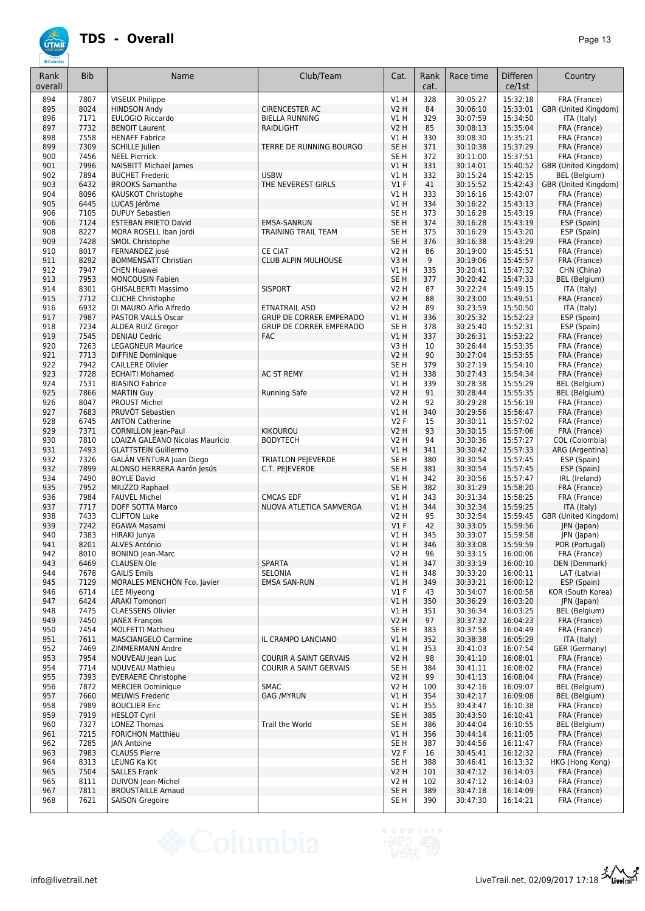# TDS - Overall

| Rank overall | Bib | Name | Club/Team | Cat. | Rank cat. | Race time | Difference/1st | Country |
|---|---|---|---|---|---|---|---|---|
| 894 | 7807 | VISEUX Philippe | | V1 H | 328 | 30:05:27 | 15:32:18 | FRA (France) |
| 895 | 8024 | HINDSON Andy | CIRENCESTER AC | V2 H | 84 | 30:06:10 | 15:33:01 | GBR (United Kingdom) |
| 896 | 7171 | EULOGIO Riccardo | BIELLA RUNNING | V1 H | 329 | 30:07:59 | 15:34:50 | ITA (Italy) |
| 897 | 7732 | BENOIT Laurent | RAIDLIGHT | V2 H | 85 | 30:08:13 | 15:35:04 | FRA (France) |
| 898 | 7558 | HENAFF Fabrice | | V1 H | 330 | 30:08:30 | 15:35:21 | FRA (France) |
| 899 | 7309 | SCHILLE Julien | TERRE DE RUNNING BOURGO | SE H | 371 | 30:10:38 | 15:37:29 | FRA (France) |
| 900 | 7456 | NEEL Pierrick | | SE H | 372 | 30:11:00 | 15:37:51 | FRA (France) |
| 901 | 7996 | NAISBITT Michael James | | V1 H | 331 | 30:14:01 | 15:40:52 | GBR (United Kingdom) |
| 902 | 7894 | BUCHET Frederic | USBW | V1 H | 332 | 30:15:24 | 15:42:15 | BEL (Belgium) |
| 903 | 6432 | BROOKS Samantha | THE NEVEREST GIRLS | V1 F | 41 | 30:15:52 | 15:42:43 | GBR (United Kingdom) |
| 904 | 8096 | KAUSKOT Christophe | | V1 H | 333 | 30:16:16 | 15:43:07 | FRA (France) |
| 905 | 6445 | LUCAS Jérôme | | V1 H | 334 | 30:16:22 | 15:43:13 | FRA (France) |
| 906 | 7105 | DUPUY Sebastien | | SE H | 373 | 30:16:28 | 15:43:19 | FRA (France) |
| 906 | 7124 | ESTEBAN PRIETO David | EMSA-SANRUN | SE H | 374 | 30:16:28 | 15:43:19 | ESP (Spain) |
| 908 | 8227 | MORA ROSELL Iban Jordi | TRAINING TRAIL TEAM | SE H | 375 | 30:16:29 | 15:43:20 | ESP (Spain) |
| 909 | 7428 | SMOL Christophe | | SE H | 376 | 30:16:38 | 15:43:29 | FRA (France) |
| 910 | 8017 | FERNANDEZ josé | CE CIAT | V2 H | 86 | 30:19:00 | 15:45:51 | FRA (France) |
| 911 | 8292 | BOMMENSATT Christian | CLUB ALPIN MULHOUSE | V3 H | 9 | 30:19:06 | 15:45:57 | FRA (France) |
| 912 | 7947 | CHEN Huawei | | V1 H | 335 | 30:20:41 | 15:47:32 | CHN (China) |
| 913 | 7953 | MONCOUSIN Fabien | | SE H | 377 | 30:20:42 | 15:47:33 | BEL (Belgium) |
| 914 | 8301 | GHISALBERTI Massimo | SISPORT | V2 H | 87 | 30:22:24 | 15:49:15 | ITA (Italy) |
| 915 | 7712 | CLICHE Christophe | | V2 H | 88 | 30:23:00 | 15:49:51 | FRA (France) |
| 916 | 6932 | DI MAURO Alfio Alfredo | ETNATRAIL ASD | V2 H | 89 | 30:23:59 | 15:50:50 | ITA (Italy) |
| 917 | 7987 | PASTOR VALLS Oscar | GRUP DE CORRER EMPERADO | V1 H | 336 | 30:25:32 | 15:52:23 | ESP (Spain) |
| 918 | 7234 | ALDEA RUIZ Gregor | GRUP DE CORRER EMPERADO | SE H | 378 | 30:25:40 | 15:52:31 | ESP (Spain) |
| 919 | 7545 | DENIAU Cedric | FAC | V1 H | 337 | 30:26:31 | 15:53:22 | FRA (France) |
| 920 | 7263 | LEGAGNEUR Maurice | | V3 H | 10 | 30:26:44 | 15:53:35 | FRA (France) |
| 921 | 7713 | DIFFINE Dominique | | V2 H | 90 | 30:27:04 | 15:53:55 | FRA (France) |
| 922 | 7942 | CAILLERE Olivier | | SE H | 379 | 30:27:19 | 15:54:10 | FRA (France) |
| 923 | 7728 | ECHAITI Mohamed | AC ST REMY | V1 H | 338 | 30:27:43 | 15:54:34 | FRA (France) |
| 924 | 7531 | BIASINO Fabrice | | V1 H | 339 | 30:28:38 | 15:55:29 | BEL (Belgium) |
| 925 | 7866 | MARTIN Guy | Running Safe | V2 H | 91 | 30:28:44 | 15:55:35 | BEL (Belgium) |
| 926 | 8047 | PROUST Michel | | V2 H | 92 | 30:29:28 | 15:56:19 | FRA (France) |
| 927 | 7683 | PRUVÔT Sébastien | | V1 H | 340 | 30:29:56 | 15:56:47 | FRA (France) |
| 928 | 6745 | ANTON Catherine | | V2 F | 15 | 30:30:11 | 15:57:02 | FRA (France) |
| 929 | 7371 | CORNILLON Jean-Paul | KIKOUROU | V2 H | 93 | 30:30:15 | 15:57:06 | FRA (France) |
| 930 | 7810 | LOAIZA GALEANO Nicolas Mauricio | BODYTECH | V2 H | 94 | 30:30:36 | 15:57:27 | COL (Colombia) |
| 931 | 7493 | GLATTSTEIN Guillermo | | V1 H | 341 | 30:30:42 | 15:57:33 | ARG (Argentina) |
| 932 | 7326 | GALÁN VENTURA Juan Diego | TRIATLON PEJEVERDE | SE H | 380 | 30:30:54 | 15:57:45 | ESP (Spain) |
| 932 | 7899 | ALONSO HERRERA Aarón Jesús | C.T. PEJEVERDE | SE H | 381 | 30:30:54 | 15:57:45 | ESP (Spain) |
| 934 | 7490 | BOYLE David | | V1 H | 342 | 30:30:56 | 15:57:47 | IRL (Ireland) |
| 935 | 7952 | MIUZZO Raphael | | SE H | 382 | 30:31:29 | 15:58:20 | FRA (France) |
| 936 | 7984 | FAUVEL Michel | CMCAS EDF | V1 H | 343 | 30:31:34 | 15:58:25 | FRA (France) |
| 937 | 7717 | DOFF SOTTA Marco | NUOVA ATLETICA SAMVERGA | V1 H | 344 | 30:32:34 | 15:59:25 | ITA (Italy) |
| 938 | 7433 | CLIFTON Luke | | V2 H | 95 | 30:32:54 | 15:59:45 | GBR (United Kingdom) |
| 939 | 7242 | EGAWA Masami | | V1 F | 42 | 30:33:05 | 15:59:56 | JPN (Japan) |
| 940 | 7383 | HIRAKI Junya | | V1 H | 345 | 30:33:07 | 15:59:58 | JPN (Japan) |
| 941 | 8201 | ALVES António | | V1 H | 346 | 30:33:08 | 15:59:59 | POR (Portugal) |
| 942 | 8010 | BONINO Jean-Marc | | V2 H | 96 | 30:33:15 | 16:00:06 | FRA (France) |
| 943 | 6469 | CLAUSEN Ole | SPARTA | V1 H | 347 | 30:33:19 | 16:00:10 | DEN (Denmark) |
| 944 | 7678 | GAILIS Emils | SELONIA | V1 H | 348 | 30:33:20 | 16:00:11 | LAT (Latvia) |
| 945 | 7129 | MORALES MENCHÓN Fco. Javier | EMSA SAN-RUN | V1 H | 349 | 30:33:21 | 16:00:12 | ESP (Spain) |
| 946 | 6714 | LEE Miyeong | | V1 F | 43 | 30:34:07 | 16:00:58 | KOR (South Korea) |
| 947 | 6424 | ARAKI Tomonori | | V1 H | 350 | 30:36:29 | 16:03:20 | JPN (Japan) |
| 948 | 7475 | CLAESSENS Olivier | | V1 H | 351 | 30:36:34 | 16:03:25 | BEL (Belgium) |
| 949 | 7450 | JANEX François | | V2 H | 97 | 30:37:32 | 16:04:23 | FRA (France) |
| 950 | 7454 | MOLFETTI Mathieu | | SE H | 383 | 30:37:58 | 16:04:49 | FRA (France) |
| 951 | 7611 | MASCIANGELO Carmine | IL CRAMPO LANCIANO | V1 H | 352 | 30:38:38 | 16:05:29 | ITA (Italy) |
| 952 | 7469 | ZIMMERMANN Andre | | V1 H | 353 | 30:41:03 | 16:07:54 | GER (Germany) |
| 953 | 7954 | NOUVEAU Jean Luc | COURIR A SAINT GERVAIS | V2 H | 98 | 30:41:10 | 16:08:01 | FRA (France) |
| 954 | 7714 | NOUVEAU Mathieu | COURIR A SAINT GERVAIS | SE H | 384 | 30:41:11 | 16:08:02 | FRA (France) |
| 955 | 7393 | EVERAERE Christophe | | V2 H | 99 | 30:41:13 | 16:08:04 | FRA (France) |
| 956 | 7872 | MERCIER Dominique | SMAC | V2 H | 100 | 30:42:16 | 16:09:07 | BEL (Belgium) |
| 957 | 7660 | MEUWIS Frederic | GAG /MYRUN | V1 H | 354 | 30:42:17 | 16:09:08 | BEL (Belgium) |
| 958 | 7989 | BOUCLIER Eric | | V1 H | 355 | 30:43:47 | 16:10:38 | FRA (France) |
| 959 | 7919 | HESLOT Cyril | | SE H | 385 | 30:43:50 | 16:10:41 | FRA (France) |
| 960 | 7327 | LONEZ Thomas | Trail the World | SE H | 386 | 30:44:04 | 16:10:55 | BEL (Belgium) |
| 961 | 7215 | FORICHON Matthieu | | V1 H | 356 | 30:44:14 | 16:11:05 | FRA (France) |
| 962 | 7285 | JAN Antoine | | SE H | 387 | 30:44:56 | 16:11:47 | FRA (France) |
| 963 | 7983 | CLAUSS Pierre | | V2 F | 16 | 30:45:41 | 16:12:32 | FRA (France) |
| 964 | 8313 | LEUNG Ka Kit | | SE H | 388 | 30:46:41 | 16:13:32 | HKG (Hong Kong) |
| 965 | 7504 | SALLES Frank | | V2 H | 101 | 30:47:12 | 16:14:03 | FRA (France) |
| 965 | 8111 | DUIVON Jean-Michel | | V2 H | 102 | 30:47:12 | 16:14:03 | FRA (France) |
| 967 | 7811 | BROUSTAILLE Arnaud | | SE H | 389 | 30:47:18 | 16:14:09 | FRA (France) |
| 968 | 7621 | SAISON Gregoire | | SE H | 390 | 30:47:30 | 16:14:21 | FRA (France) |

info@livetrail.net

LiveTrail.net, 02/09/2017 17:18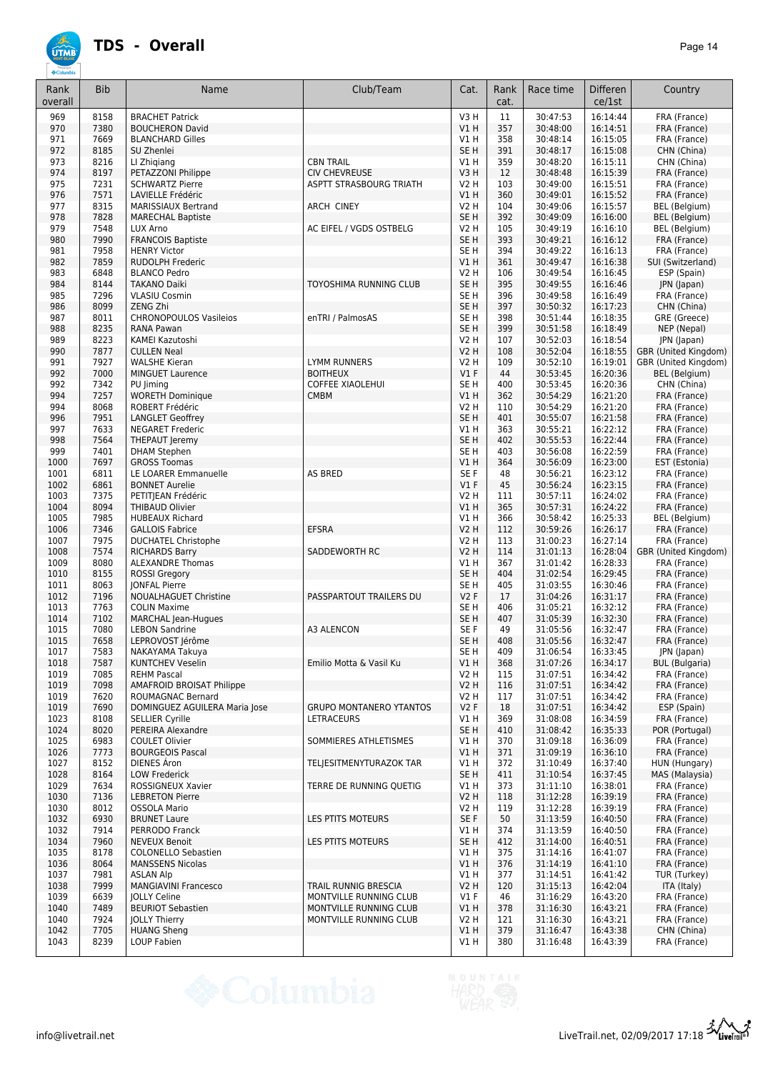# TDS - Overall

| Rank overall | Bib | Name | Club/Team | Cat. | Rank cat. | Race time | Differen ce/1st | Country |
|---|---|---|---|---|---|---|---|---|
| 969 | 8158 | BRACHET Patrick | | V3 H | 11 | 30:47:53 | 16:14:44 | FRA (France) |
| 970 | 7380 | BOUCHERON David | | V1 H | 357 | 30:48:00 | 16:14:51 | FRA (France) |
| 971 | 7669 | BLANCHARD Gilles | | V1 H | 358 | 30:48:14 | 16:15:05 | FRA (France) |
| 972 | 8185 | SU Zhenlei | | SE H | 391 | 30:48:17 | 16:15:08 | CHN (China) |
| 973 | 8216 | LI Zhiqiang | CBN TRAIL | V1 H | 359 | 30:48:20 | 16:15:11 | CHN (China) |
| 974 | 8197 | PETAZZONI Philippe | CIV CHEVREUSE | V3 H | 12 | 30:48:48 | 16:15:39 | FRA (France) |
| 975 | 7231 | SCHWARTZ Pierre | ASPTT STRASBOURG TRIATH | V2 H | 103 | 30:49:00 | 16:15:51 | FRA (France) |
| 976 | 7571 | LAVIELLE Frédéric | | V1 H | 360 | 30:49:01 | 16:15:52 | FRA (France) |
| 977 | 8315 | MARISSIAUX Bertrand | ARCH CINEY | V2 H | 104 | 30:49:06 | 16:15:57 | BEL (Belgium) |
| 978 | 7828 | MARECHAL Baptiste | | SE H | 392 | 30:49:09 | 16:16:00 | BEL (Belgium) |
| 979 | 7548 | LUX Arno | AC EIFEL / VGDS OSTBELG | V2 H | 105 | 30:49:19 | 16:16:10 | BEL (Belgium) |
| 980 | 7990 | FRANCOIS Baptiste | | SE H | 393 | 30:49:21 | 16:16:12 | FRA (France) |
| 981 | 7958 | HENRY Victor | | SE H | 394 | 30:49:22 | 16:16:13 | FRA (France) |
| 982 | 7859 | RUDOLPH Frederic | | V1 H | 361 | 30:49:47 | 16:16:38 | SUI (Switzerland) |
| 983 | 6848 | BLANCO Pedro | | V2 H | 106 | 30:49:54 | 16:16:45 | ESP (Spain) |
| 984 | 8144 | TAKANO Daiki | TOYOSHIMA RUNNING CLUB | SE H | 395 | 30:49:55 | 16:16:46 | JPN (Japan) |
| 985 | 7296 | VLASIU Cosmin | | SE H | 396 | 30:49:58 | 16:16:49 | FRA (France) |
| 986 | 8099 | ZENG Zhi | | SE H | 397 | 30:50:32 | 16:17:23 | CHN (China) |
| 987 | 8011 | CHRONOPOULOS Vasileios | enTRI / PalmosAS | SE H | 398 | 30:51:44 | 16:18:35 | GRE (Greece) |
| 988 | 8235 | RANA Pawan | | SE H | 399 | 30:51:58 | 16:18:49 | NEP (Nepal) |
| 989 | 8223 | KAMEI Kazutoshi | | V2 H | 107 | 30:52:03 | 16:18:54 | JPN (Japan) |
| 990 | 7877 | CULLEN Neal | | V2 H | 108 | 30:52:04 | 16:18:55 | GBR (United Kingdom) |
| 991 | 7927 | WALSHE Kieran | LYMM RUNNERS | V2 H | 109 | 30:52:10 | 16:19:01 | GBR (United Kingdom) |
| 992 | 7000 | MINGUET Laurence | BOITHEUX | V1 F | 44 | 30:53:45 | 16:20:36 | BEL (Belgium) |
| 992 | 7342 | PU Jiming | COFFEE XIAOLEHUI | SE H | 400 | 30:53:45 | 16:20:36 | CHN (China) |
| 994 | 7257 | WORETH Dominique | CMBM | V1 H | 362 | 30:54:29 | 16:21:20 | FRA (France) |
| 994 | 8068 | ROBERT Frédéric | | V2 H | 110 | 30:54:29 | 16:21:20 | FRA (France) |
| 996 | 7951 | LANGLET Geoffrey | | SE H | 401 | 30:55:07 | 16:21:58 | FRA (France) |
| 997 | 7633 | NEGARET Frederic | | V1 H | 363 | 30:55:21 | 16:22:12 | FRA (France) |
| 998 | 7564 | THEPAUT Jeremy | | SE H | 402 | 30:55:53 | 16:22:44 | FRA (France) |
| 999 | 7401 | DHAM Stephen | | SE H | 403 | 30:56:08 | 16:22:59 | FRA (France) |
| 1000 | 7697 | GROSS Toomas | | V1 H | 364 | 30:56:09 | 16:23:00 | EST (Estonia) |
| 1001 | 6811 | LE LOARER Emmanuelle | AS BRED | SE F | 48 | 30:56:21 | 16:23:12 | FRA (France) |
| 1002 | 6861 | BONNET Aurelie | | V1 F | 45 | 30:56:24 | 16:23:15 | FRA (France) |
| 1003 | 7375 | PETITJEAN Frédéric | | V2 H | 111 | 30:57:11 | 16:24:02 | FRA (France) |
| 1004 | 8094 | THIBAUD Olivier | | V1 H | 365 | 30:57:31 | 16:24:22 | FRA (France) |
| 1005 | 7985 | HUBEAUX Richard | | V1 H | 366 | 30:58:42 | 16:25:33 | BEL (Belgium) |
| 1006 | 7346 | GALLOIS Fabrice | EFSRA | V2 H | 112 | 30:59:26 | 16:26:17 | FRA (France) |
| 1007 | 7975 | DUCHATEL Christophe | | V2 H | 113 | 31:00:23 | 16:27:14 | FRA (France) |
| 1008 | 7574 | RICHARDS Barry | SADDEWORTH RC | V2 H | 114 | 31:01:13 | 16:28:04 | GBR (United Kingdom) |
| 1009 | 8080 | ALEXANDRE Thomas | | V1 H | 367 | 31:01:42 | 16:28:33 | FRA (France) |
| 1010 | 8155 | ROSSI Gregory | | SE H | 404 | 31:02:54 | 16:29:45 | FRA (France) |
| 1011 | 8063 | JONFAL Pierre | | SE H | 405 | 31:03:55 | 16:30:46 | FRA (France) |
| 1012 | 7196 | NOUALHAGUET Christine | PASSPARTOUT TRAILERS DU | V2 F | 17 | 31:04:26 | 16:31:17 | FRA (France) |
| 1013 | 7763 | COLIN Maxime | | SE H | 406 | 31:05:21 | 16:32:12 | FRA (France) |
| 1014 | 7102 | MARCHAL Jean-Hugues | | SE H | 407 | 31:05:39 | 16:32:30 | FRA (France) |
| 1015 | 7080 | LEBON Sandrine | A3 ALENCON | SE F | 49 | 31:05:56 | 16:32:47 | FRA (France) |
| 1015 | 7658 | LEPROVOST Jérôme | | SE H | 408 | 31:05:56 | 16:32:47 | FRA (France) |
| 1017 | 7583 | NAKAYAMA Takuya | | SE H | 409 | 31:06:54 | 16:33:45 | JPN (Japan) |
| 1018 | 7587 | KUNTCHEV Veselin | Emilio Motta & Vasil Ku | V1 H | 368 | 31:07:26 | 16:34:17 | BUL (Bulgaria) |
| 1019 | 7085 | REHM Pascal | | V2 H | 115 | 31:07:51 | 16:34:42 | FRA (France) |
| 1019 | 7098 | AMAFROID BROISAT Philippe | | V2 H | 116 | 31:07:51 | 16:34:42 | FRA (France) |
| 1019 | 7620 | ROUMAGNAC Bernard | | V2 H | 117 | 31:07:51 | 16:34:42 | FRA (France) |
| 1019 | 7690 | DOMINGUEZ AGUILERA Maria Jose | GRUPO MONTANERO YTANTOS | V2 F | 18 | 31:07:51 | 16:34:42 | ESP (Spain) |
| 1023 | 8108 | SELLIER Cyrille | LETRACEURS | V1 H | 369 | 31:08:08 | 16:34:59 | FRA (France) |
| 1024 | 8020 | PEREIRA Alexandre | | SE H | 410 | 31:08:42 | 16:35:33 | POR (Portugal) |
| 1025 | 6983 | COULET Olivier | SOMMIERES ATHLETISMES | V1 H | 370 | 31:09:18 | 16:36:09 | FRA (France) |
| 1026 | 7773 | BOURGEOIS Pascal | | V1 H | 371 | 31:09:19 | 16:36:10 | FRA (France) |
| 1027 | 8152 | DIENES Áron | TELJESITMENYTURAZOK TAR | V1 H | 372 | 31:10:49 | 16:37:40 | HUN (Hungary) |
| 1028 | 8164 | LOW Frederick | | SE H | 411 | 31:10:54 | 16:37:45 | MAS (Malaysia) |
| 1029 | 7634 | ROSSIGNEUX Xavier | TERRE DE RUNNING QUETIG | V1 H | 373 | 31:11:10 | 16:38:01 | FRA (France) |
| 1030 | 7136 | LEBRETON Pierre | | V2 H | 118 | 31:12:28 | 16:39:19 | FRA (France) |
| 1030 | 8012 | OSSOLA Mario | | V2 H | 119 | 31:12:28 | 16:39:19 | FRA (France) |
| 1032 | 6930 | BRUNET Laure | LES PTITS MOTEURS | SE F | 50 | 31:13:59 | 16:40:50 | FRA (France) |
| 1032 | 7914 | PERRODO Franck | | V1 H | 374 | 31:13:59 | 16:40:50 | FRA (France) |
| 1034 | 7960 | NEVEUX Benoit | LES PTITS MOTEURS | SE H | 412 | 31:14:00 | 16:40:51 | FRA (France) |
| 1035 | 8178 | COLONELLO Sebastien | | V1 H | 375 | 31:14:16 | 16:41:07 | FRA (France) |
| 1036 | 8064 | MANSSENS Nicolas | | V1 H | 376 | 31:14:19 | 16:41:10 | FRA (France) |
| 1037 | 7981 | ASLAN Alp | | V1 H | 377 | 31:14:51 | 16:41:42 | TUR (Turkey) |
| 1038 | 7999 | MANGIAVINI Francesco | TRAIL RUNNIG BRESCIA | V2 H | 120 | 31:15:13 | 16:42:04 | ITA (Italy) |
| 1039 | 6639 | JOLLY Celine | MONTVILLE RUNNING CLUB | V1 F | 46 | 31:16:29 | 16:43:20 | FRA (France) |
| 1040 | 7489 | BEURIOT Sebastien | MONTVILLE RUNNING CLUB | V1 H | 378 | 31:16:30 | 16:43:21 | FRA (France) |
| 1040 | 7924 | JOLLY Thierry | MONTVILLE RUNNING CLUB | V2 H | 121 | 31:16:30 | 16:43:21 | FRA (France) |
| 1042 | 7705 | HUANG Sheng | | V1 H | 379 | 31:16:47 | 16:43:38 | CHN (China) |
| 1043 | 8239 | LOUP Fabien | | V1 H | 380 | 31:16:48 | 16:43:39 | FRA (France) |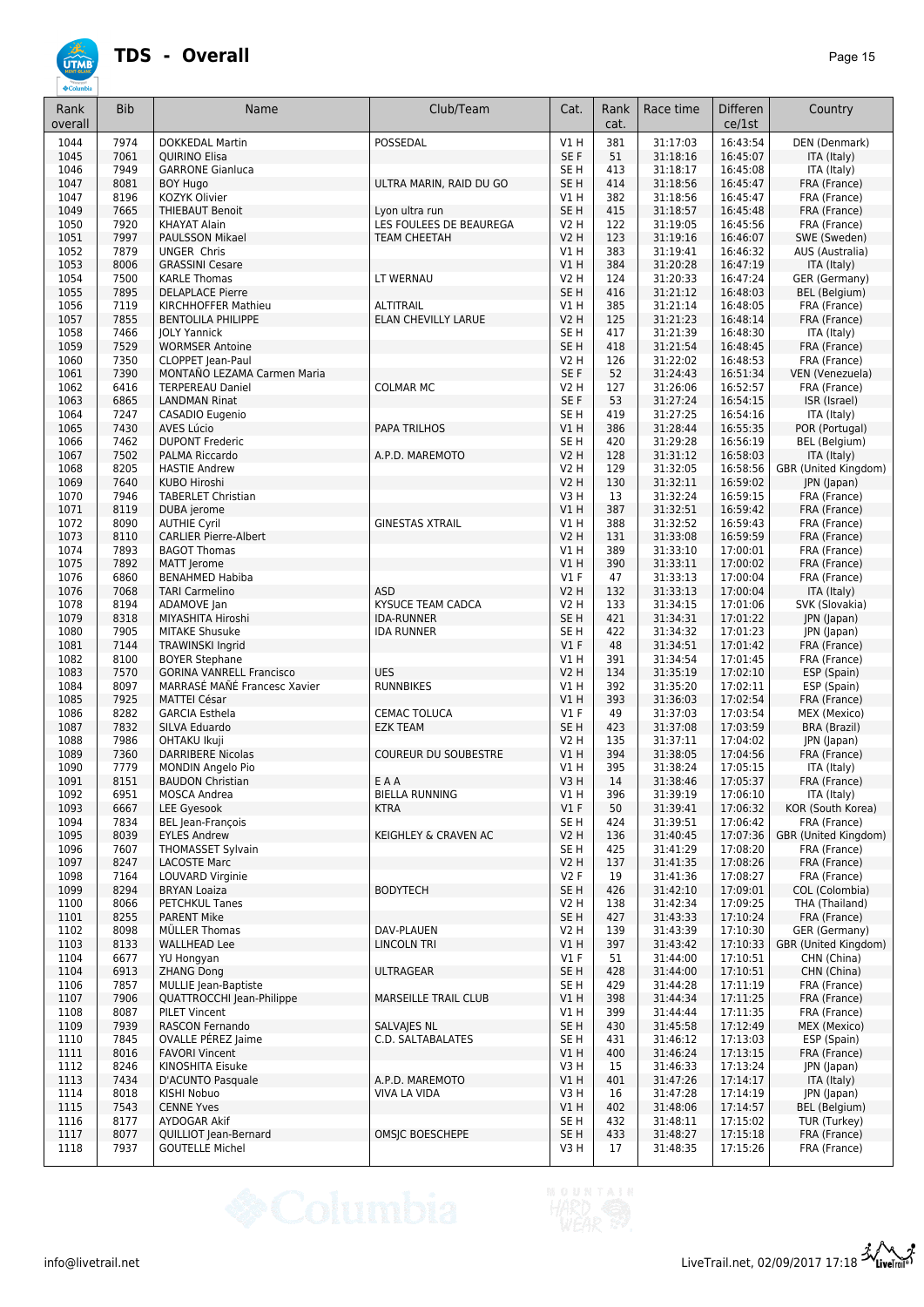# TDS - Overall

| Rank overall | Bib | Name | Club/Team | Cat. | Rank cat. | Race time | Differen ce/1st | Country |
|---|---|---|---|---|---|---|---|---|
| 1044 | 7974 | DOKKEDAL Martin | POSSEDAL | V1 H | 381 | 31:17:03 | 16:43:54 | DEN (Denmark) |
| 1045 | 7061 | QUIRINO Elisa | | SE F | 51 | 31:18:16 | 16:45:07 | ITA (Italy) |
| 1046 | 7949 | GARRONE Gianluca | | SE H | 413 | 31:18:17 | 16:45:08 | ITA (Italy) |
| 1047 | 8081 | BOY Hugo | ULTRA MARIN, RAID DU GO | SE H | 414 | 31:18:56 | 16:45:47 | FRA (France) |
| 1047 | 8196 | KOZYK Olivier | | V1 H | 382 | 31:18:56 | 16:45:47 | FRA (France) |
| 1049 | 7665 | THIEBAUT Benoit | Lyon ultra run | SE H | 415 | 31:18:57 | 16:45:48 | FRA (France) |
| 1050 | 7920 | KHAYAT Alain | LES FOULEES DE BEAUREGA | V2 H | 122 | 31:19:05 | 16:45:56 | FRA (France) |
| 1051 | 7997 | PAULSSON Mikael | TEAM CHEETAH | V2 H | 123 | 31:19:16 | 16:46:07 | SWE (Sweden) |
| 1052 | 7879 | UNGER Chris | | V1 H | 383 | 31:19:41 | 16:46:32 | AUS (Australia) |
| 1053 | 8006 | GRASSINI Cesare | | V1 H | 384 | 31:20:28 | 16:47:19 | ITA (Italy) |
| 1054 | 7500 | KARLE Thomas | LT WERNAU | V2 H | 124 | 31:20:33 | 16:47:24 | GER (Germany) |
| 1055 | 7895 | DELAPLACE Pierre | | SE H | 416 | 31:21:12 | 16:48:03 | BEL (Belgium) |
| 1056 | 7119 | KIRCHHOFFER Mathieu | ALTITRAIL | V1 H | 385 | 31:21:14 | 16:48:05 | FRA (France) |
| 1057 | 7855 | BENTOLILA PHILIPPE | ELAN CHEVILLY LARUE | V2 H | 125 | 31:21:23 | 16:48:14 | FRA (France) |
| 1058 | 7466 | JOLY Yannick | | SE H | 417 | 31:21:39 | 16:48:30 | ITA (Italy) |
| 1059 | 7529 | WORMSER Antoine | | SE H | 418 | 31:21:54 | 16:48:45 | FRA (France) |
| 1060 | 7350 | CLOPPET Jean-Paul | | V2 H | 126 | 31:22:02 | 16:48:53 | FRA (France) |
| 1061 | 7390 | MONTAÑO LEZAMA Carmen Maria | | SE F | 52 | 31:24:43 | 16:51:34 | VEN (Venezuela) |
| 1062 | 6416 | TERPEREAU Daniel | COLMAR MC | V2 H | 127 | 31:26:06 | 16:52:57 | FRA (France) |
| 1063 | 6865 | LANDMAN Rinat | | SE F | 53 | 31:27:24 | 16:54:15 | ISR (Israel) |
| 1064 | 7247 | CASADIO Eugenio | | SE H | 419 | 31:27:25 | 16:54:16 | ITA (Italy) |
| 1065 | 7430 | AVES Lúcio | PAPA TRILHOS | V1 H | 386 | 31:28:44 | 16:55:35 | POR (Portugal) |
| 1066 | 7462 | DUPONT Frederic | | SE H | 420 | 31:29:28 | 16:56:19 | BEL (Belgium) |
| 1067 | 7502 | PALMA Riccardo | A.P.D. MAREMOTO | V2 H | 128 | 31:31:12 | 16:58:03 | ITA (Italy) |
| 1068 | 8205 | HASTIE Andrew | | V2 H | 129 | 31:32:05 | 16:58:56 | GBR (United Kingdom) |
| 1069 | 7640 | KUBO Hiroshi | | V2 H | 130 | 31:32:11 | 16:59:02 | JPN (Japan) |
| 1070 | 7946 | TABERLET Christian | | V3 H | 13 | 31:32:24 | 16:59:15 | FRA (France) |
| 1071 | 8119 | DUBA jerome | | V1 H | 387 | 31:32:51 | 16:59:42 | FRA (France) |
| 1072 | 8090 | AUTHIE Cyril | GINESTAS XTRAIL | V1 H | 388 | 31:32:52 | 16:59:43 | FRA (France) |
| 1073 | 8110 | CARLIER Pierre-Albert | | V2 H | 131 | 31:33:08 | 16:59:59 | FRA (France) |
| 1074 | 7893 | BAGOT Thomas | | V1 H | 389 | 31:33:10 | 17:00:01 | FRA (France) |
| 1075 | 7892 | MATT Jerome | | V1 H | 390 | 31:33:11 | 17:00:02 | FRA (France) |
| 1076 | 6860 | BENAHMED Habiba | | V1 F | 47 | 31:33:13 | 17:00:04 | FRA (France) |
| 1076 | 7068 | TARI Carmelino | ASD | V2 H | 132 | 31:33:13 | 17:00:04 | ITA (Italy) |
| 1078 | 8194 | ADAMOVE Jan | KYSUCE TEAM CADCA | V2 H | 133 | 31:34:15 | 17:01:06 | SVK (Slovakia) |
| 1079 | 8318 | MIYASHITA Hiroshi | IDA-RUNNER | SE H | 421 | 31:34:31 | 17:01:22 | JPN (Japan) |
| 1080 | 7905 | MITAKE Shusuke | IDA RUNNER | SE H | 422 | 31:34:32 | 17:01:23 | JPN (Japan) |
| 1081 | 7144 | TRAWINSKI Ingrid | | V1 F | 48 | 31:34:51 | 17:01:42 | FRA (France) |
| 1082 | 8100 | BOYER Stephane | | V1 H | 391 | 31:34:54 | 17:01:45 | FRA (France) |
| 1083 | 7570 | GORINA VANRELL Francisco | UES | V2 H | 134 | 31:35:19 | 17:02:10 | ESP (Spain) |
| 1084 | 8097 | MARRASÉ MAÑÉ Francesc Xavier | RUNNBIKES | V1 H | 392 | 31:35:20 | 17:02:11 | ESP (Spain) |
| 1085 | 7925 | MATTEI César | | V1 H | 393 | 31:36:03 | 17:02:54 | FRA (France) |
| 1086 | 8282 | GARCIA Esthela | CEMAC TOLUCA | V1 F | 49 | 31:37:03 | 17:03:54 | MEX (Mexico) |
| 1087 | 7832 | SILVA Eduardo | EZK TEAM | SE H | 423 | 31:37:08 | 17:03:59 | BRA (Brazil) |
| 1088 | 7986 | OHTAKU Ikuji | | V2 H | 135 | 31:37:11 | 17:04:02 | JPN (Japan) |
| 1089 | 7360 | DARRIBERE Nicolas | COUREUR DU SOUBESTRE | V1 H | 394 | 31:38:05 | 17:04:56 | FRA (France) |
| 1090 | 7779 | MONDIN Angelo Pio | | V1 H | 395 | 31:38:24 | 17:05:15 | ITA (Italy) |
| 1091 | 8151 | BAUDON Christian | E A A | V3 H | 14 | 31:38:46 | 17:05:37 | FRA (France) |
| 1092 | 6951 | MOSCA Andrea | BIELLA RUNNING | V1 H | 396 | 31:39:19 | 17:06:10 | ITA (Italy) |
| 1093 | 6667 | LEE Gyesook | KTRA | V1 F | 50 | 31:39:41 | 17:06:32 | KOR (South Korea) |
| 1094 | 7834 | BEL Jean-François | | SE H | 424 | 31:39:51 | 17:06:42 | FRA (France) |
| 1095 | 8039 | EYLES Andrew | KEIGHLEY & CRAVEN AC | V2 H | 136 | 31:40:45 | 17:07:36 | GBR (United Kingdom) |
| 1096 | 7607 | THOMASSET Sylvain | | SE H | 425 | 31:41:29 | 17:08:20 | FRA (France) |
| 1097 | 8247 | LACOSTE Marc | | V2 H | 137 | 31:41:35 | 17:08:26 | FRA (France) |
| 1098 | 7164 | LOUVARD Virginie | | V2 F | 19 | 31:41:36 | 17:08:27 | FRA (France) |
| 1099 | 8294 | BRYAN Loaiza | BODYTECH | SE H | 426 | 31:42:10 | 17:09:01 | COL (Colombia) |
| 1100 | 8066 | PETCHKUL Tanes | | V2 H | 138 | 31:42:34 | 17:09:25 | THA (Thailand) |
| 1101 | 8255 | PARENT Mike | | SE H | 427 | 31:43:33 | 17:10:24 | FRA (France) |
| 1102 | 8098 | MÜLLER Thomas | DAV-PLAUEN | V2 H | 139 | 31:43:39 | 17:10:30 | GER (Germany) |
| 1103 | 8133 | WALLHEAD Lee | LINCOLN TRI | V1 H | 397 | 31:43:42 | 17:10:33 | GBR (United Kingdom) |
| 1104 | 6677 | YU Hongyan | | V1 F | 51 | 31:44:00 | 17:10:51 | CHN (China) |
| 1104 | 6913 | ZHANG Dong | ULTRAGEAR | SE H | 428 | 31:44:00 | 17:10:51 | CHN (China) |
| 1106 | 7857 | MULLIE Jean-Baptiste | | SE H | 429 | 31:44:28 | 17:11:19 | FRA (France) |
| 1107 | 7906 | QUATTROCCHI Jean-Philippe | MARSEILLE TRAIL CLUB | V1 H | 398 | 31:44:34 | 17:11:25 | FRA (France) |
| 1108 | 8087 | PILET Vincent | | V1 H | 399 | 31:44:44 | 17:11:35 | FRA (France) |
| 1109 | 7939 | RASCON Fernando | SALVAJES NL | SE H | 430 | 31:45:58 | 17:12:49 | MEX (Mexico) |
| 1110 | 7845 | OVALLE PÉREZ Jaime | C.D. SALTABALATES | SE H | 431 | 31:46:12 | 17:13:03 | ESP (Spain) |
| 1111 | 8016 | FAVORI Vincent | | V1 H | 400 | 31:46:24 | 17:13:15 | FRA (France) |
| 1112 | 8246 | KINOSHITA Eisuke | | V3 H | 15 | 31:46:33 | 17:13:24 | JPN (Japan) |
| 1113 | 7434 | D'ACUNTO Pasquale | A.P.D. MAREMOTO | V1 H | 401 | 31:47:26 | 17:14:17 | ITA (Italy) |
| 1114 | 8018 | KISHI Nobuo | VIVA LA VIDA | V3 H | 16 | 31:47:28 | 17:14:19 | JPN (Japan) |
| 1115 | 7543 | CENNE Yves | | V1 H | 402 | 31:48:06 | 17:14:57 | BEL (Belgium) |
| 1116 | 8177 | AYDOGAR Akif | | SE H | 432 | 31:48:11 | 17:15:02 | TUR (Turkey) |
| 1117 | 8077 | QUILLIOT Jean-Bernard | OMSJC BOESCHEPE | SE H | 433 | 31:48:27 | 17:15:18 | FRA (France) |
| 1118 | 7937 | GOUTELLE Michel | | V3 H | 17 | 31:48:35 | 17:15:26 | FRA (France) |

info@livetrail.net

LiveTrail.net, 02/09/2017 17:18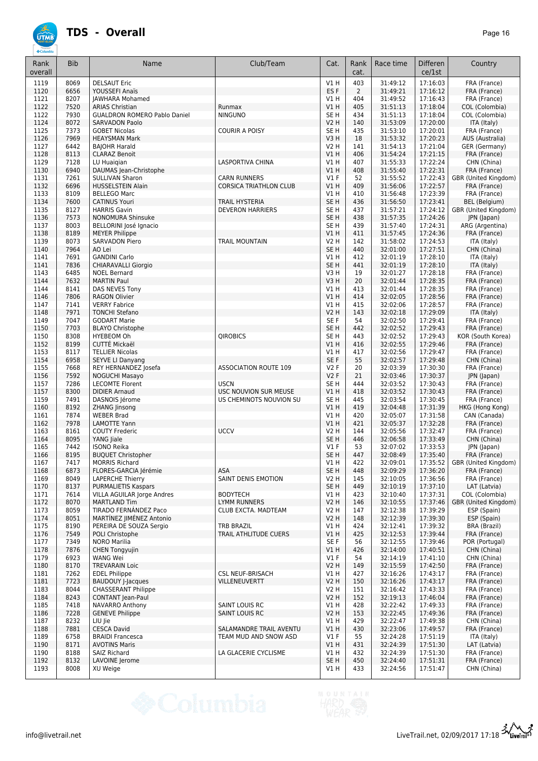# TDS - Overall

| Rank overall | Bib | Name | Club/Team | Cat. | Rank cat. | Race time | Difference/1st | Country |
|---|---|---|---|---|---|---|---|---|
| 1119 | 8069 | DELSAUT Eric | | V1 H | 403 | 31:49:12 | 17:16:03 | FRA (France) |
| 1120 | 6656 | YOUSSEFI Anaïs | | ES F | 2 | 31:49:21 | 17:16:12 | FRA (France) |
| 1121 | 8207 | JAWHARA Mohamed | | V1 H | 404 | 31:49:52 | 17:16:43 | FRA (France) |
| 1122 | 7520 | ARIAS Christian | Runmax | V1 H | 405 | 31:51:13 | 17:18:04 | COL (Colombia) |
| 1122 | 7930 | GUALDRON ROMERO Pablo Daniel | NINGUNO | SE H | 434 | 31:51:13 | 17:18:04 | COL (Colombia) |
| 1124 | 8072 | SARVADON Paolo | | V2 H | 140 | 31:53:09 | 17:20:00 | ITA (Italy) |
| 1125 | 7373 | GOBET Nicolas | COURIR A POISY | SE H | 435 | 31:53:10 | 17:20:01 | FRA (France) |
| 1126 | 7969 | HEAYSMAN Mark | | V3 H | 18 | 31:53:32 | 17:20:23 | AUS (Australia) |
| 1127 | 6442 | BAJOHR Harald | | V2 H | 141 | 31:54:13 | 17:21:04 | GER (Germany) |
| 1128 | 8113 | CLARAZ Benoit | | V1 H | 406 | 31:54:24 | 17:21:15 | FRA (France) |
| 1129 | 7128 | LU Huaiqian | LASPORTIVA CHINA | V1 H | 407 | 31:55:33 | 17:22:24 | CHN (China) |
| 1130 | 6940 | DAUMAS Jean-Christophe | | V1 H | 408 | 31:55:40 | 17:22:31 | FRA (France) |
| 1131 | 7261 | SULLIVAN Sharon | CARN RUNNERS | V1 F | 52 | 31:55:52 | 17:22:43 | GBR (United Kingdom) |
| 1132 | 6696 | HUSSELSTEIN Alain | CORSICA TRIATHLON CLUB | V1 H | 409 | 31:56:06 | 17:22:57 | FRA (France) |
| 1133 | 8109 | BELLEGO Marc | | V1 H | 410 | 31:56:48 | 17:23:39 | FRA (France) |
| 1134 | 7600 | CATINUS Youri | TRAIL HYSTERIA | SE H | 436 | 31:56:50 | 17:23:41 | BEL (Belgium) |
| 1135 | 8127 | HARRIS Gavin | DEVERON HARRIERS | SE H | 437 | 31:57:21 | 17:24:12 | GBR (United Kingdom) |
| 1136 | 7573 | NONOMURA Shinsuke | | SE H | 438 | 31:57:35 | 17:24:26 | JPN (Japan) |
| 1137 | 8003 | BELLORINI José Ignacio | | SE H | 439 | 31:57:40 | 17:24:31 | ARG (Argentina) |
| 1138 | 8189 | MEYER Philippe | | V1 H | 411 | 31:57:45 | 17:24:36 | FRA (France) |
| 1139 | 8073 | SARVADON Piero | TRAIL MOUNTAIN | V2 H | 142 | 31:58:02 | 17:24:53 | ITA (Italy) |
| 1140 | 7964 | AO Lei | | SE H | 440 | 32:01:00 | 17:27:51 | CHN (China) |
| 1141 | 7691 | GANDINI Carlo | | V1 H | 412 | 32:01:19 | 17:28:10 | ITA (Italy) |
| 1141 | 7836 | CHIARAVALLI Giorgio | | SE H | 441 | 32:01:19 | 17:28:10 | ITA (Italy) |
| 1143 | 6485 | NOEL Bernard | | V3 H | 19 | 32:01:27 | 17:28:18 | FRA (France) |
| 1144 | 7632 | MARTIN Paul | | V3 H | 20 | 32:01:44 | 17:28:35 | FRA (France) |
| 1144 | 8141 | DAS NEVES Tony | | V1 H | 413 | 32:01:44 | 17:28:35 | FRA (France) |
| 1146 | 7806 | RAGON Olivier | | V1 H | 414 | 32:02:05 | 17:28:56 | FRA (France) |
| 1147 | 7141 | VERRY Fabrice | | V1 H | 415 | 32:02:06 | 17:28:57 | FRA (France) |
| 1148 | 7971 | TONCHI Stefano | | V2 H | 143 | 32:02:18 | 17:29:09 | ITA (Italy) |
| 1149 | 7047 | GODART Marie | | SE F | 54 | 32:02:50 | 17:29:41 | FRA (France) |
| 1150 | 7703 | BLAYO Christophe | | SE H | 442 | 32:02:52 | 17:29:43 | FRA (France) |
| 1150 | 8308 | HYEBEOM Oh | QIROBICS | SE H | 443 | 32:02:52 | 17:29:43 | KOR (South Korea) |
| 1152 | 8199 | CUTTÉ Mickaël | | V1 H | 416 | 32:02:55 | 17:29:46 | FRA (France) |
| 1153 | 8117 | TELLIER Nicolas | | V1 H | 417 | 32:02:56 | 17:29:47 | FRA (France) |
| 1154 | 6958 | SEYVE LI Danyang | | SE F | 55 | 32:02:57 | 17:29:48 | CHN (China) |
| 1155 | 7668 | REY HERNANDEZ Josefa | ASSOCIATION ROUTE 109 | V2 F | 20 | 32:03:39 | 17:30:30 | FRA (France) |
| 1156 | 7592 | NOGUCHI Masayo | | V2 F | 21 | 32:03:46 | 17:30:37 | JPN (Japan) |
| 1157 | 7286 | LECOMTE Florent | USCN | SE H | 444 | 32:03:52 | 17:30:43 | FRA (France) |
| 1157 | 8300 | DIDIER Arnaud | USC NOUVION SUR MEUSE | V1 H | 418 | 32:03:52 | 17:30:43 | FRA (France) |
| 1159 | 7491 | DASNOIS Jérome | US CHEMINOTS NOUVION SU | SE H | 445 | 32:03:54 | 17:30:45 | FRA (France) |
| 1160 | 8192 | ZHANG Jinsong | | V1 H | 419 | 32:04:48 | 17:31:39 | HKG (Hong Kong) |
| 1161 | 7874 | WEBER Brad | | V1 H | 420 | 32:05:07 | 17:31:58 | CAN (Canada) |
| 1162 | 7978 | LAMOTTE Yann | | V1 H | 421 | 32:05:37 | 17:32:28 | FRA (France) |
| 1163 | 8161 | COUTY Frederic | UCCV | V2 H | 144 | 32:05:56 | 17:32:47 | FRA (France) |
| 1164 | 8095 | YANG Jiale | | SE H | 446 | 32:06:58 | 17:33:49 | CHN (China) |
| 1165 | 7442 | ISONO Reika | | V1 F | 53 | 32:07:02 | 17:33:53 | JPN (Japan) |
| 1166 | 8195 | BUQUET Christopher | | SE H | 447 | 32:08:49 | 17:35:40 | FRA (France) |
| 1167 | 7417 | MORRIS Richard | | V1 H | 422 | 32:09:01 | 17:35:52 | GBR (United Kingdom) |
| 1168 | 6873 | FLORES-GARCIA Jérémie | ASA | SE H | 448 | 32:09:29 | 17:36:20 | FRA (France) |
| 1169 | 8049 | LAPERCHE Thierry | SAINT DENIS EMOTION | V2 H | 145 | 32:10:05 | 17:36:56 | FRA (France) |
| 1170 | 8137 | PURMALIETIS Kaspars | | SE H | 449 | 32:10:19 | 17:37:10 | LAT (Latvia) |
| 1171 | 7614 | VILLA AGUILAR Jorge Andres | BODYTECH | V1 H | 423 | 32:10:40 | 17:37:31 | COL (Colombia) |
| 1172 | 8070 | MARTLAND Tim | LYMM RUNNERS | V2 H | 146 | 32:10:55 | 17:37:46 | GBR (United Kingdom) |
| 1173 | 8059 | TIRADO FERNÁNDEZ Paco | CLUB EXCTA. MADTEAM | V2 H | 147 | 32:12:38 | 17:39:29 | ESP (Spain) |
| 1174 | 8051 | MARTÍNEZ JIMÉNEZ Antonio | | V2 H | 148 | 32:12:39 | 17:39:30 | ESP (Spain) |
| 1175 | 8190 | PEREIRA DE SOUZA Sergio | TRB BRAZIL | V1 H | 424 | 32:12:41 | 17:39:32 | BRA (Brazil) |
| 1176 | 7549 | POLI Christophe | TRAIL ATHLITUDE CUERS | V1 H | 425 | 32:12:53 | 17:39:44 | FRA (France) |
| 1177 | 7349 | NORO Marilia | | SE F | 56 | 32:12:55 | 17:39:46 | POR (Portugal) |
| 1178 | 7876 | CHEN Tongyujin | | V1 H | 426 | 32:14:00 | 17:40:51 | CHN (China) |
| 1179 | 6923 | WANG Wei | | V1 F | 54 | 32:14:19 | 17:41:10 | CHN (China) |
| 1180 | 8170 | TREVARAIN Loic | | V2 H | 149 | 32:15:59 | 17:42:50 | FRA (France) |
| 1181 | 7262 | EDEL Philippe | CSL NEUF-BRISACH | V1 H | 427 | 32:16:26 | 17:43:17 | FRA (France) |
| 1181 | 7723 | BAUDOUY J-Jacques | VILLENEUVERTT | V2 H | 150 | 32:16:26 | 17:43:17 | FRA (France) |
| 1183 | 8044 | CHASSERANT Philippe | | V2 H | 151 | 32:16:42 | 17:43:33 | FRA (France) |
| 1184 | 8243 | CONTANT Jean-Paul | | V2 H | 152 | 32:19:13 | 17:46:04 | FRA (France) |
| 1185 | 7418 | NAVARRO Anthony | SAINT LOUIS RC | V1 H | 428 | 32:22:42 | 17:49:33 | FRA (France) |
| 1186 | 7228 | GENEVE Philippe | SAINT LOUIS RC | V2 H | 153 | 32:22:45 | 17:49:36 | FRA (France) |
| 1187 | 8232 | LIU Jie | | V1 H | 429 | 32:22:47 | 17:49:38 | CHN (China) |
| 1188 | 7881 | CESCA David | SALAMANDRE TRAIL AVENTU | V1 H | 430 | 32:23:06 | 17:49:57 | FRA (France) |
| 1189 | 6758 | BRAIDI Francesca | TEAM MUD AND SNOW ASD | V1 F | 55 | 32:24:28 | 17:51:19 | ITA (Italy) |
| 1190 | 8171 | AVOTINS Maris | | V1 H | 431 | 32:24:39 | 17:51:30 | LAT (Latvia) |
| 1190 | 8188 | SAIZ Richard | LA GLACERIE CYCLISME | V1 H | 432 | 32:24:39 | 17:51:30 | FRA (France) |
| 1192 | 8132 | LAVOINE Jerome | | SE H | 450 | 32:24:40 | 17:51:31 | FRA (France) |
| 1193 | 8008 | XU Weige | | V1 H | 433 | 32:24:56 | 17:51:47 | CHN (China) |

info@livetrail.net — LiveTrail.net, 02/09/2017 17:18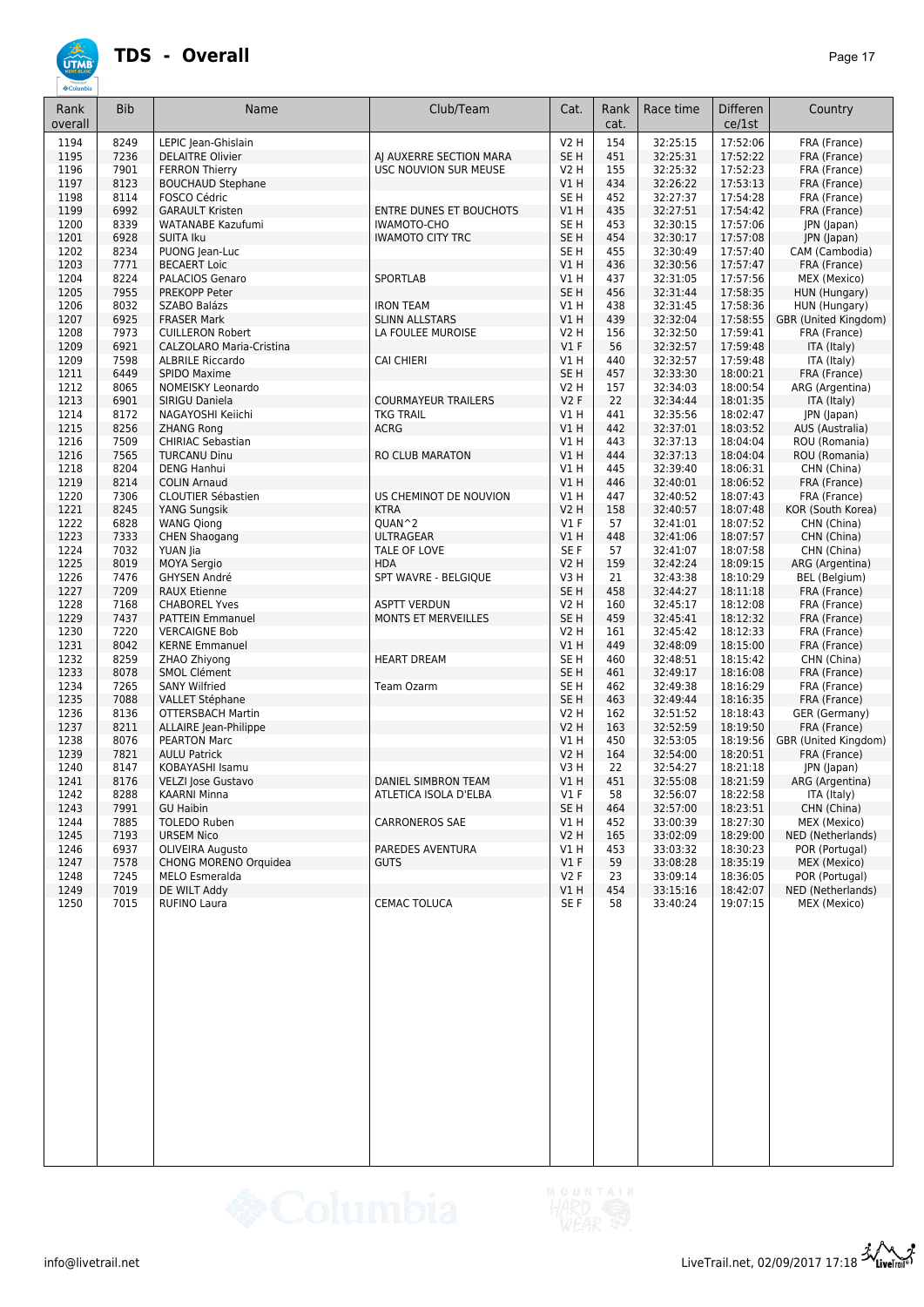# TDS - Overall

| Rank overall | Bib | Name | Club/Team | Cat. | Rank cat. | Race time | Differen ce/1st | Country |
|---|---|---|---|---|---|---|---|---|
| 1194 | 8249 | LEPIC Jean-Ghislain | | V2 H | 154 | 32:25:15 | 17:52:06 | FRA (France) |
| 1195 | 7236 | DELAITRE Olivier | AJ AUXERRE SECTION MARA | SE H | 451 | 32:25:31 | 17:52:22 | FRA (France) |
| 1196 | 7901 | FERRON Thierry | USC NOUVION SUR MEUSE | V2 H | 155 | 32:25:32 | 17:52:23 | FRA (France) |
| 1197 | 8123 | BOUCHAUD Stephane | | V1 H | 434 | 32:26:22 | 17:53:13 | FRA (France) |
| 1198 | 8114 | FOSCO Cédric | | SE H | 452 | 32:27:37 | 17:54:28 | FRA (France) |
| 1199 | 6992 | GARAULT Kristen | ENTRE DUNES ET BOUCHOTS | V1 H | 435 | 32:27:51 | 17:54:42 | FRA (France) |
| 1200 | 8339 | WATANABE Kazufumi | IWAMOTO-CHO | SE H | 453 | 32:30:15 | 17:57:06 | JPN (Japan) |
| 1201 | 6928 | SUITA Iku | IWAMOTO CITY TRC | SE H | 454 | 32:30:17 | 17:57:08 | JPN (Japan) |
| 1202 | 8234 | PUONG Jean-Luc | | SE H | 455 | 32:30:49 | 17:57:40 | CAM (Cambodia) |
| 1203 | 7771 | BECAERT Loic | | V1 H | 436 | 32:30:56 | 17:57:47 | FRA (France) |
| 1204 | 8224 | PALACIOS Genaro | SPORTLAB | V1 H | 437 | 32:31:05 | 17:57:56 | MEX (Mexico) |
| 1205 | 7955 | PREKOPP Peter | | SE H | 456 | 32:31:44 | 17:58:35 | HUN (Hungary) |
| 1206 | 8032 | SZABO Balázs | IRON TEAM | V1 H | 438 | 32:31:45 | 17:58:36 | HUN (Hungary) |
| 1207 | 6925 | FRASER Mark | SLINN ALLSTARS | V1 H | 439 | 32:32:04 | 17:58:55 | GBR (United Kingdom) |
| 1208 | 7973 | CUILLERON Robert | LA FOULEE MUROISE | V2 H | 156 | 32:32:50 | 17:59:41 | FRA (France) |
| 1209 | 6921 | CALZOLARO Maria-Cristina | | V1 F | 56 | 32:32:57 | 17:59:48 | ITA (Italy) |
| 1209 | 7598 | ALBRILE Riccardo | CAI CHIERI | V1 H | 440 | 32:32:57 | 17:59:48 | ITA (Italy) |
| 1211 | 6449 | SPIDO Maxime | | SE H | 457 | 32:33:30 | 18:00:21 | FRA (France) |
| 1212 | 8065 | NOMEISKY Leonardo | | V2 H | 157 | 32:34:03 | 18:00:54 | ARG (Argentina) |
| 1213 | 6901 | SIRIGU Daniela | COURMAYEUR TRAILERS | V2 F | 22 | 32:34:44 | 18:01:35 | ITA (Italy) |
| 1214 | 8172 | NAGAYOSHI Keiichi | TKG TRAIL | V1 H | 441 | 32:35:56 | 18:02:47 | JPN (Japan) |
| 1215 | 8256 | ZHANG Rong | ACRG | V1 H | 442 | 32:37:01 | 18:03:52 | AUS (Australia) |
| 1216 | 7509 | CHIRIAC Sebastian | | V1 H | 443 | 32:37:13 | 18:04:04 | ROU (Romania) |
| 1216 | 7565 | TURCANU Dinu | RO CLUB MARATON | V1 H | 444 | 32:37:13 | 18:04:04 | ROU (Romania) |
| 1218 | 8204 | DENG Hanhui | | V1 H | 445 | 32:39:40 | 18:06:31 | CHN (China) |
| 1219 | 8214 | COLIN Arnaud | | V1 H | 446 | 32:40:01 | 18:06:52 | FRA (France) |
| 1220 | 7306 | CLOUTIER Sébastien | US CHEMINOT DE NOUVION | V1 H | 447 | 32:40:52 | 18:07:43 | FRA (France) |
| 1221 | 8245 | YANG Sungsik | KTRA | V2 H | 158 | 32:40:57 | 18:07:48 | KOR (South Korea) |
| 1222 | 6828 | WANG Qiong | QUAN^2 | V1 F | 57 | 32:41:01 | 18:07:52 | CHN (China) |
| 1223 | 7333 | CHEN Shaogang | ULTRAGEAR | V1 H | 448 | 32:41:06 | 18:07:57 | CHN (China) |
| 1224 | 7032 | YUAN Jia | TALE OF LOVE | SE F | 57 | 32:41:07 | 18:07:58 | CHN (China) |
| 1225 | 8019 | MOYA Sergio | HDA | V2 H | 159 | 32:42:24 | 18:09:15 | ARG (Argentina) |
| 1226 | 7476 | GHYSEN André | SPT WAVRE - BELGIQUE | V3 H | 21 | 32:43:38 | 18:10:29 | BEL (Belgium) |
| 1227 | 7209 | RAUX Etienne | | SE H | 458 | 32:44:27 | 18:11:18 | FRA (France) |
| 1228 | 7168 | CHABOREL Yves | ASPTT VERDUN | V2 H | 160 | 32:45:17 | 18:12:08 | FRA (France) |
| 1229 | 7437 | PATTEIN Emmanuel | MONTS ET MERVEILLES | SE H | 459 | 32:45:41 | 18:12:32 | FRA (France) |
| 1230 | 7220 | VERCAIGNE Bob | | V2 H | 161 | 32:45:42 | 18:12:33 | FRA (France) |
| 1231 | 8042 | KERNE Emmanuel | | V1 H | 449 | 32:48:09 | 18:15:00 | FRA (France) |
| 1232 | 8259 | ZHAO Zhiyong | HEART DREAM | SE H | 460 | 32:48:51 | 18:15:42 | CHN (China) |
| 1233 | 8078 | SMOL Clément | | SE H | 461 | 32:49:17 | 18:16:08 | FRA (France) |
| 1234 | 7265 | SANY Wilfried | Team Ozarm | SE H | 462 | 32:49:38 | 18:16:29 | FRA (France) |
| 1235 | 7088 | VALLET Stéphane | | SE H | 463 | 32:49:44 | 18:16:35 | FRA (France) |
| 1236 | 8136 | OTTERSBACH Martin | | V2 H | 162 | 32:51:52 | 18:18:43 | GER (Germany) |
| 1237 | 8211 | ALLAIRE Jean-Philippe | | V2 H | 163 | 32:52:59 | 18:19:50 | FRA (France) |
| 1238 | 8076 | PEARTON Marc | | V1 H | 450 | 32:53:05 | 18:19:56 | GBR (United Kingdom) |
| 1239 | 7821 | AULU Patrick | | V2 H | 164 | 32:54:00 | 18:20:51 | FRA (France) |
| 1240 | 8147 | KOBAYASHI Isamu | | V3 H | 22 | 32:54:27 | 18:21:18 | JPN (Japan) |
| 1241 | 8176 | VELZI Jose Gustavo | DANIEL SIMBRON TEAM | V1 H | 451 | 32:55:08 | 18:21:59 | ARG (Argentina) |
| 1242 | 8288 | KAARNI Minna | ATLETICA ISOLA D'ELBA | V1 F | 58 | 32:56:07 | 18:22:58 | ITA (Italy) |
| 1243 | 7991 | GU Haibin | | SE H | 464 | 32:57:00 | 18:23:51 | CHN (China) |
| 1244 | 7885 | TOLEDO Ruben | CARRONEROS SAE | V1 H | 452 | 33:00:39 | 18:27:30 | MEX (Mexico) |
| 1245 | 7193 | URSEM Nico | | V2 H | 165 | 33:02:09 | 18:29:00 | NED (Netherlands) |
| 1246 | 6937 | OLIVEIRA Augusto | PAREDES AVENTURA | V1 H | 453 | 33:03:32 | 18:30:23 | POR (Portugal) |
| 1247 | 7578 | CHONG MORENO Orquidea | GUTS | V1 F | 59 | 33:08:28 | 18:35:19 | MEX (Mexico) |
| 1248 | 7245 | MELO Esmeralda | | V2 F | 23 | 33:09:14 | 18:36:05 | POR (Portugal) |
| 1249 | 7019 | DE WILT Addy | | V1 H | 454 | 33:15:16 | 18:42:07 | NED (Netherlands) |
| 1250 | 7015 | RUFINO Laura | CEMAC TOLUCA | SE F | 58 | 33:40:24 | 19:07:15 | MEX (Mexico) |

info@livetrail.net

LiveTrail.net, 02/09/2017 17:18